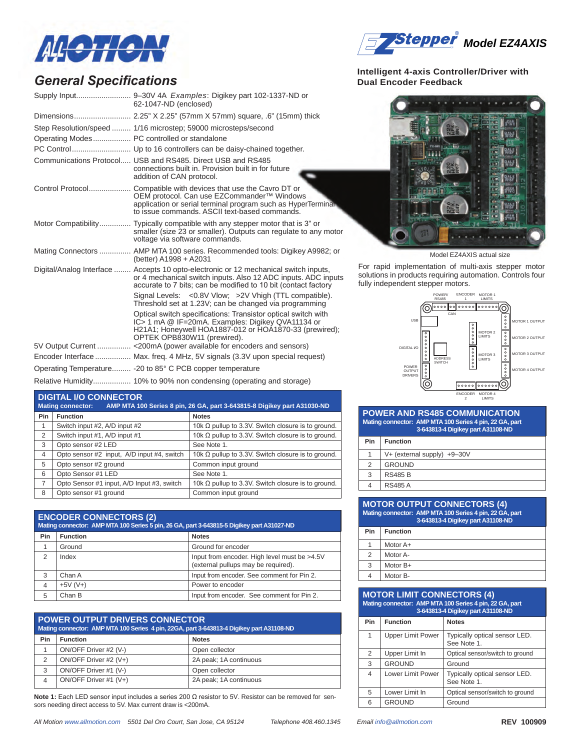# General Specifications

**EZStepper® Model EZ4AXIS**

**Intelligent 4-axis Controller/Driver with Dual Encoder Feedback**

- Supply Input: 9–30V 4A *Examples*: Digikey part 102-1337-ND or 62-1047-ND (enclosed)
- Dimensions: 2.25” X 2.25” (57mm X 57mm) square, .6” (15mm) thick
- Step Resolution/speed: 1/16 microstep; 59000 microsteps/second
- Operating Modes: PC controlled or standalone
- PC Control: Up to 16 controllers can be daisy-chained together.
- Communications Protocol: USB and RS485. Direct USB and RS485 connections built in. Provision built in for future addition of CAN protocol.
- Control Protocol: Compatible with devices that use the Cavro DT or OEM protocol. Can use EZCommander™ Windows application or serial terminal program such as HyperTerminal to issue commands. ASCII text-based commands.
- Motor Compatibility: Typically compatible with any stepper motor that is 3” or smaller (size 23 or smaller). Outputs can regulate to any motor voltage via software commands.
- Mating Connectors: AMP MTA 100 series. Recommended tools: Digikey A9982; or (better) A1998 + A2031
- Digital/Analog Interface: Accepts 10 opto-electronic or 12 mechanical switch inputs, or 4 mechanical switch inputs. Also 12 ADC inputs. ADC inputs accurate to 7 bits; can be modified to 10 bit (contact factory

  Signal Levels: <0.8V Vlow; >2V Vhigh (TTL compatible). Threshold set at 1.23V; can be changed via programming

  Optical switch specifications: Transistor optical switch with IC> 1 mA @ IF=20mA. Examples: Digikey QVA11134 or H21A1; Honeywell HOA1887-012 or HOA1870-33 (prewired); OPTEK OPB830W11 (prewired).
- 5V Output Current: <200mA (power available for encoders and sensors)
- Encoder Interface: Max. freq. 4 MHz, 5V signals (3.3V upon special request)
- Operating Temperature: -20 to 85° C PCB copper temperature
- Relative Humidity: 10% to 90% non condensing (operating and storage)

Model EZ4AXIS actual size

For rapid implementation of multi-axis stepper motor solutions in products requiring automation. Controls four fully independent stepper motors.

## DIGITAL I/O CONNECTOR

**Mating connector: AMP MTA 100 Series 8 pin, 26 GA, part 3-643815-8 Digikey part A31030-ND**

| Pin | Function | Notes |
|---|---|---|
| 1 | Switch input #2, A/D input #2 | 10k Ω pullup to 3.3V. Switch closure is to ground. |
| 2 | Switch input #1, A/D input #1 | 10k Ω pullup to 3.3V. Switch closure is to ground. |
| 3 | Opto sensor #2 LED | See Note 1. |
| 4 | Opto sensor #2 input, A/D input #4, switch | 10k Ω pullup to 3.3V. Switch closure is to ground. |
| 5 | Opto sensor #2 ground | Common input ground |
| 6 | Opto Sensor #1 LED | See Note 1. |
| 7 | Opto Sensor #1 input, A/D Input #3, switch | 10k Ω pullup to 3.3V. Switch closure is to ground. |
| 8 | Opto sensor #1 ground | Common input ground |

## ENCODER CONNECTORS (2)

**Mating connector: AMP MTA 100 Series 5 pin, 26 GA, part 3-643815-5 Digikey part A31027-ND**

| Pin | Function | Notes |
|---|---|---|
| 1 | Ground | Ground for encoder |
| 2 | Index | Input from encoder. High level must be >4.5V (external pullups may be required). |
| 3 | Chan A | Input from encoder. See comment for Pin 2. |
| 4 | +5V (V+) | Power to encoder |
| 5 | Chan B | Input from encoder. See comment for Pin 2. |

## POWER OUTPUT DRIVERS CONNECTOR

**Mating connector: AMP MTA 100 Series 4 pin, 22GA, part 3-643813-4 Digikey part A31108-ND**

| Pin | Function | Notes |
|---|---|---|
| 1 | ON/OFF Driver #2 (V-) | Open collector |
| 2 | ON/OFF Driver #2 (V+) | 2A peak; 1A continuous |
| 3 | ON/OFF Driver #1 (V-) | Open collector |
| 4 | ON/OFF Driver #1 (V+) | 2A peak; 1A continuous |

**Note 1:** Each LED sensor input includes a series 200 Ω resistor to 5V. Resistor can be removed for sensors needing direct access to 5V. Max current draw is <200mA.

## POWER AND RS485 COMMUNICATION

**Mating connector: AMP MTA 100 Series 4 pin, 22 GA, part 3-643813-4 Digikey part A31108-ND**

| Pin | Function |
|---|---|
| 1 | V+ (external supply) +9–30V |
| 2 | GROUND |
| 3 | RS485 B |
| 4 | RS485 A |

## MOTOR OUTPUT CONNECTORS (4)

**Mating connector: AMP MTA 100 Series 4 pin, 22 GA, part 3-643813-4 Digikey part A31108-ND**

| Pin | Function |
|---|---|
| 1 | Motor A+ |
| 2 | Motor A- |
| 3 | Motor B+ |
| 4 | Motor B- |

## MOTOR LIMIT CONNECTORS (4)

**Mating connector: AMP MTA 100 Series 4 pin, 22 GA, part 3-643813-4 Digikey part A31108-ND**

| Pin | Function | Notes |
|---|---|---|
| 1 | Upper Limit Power | Typically optical sensor LED. See Note 1. |
| 2 | Upper Limit In | Optical sensor/switch to ground |
| 3 | GROUND | Ground |
| 4 | Lower Limit Power | Typically optical sensor LED. See Note 1. |
| 5 | Lower Limit In | Optical sensor/switch to ground |
| 6 | GROUND | Ground |

*All Motion www.allmotion.com 5501 Del Oro Court, San Jose, CA 95124 Telephone 408.460.1345 Email info@allmotion.com* **REV 100909**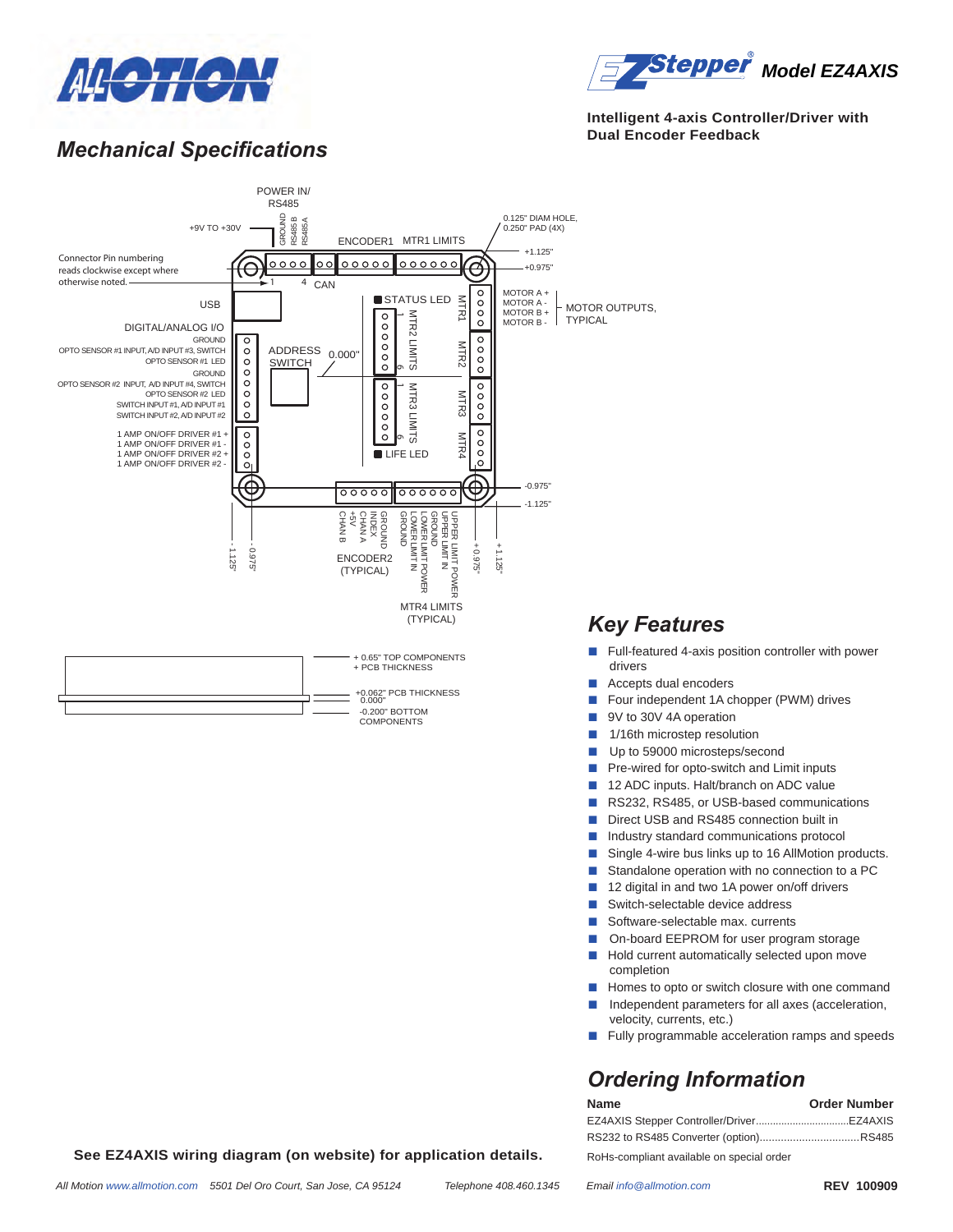# ALLMOTION

**EZStepper® Model EZ4AXIS**

**Intelligent 4-axis Controller/Driver with Dual Encoder Feedback**

## Mechanical Specifications

POWER IN/ RS485

+9V TO +30V

GROUND
RS485 B
RS485 A

ENCODER1 MTR1 LIMITS

0.125" DIAM HOLE, 0.250" PAD (4X)

+1.125"
+0.975"

Connector Pin numbering reads clockwise except where otherwise noted.

1 4 CAN

USB

STATUS LED

MTR1

MOTOR A +
MOTOR A -
MOTOR B +
MOTOR B -

MOTOR OUTPUTS, TYPICAL

DIGITAL/ANALOG I/O

GROUND
OPTO SENSOR #1 INPUT, A/D INPUT #3, SWITCH
OPTO SENSOR #1 LED
GROUND
OPTO SENSOR #2 INPUT, A/D INPUT #4, SWITCH
OPTO SENSOR #2 LED
SWITCH INPUT #1, A/D INPUT #1
SWITCH INPUT #2, A/D INPUT #2

ADDRESS SWITCH

0.000"

MTR2 LIMITS

MTR2

MTR3 LIMITS

MTR3

MTR4

1 AMP ON/OFF DRIVER #1 +
1 AMP ON/OFF DRIVER #1 -
1 AMP ON/OFF DRIVER #2 +
1 AMP ON/OFF DRIVER #2 -

LIFE LED

-0.975"
-1.125"

- 1.125"
- 0.975"

GROUND
INDEX
CHAN A
+5V
CHAN B

ENCODER2 (TYPICAL)

UPPER LIMIT POWER
UPPER LIMIT IN
GROUND
LOWER LIMIT POWER
LOWER LIMIT IN
GROUND

MTR4 LIMITS (TYPICAL)

+ 0.975"
+ 1.125"

+ 0.65" TOP COMPONENTS
+ PCB THICKNESS

+0.062" PCB THICKNESS
0.000"
-0.200" BOTTOM COMPONENTS

**See EZ4AXIS wiring diagram (on website) for application details.**

## Key Features

- Full-featured 4-axis position controller with power drivers
- Accepts dual encoders
- Four independent 1A chopper (PWM) drives
- 9V to 30V 4A operation
- 1/16th microstep resolution
- Up to 59000 microsteps/second
- Pre-wired for opto-switch and Limit inputs
- 12 ADC inputs. Halt/branch on ADC value
- RS232, RS485, or USB-based communications
- Direct USB and RS485 connection built in
- Industry standard communications protocol
- Single 4-wire bus links up to 16 AllMotion products.
- Standalone operation with no connection to a PC
- 12 digital in and two 1A power on/off drivers
- Switch-selectable device address
- Software-selectable max. currents
- On-board EEPROM for user program storage
- Hold current automatically selected upon move completion
- Homes to opto or switch closure with one command
- Independent parameters for all axes (acceleration, velocity, currents, etc.)
- Fully programmable acceleration ramps and speeds

## Ordering Information

| Name | Order Number |
|---|---|
| EZ4AXIS Stepper Controller/Driver | EZ4AXIS |
| RS232 to RS485 Converter (option) | RS485 |

RoHs-compliant available on special order

All Motion www.allmotion.com 5501 Del Oro Court, San Jose, CA 95124 Telephone 408.460.1345 Email info@allmotion.com **REV 100909**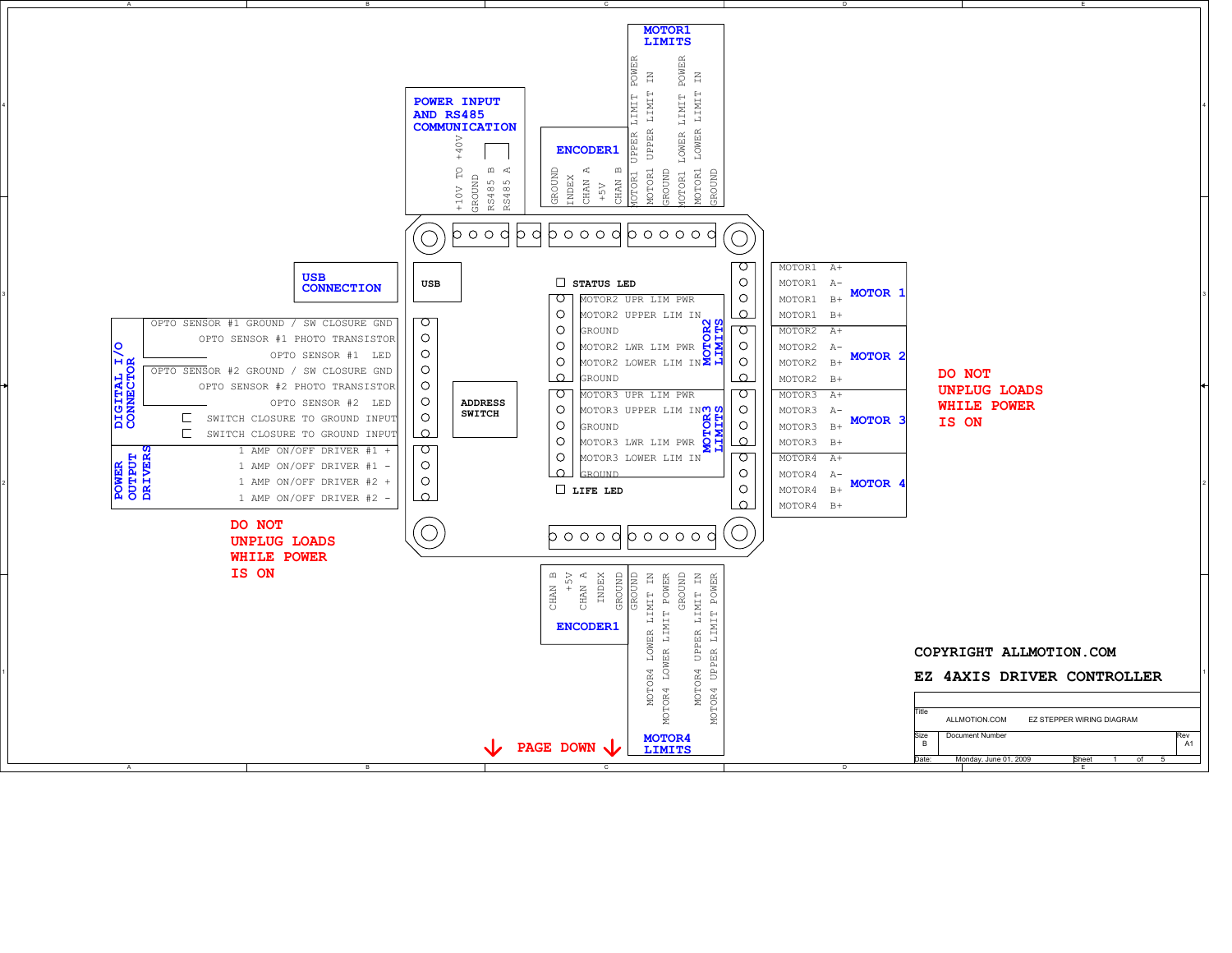## POWER INPUT AND RS485 COMMUNICATION

- +10V TO +40V
- GROUND
- RS485 B
- RS485 A

## ENCODER1

- GROUND
- INDEX
- CHAN A
- +5V
- CHAN B

## MOTOR1 LIMITS

- MOTOR1 UPPER LIMIT POWER
- MOTOR1 UPPER LIMIT IN
- GROUND
- MOTOR1 LOWER LIMIT POWER
- MOTOR1 LOWER LIMIT IN
- GROUND

## USB CONNECTION

USB

## DIGITAL I/O CONNECTOR

- OPTO SENSOR #1 GROUND / SW CLOSURE GND
- OPTO SENSOR #1 PHOTO TRANSISTOR
- OPTO SENSOR #1 LED
- OPTO SENSOR #2 GROUND / SW CLOSURE GND
- OPTO SENSOR #2 PHOTO TRANSISTOR
- OPTO SENSOR #2 LED
- SWITCH CLOSURE TO GROUND INPUT
- SWITCH CLOSURE TO GROUND INPUT

## POWER OUTPUT DRIVERS

- 1 AMP ON/OFF DRIVER #1 +
- 1 AMP ON/OFF DRIVER #1 -
- 1 AMP ON/OFF DRIVER #2 +
- 1 AMP ON/OFF DRIVER #2 -

**DO NOT UNPLUG LOADS WHILE POWER IS ON**

ADDRESS SWITCH

STATUS LED

## MOTOR2 LIMITS

- MOTOR2 UPR LIM PWR
- MOTOR2 UPPER LIM IN
- GROUND
- MOTOR2 LWR LIM PWR
- MOTOR2 LOWER LIM IN
- GROUND

## MOTOR3 LIMITS

- MOTOR3 UPR LIM PWR
- MOTOR3 UPPER LIM IN
- GROUND
- MOTOR3 LWR LIM PWR
- MOTOR3 LOWER LIM IN
- GROUND

LIFE LED

## MOTOR 1

- MOTOR1 A+
- MOTOR1 A-
- MOTOR1 B+
- MOTOR1 B+

## MOTOR 2

- MOTOR2 A+
- MOTOR2 A-
- MOTOR2 B+
- MOTOR2 B+

## MOTOR 3

- MOTOR3 A+
- MOTOR3 A-
- MOTOR3 B+
- MOTOR3 B+

## MOTOR 4

- MOTOR4 A+
- MOTOR4 A-
- MOTOR4 B+
- MOTOR4 B+

**DO NOT UNPLUG LOADS WHILE POWER IS ON**

## ENCODER1

- CHAN B
- +5V
- CHAN A
- INDEX
- GROUND

## MOTOR4 LIMITS

- GROUND
- MOTOR4 LOWER LIMIT IN
- MOTOR4 LOWER LIMIT POWER
- GROUND
- MOTOR4 UPPER LIMIT IN
- MOTOR4 UPPER LIMIT POWER

PAGE DOWN

**COPYRIGHT ALLMOTION.COM**

**EZ 4AXIS DRIVER CONTROLLER**

| Title | ALLMOTION.COM EZ STEPPER WIRING DIAGRAM | |
|---|---|---|
| Size: B | Document Number | Rev: A1 |
| Date: Monday, June 01, 2009 | Sheet 1 of 5 | |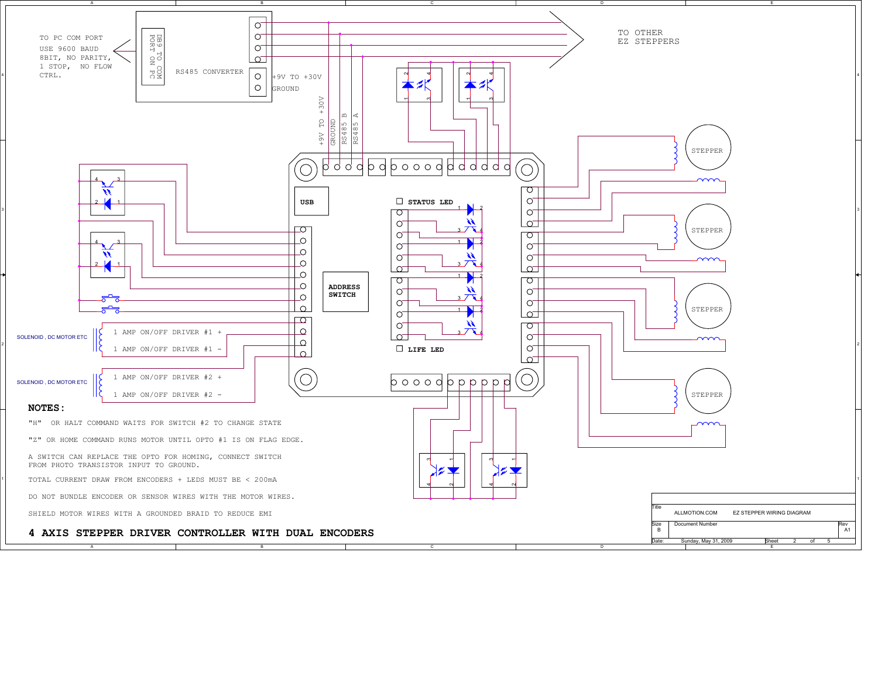TO PC COM PORT
USE 9600 BAUD
8BIT, NO PARITY,
1 STOP, NO FLOW
CTRL.

DB9 TO COM PORT ON PC

RS485 CONVERTER

+9V TO +30V
GROUND

TO OTHER
EZ STEPPERS

+9V TO +30V
GROUND
RS485 B
RS485 A

USB

STATUS LED

ADDRESS
SWITCH

LIFE LED

STEPPER

STEPPER

STEPPER

STEPPER

SOLENOID , DC MOTOR ETC

1 AMP ON/OFF DRIVER #1 +

1 AMP ON/OFF DRIVER #1 -

SOLENOID , DC MOTOR ETC

1 AMP ON/OFF DRIVER #2 +

1 AMP ON/OFF DRIVER #2 -

**NOTES:**

"H" OR HALT COMMAND WAITS FOR SWITCH #2 TO CHANGE STATE

"Z" OR HOME COMMAND RUNS MOTOR UNTIL OPTO #1 IS ON FLAG EDGE.

A SWITCH CAN REPLACE THE OPTO FOR HOMING, CONNECT SWITCH FROM PHOTO TRANSISTOR INPUT TO GROUND.

TOTAL CURRENT DRAW FROM ENCODERS + LEDS MUST BE < 200mA

DO NOT BUNDLE ENCODER OR SENSOR WIRES WITH THE MOTOR WIRES.

SHIELD MOTOR WIRES WITH A GROUNDED BRAID TO REDUCE EMI

**4 AXIS STEPPER DRIVER CONTROLLER WITH DUAL ENCODERS**

| Title | ALLMOTION.COM | EZ STEPPER WIRING DIAGRAM | |
|---|---|---|---|
| Size: B | Document Number | | Rev: A1 |
| Date: | Sunday, May 31, 2009 | Sheet 2 of 5 | |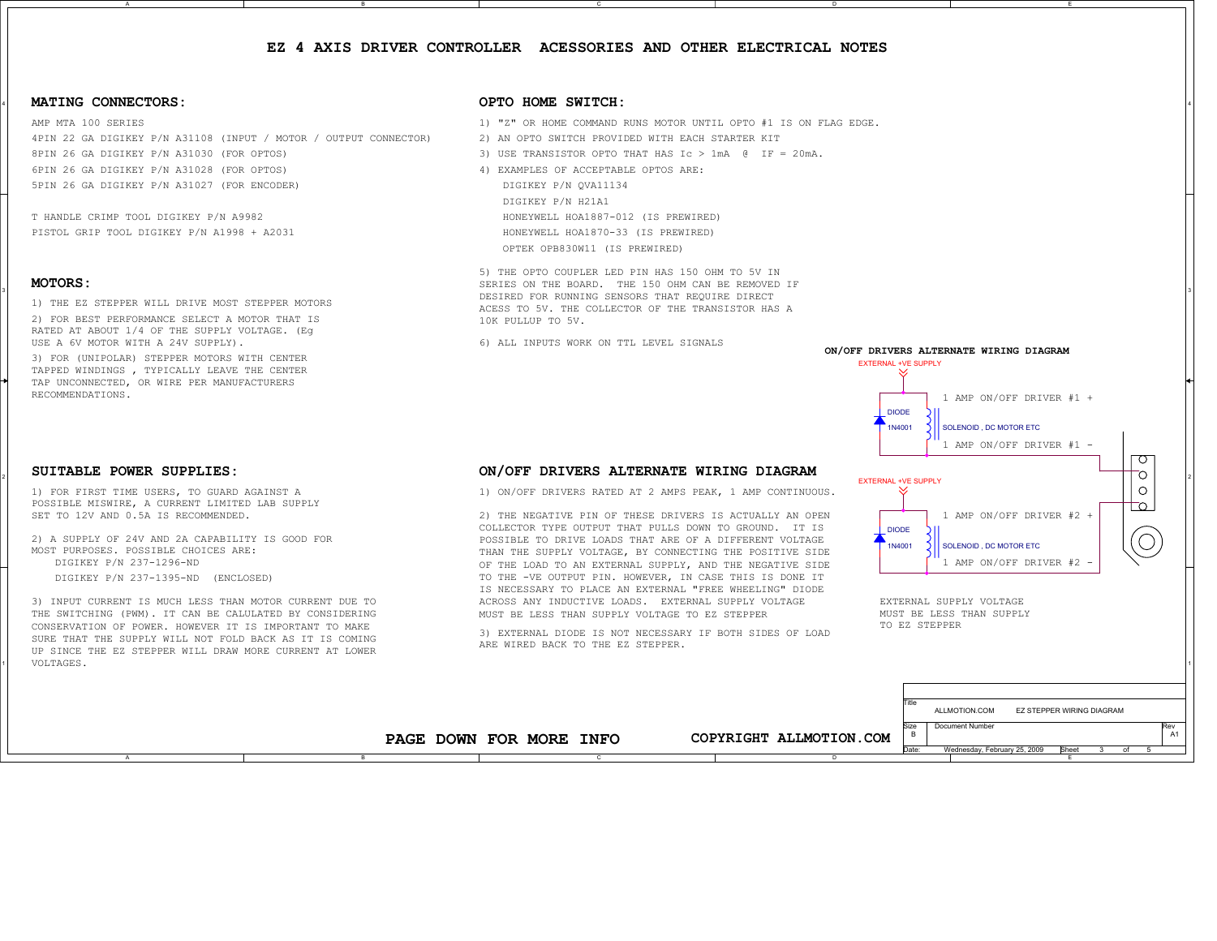# EZ 4 AXIS DRIVER CONTROLLER ACESSORIES AND OTHER ELECTRICAL NOTES

## MATING CONNECTORS:

AMP MTA 100 SERIES

4PIN 22 GA DIGIKEY P/N A31108 (INPUT / MOTOR / OUTPUT CONNECTOR)

8PIN 26 GA DIGIKEY P/N A31030 (FOR OPTOS)

6PIN 26 GA DIGIKEY P/N A31028 (FOR OPTOS)

5PIN 26 GA DIGIKEY P/N A31027 (FOR ENCODER)

T HANDLE CRIMP TOOL DIGIKEY P/N A9982

PISTOL GRIP TOOL DIGIKEY P/N A1998 + A2031

## MOTORS:

1) THE EZ STEPPER WILL DRIVE MOST STEPPER MOTORS

2) FOR BEST PERFORMANCE SELECT A MOTOR THAT IS RATED AT ABOUT 1/4 OF THE SUPPLY VOLTAGE. (Eg USE A 6V MOTOR WITH A 24V SUPPLY).

3) FOR (UNIPOLAR) STEPPER MOTORS WITH CENTER TAPPED WINDINGS , TYPICALLY LEAVE THE CENTER TAP UNCONNECTED, OR WIRE PER MANUFACTURERS RECOMMENDATIONS.

## SUITABLE POWER SUPPLIES:

1) FOR FIRST TIME USERS, TO GUARD AGAINST A POSSIBLE MISWIRE, A CURRENT LIMITED LAB SUPPLY SET TO 12V AND 0.5A IS RECOMMENDED.

2) A SUPPLY OF 24V AND 2A CAPABILITY IS GOOD FOR MOST PURPOSES. POSSIBLE CHOICES ARE:

DIGIKEY P/N 237-1296-ND

DIGIKEY P/N 237-1395-ND (ENCLOSED)

3) INPUT CURRENT IS MUCH LESS THAN MOTOR CURRENT DUE TO THE SWITCHING (PWM). IT CAN BE CALULATED BY CONSIDERING CONSERVATION OF POWER. HOWEVER IT IS IMPORTANT TO MAKE SURE THAT THE SUPPLY WILL NOT FOLD BACK AS IT IS COMING UP SINCE THE EZ STEPPER WILL DRAW MORE CURRENT AT LOWER VOLTAGES.

## OPTO HOME SWITCH:

1) "Z" OR HOME COMMAND RUNS MOTOR UNTIL OPTO #1 IS ON FLAG EDGE.

2) AN OPTO SWITCH PROVIDED WITH EACH STARTER KIT

3) USE TRANSISTOR OPTO THAT HAS Ic > 1mA @ IF = 20mA.

4) EXAMPLES OF ACCEPTABLE OPTOS ARE:

DIGIKEY P/N QVA11134

DIGIKEY P/N H21A1

HONEYWELL HOA1887-012 (IS PREWIRED)

HONEYWELL HOA1870-33 (IS PREWIRED)

OPTEK OPB830W11 (IS PREWIRED)

5) THE OPTO COUPLER LED PIN HAS 150 OHM TO 5V IN SERIES ON THE BOARD. THE 150 OHM CAN BE REMOVED IF DESIRED FOR RUNNING SENSORS THAT REQUIRE DIRECT ACESS TO 5V. THE COLLECTOR OF THE TRANSISTOR HAS A 10K PULLUP TO 5V.

6) ALL INPUTS WORK ON TTL LEVEL SIGNALS

## ON/OFF DRIVERS ALTERNATE WIRING DIAGRAM

1) ON/OFF DRIVERS RATED AT 2 AMPS PEAK, 1 AMP CONTINUOUS.

2) THE NEGATIVE PIN OF THESE DRIVERS IS ACTUALLY AN OPEN COLLECTOR TYPE OUTPUT THAT PULLS DOWN TO GROUND. IT IS POSSIBLE TO DRIVE LOADS THAT ARE OF A DIFFERENT VOLTAGE THAN THE SUPPLY VOLTAGE, BY CONNECTING THE POSITIVE SIDE OF THE LOAD TO AN EXTERNAL SUPPLY, AND THE NEGATIVE SIDE TO THE -VE OUTPUT PIN. HOWEVER, IN CASE THIS IS DONE IT IS NECESSARY TO PLACE AN EXTERNAL "FREE WHEELING" DIODE ACROSS ANY INDUCTIVE LOADS. EXTERNAL SUPPLY VOLTAGE MUST BE LESS THAN SUPPLY VOLTAGE TO EZ STEPPER

3) EXTERNAL DIODE IS NOT NECESSARY IF BOTH SIDES OF LOAD ARE WIRED BACK TO THE EZ STEPPER.

### ON/OFF DRIVERS ALTERNATE WIRING DIAGRAM

EXTERNAL +VE SUPPLY

DIODE 1N4001 — SOLENOID , DC MOTOR ETC

1 AMP ON/OFF DRIVER #1 +

1 AMP ON/OFF DRIVER #1 -

EXTERNAL +VE SUPPLY

DIODE 1N4001 — SOLENOID , DC MOTOR ETC

1 AMP ON/OFF DRIVER #2 +

1 AMP ON/OFF DRIVER #2 -

EXTERNAL SUPPLY VOLTAGE MUST BE LESS THAN SUPPLY TO EZ STEPPER

**PAGE DOWN FOR MORE INFO**

**COPYRIGHT ALLMOTION.COM**

| Title | ALLMOTION.COM EZ STEPPER WIRING DIAGRAM | |
|---|---|---|
| Size B | Document Number | Rev A1 |
| Date: | Wednesday, February 25, 2009 | Sheet 3 of 5 |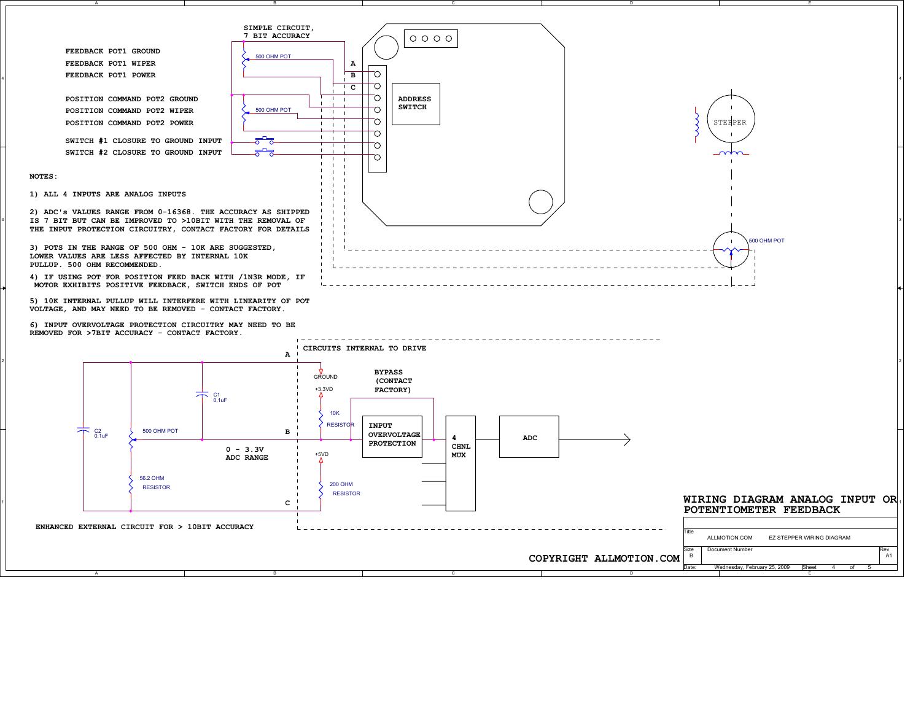# WIRING DIAGRAM ANALOG INPUT OR POTENTIOMETER FEEDBACK

SIMPLE CIRCUIT, 7 BIT ACCURACY

FEEDBACK POT1 GROUND
FEEDBACK POT1 WIPER
FEEDBACK POT1 POWER

POSITION COMMAND POT2 GROUND
POSITION COMMAND POT2 WIPER
POSITION COMMAND POT2 POWER

SWITCH #1 CLOSURE TO GROUND INPUT
SWITCH #2 CLOSURE TO GROUND INPUT

500 OHM POT
500 OHM POT

A
B
C

ADDRESS SWITCH

STEPPER

500 OHM POT

**NOTES:**

1) ALL 4 INPUTS ARE ANALOG INPUTS

2) ADC's VALUES RANGE FROM 0-16368. THE ACCURACY AS SHIPPED IS 7 BIT BUT CAN BE IMPROVED TO >10BIT WITH THE REMOVAL OF THE INPUT PROTECTION CIRCUITRY, CONTACT FACTORY FOR DETAILS

3) POTS IN THE RANGE OF 500 OHM - 10K ARE SUGGESTED, LOWER VALUES ARE LESS AFFECTED BY INTERNAL 10K PULLUP. 500 OHM RECOMMENDED.

4) IF USING POT FOR POSITION FEED BACK WITH /1N3R MODE, IF MOTOR EXHIBITS POSITIVE FEEDBACK, SWITCH ENDS OF POT

5) 10K INTERNAL PULLUP WILL INTERFERE WITH LINEARITY OF POT VOLTAGE, AND MAY NEED TO BE REMOVED - CONTACT FACTORY.

6) INPUT OVERVOLTAGE PROTECTION CIRCUITRY MAY NEED TO BE REMOVED FOR >7BIT ACCURACY - CONTACT FACTORY.

CIRCUITS INTERNAL TO DRIVE

A
B
C

C1 0.1uF

C2 0.1uF

500 OHM POT

56.2 OHM RESISTOR

0 - 3.3V ADC RANGE

GROUND

+3.3VD

10K RESISTOR

+5VD

200 OHM RESISTOR

BYPASS (CONTACT FACTORY)

INPUT OVERVOLTAGE PROTECTION

4 CHNL MUX

ADC

ENHANCED EXTERNAL CIRCUIT FOR > 10BIT ACCURACY

COPYRIGHT ALLMOTION.COM

| Title | ALLMOTION.COM | EZ STEPPER WIRING DIAGRAM | |
|---|---|---|---|
| Size B | Document Number | | Rev A1 |
| Date: | Wednesday, February 25, 2009 | Sheet 4 of 5 | |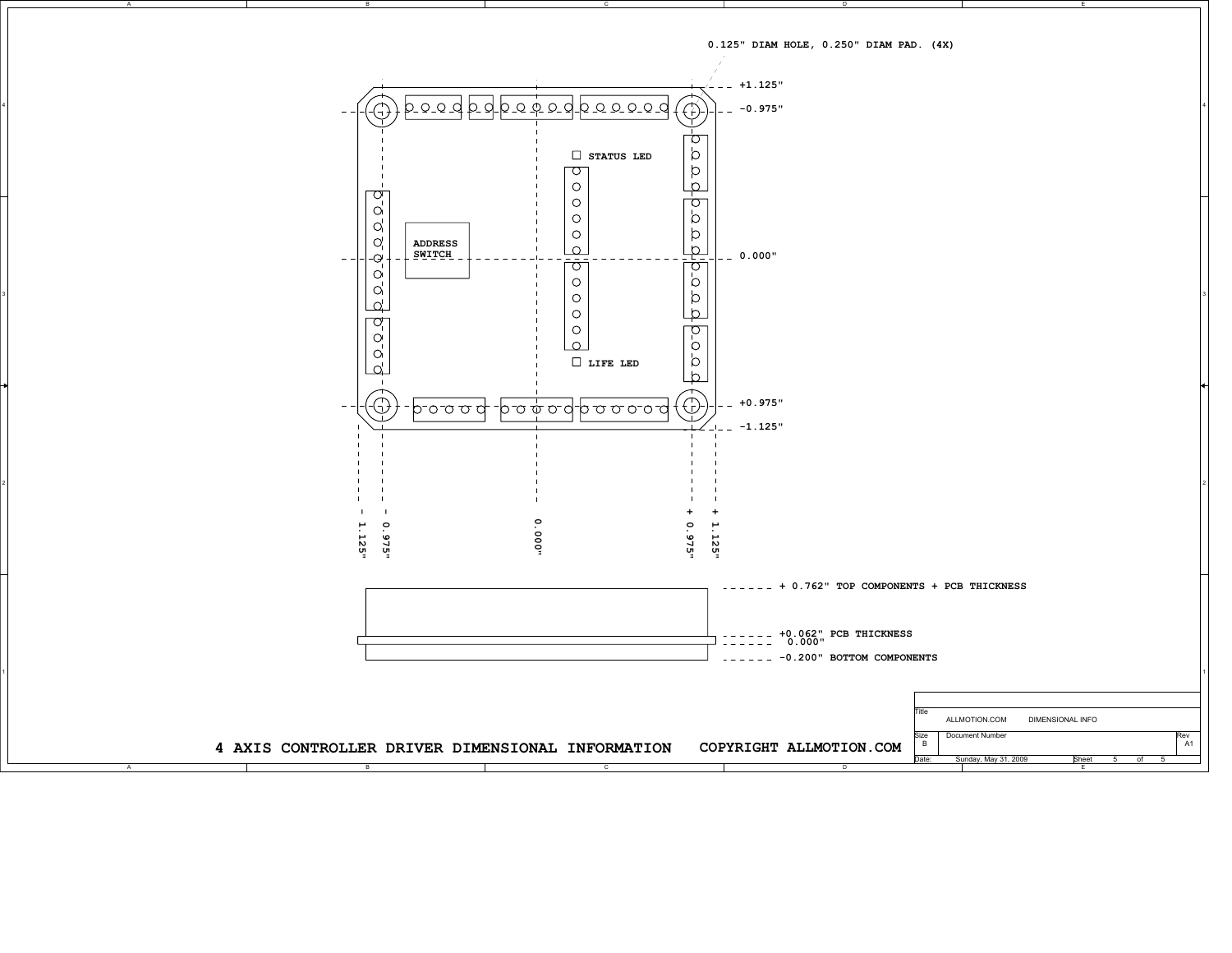0.125" DIAM HOLE, 0.250" DIAM PAD. (4X)

+1.125"

-0.975"

STATUS LED

ADDRESS SWITCH

0.000"

LIFE LED

+0.975"

-1.125"

- 1.125"

- 0.975"

0.000"

+ 0.975"

+ 1.125"

+ 0.762" TOP COMPONENTS + PCB THICKNESS

+0.062" PCB THICKNESS

0.000"

-0.200" BOTTOM COMPONENTS

**4 AXIS CONTROLLER DRIVER DIMENSIONAL INFORMATION COPYRIGHT ALLMOTION.COM**

| Title | ALLMOTION.COM DIMENSIONAL INFO | | |
|---|---|---|---|
| Size B | Document Number | | Rev A1 |
| Date: | Sunday, May 31, 2009 | Sheet 5 of 5 | |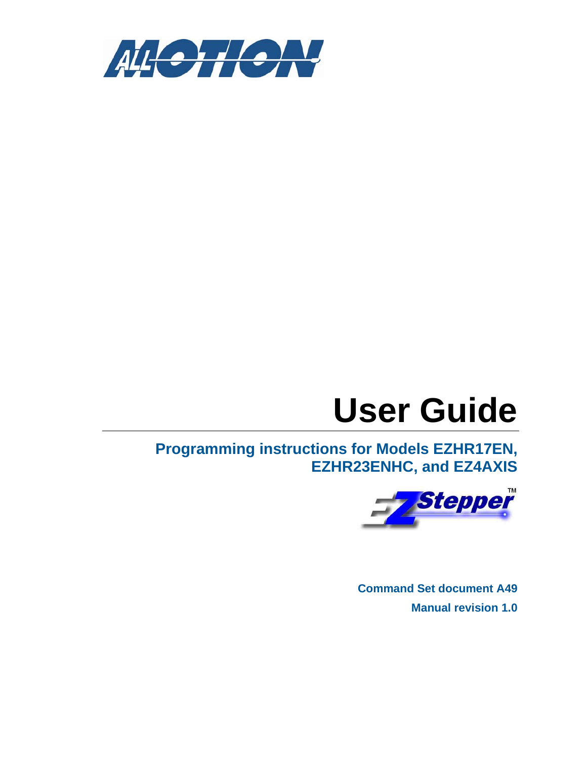# User Guide

## Programming instructions for Models EZHR17EN, EZHR23ENHC, and EZ4AXIS

**Command Set document A49**

**Manual revision 1.0**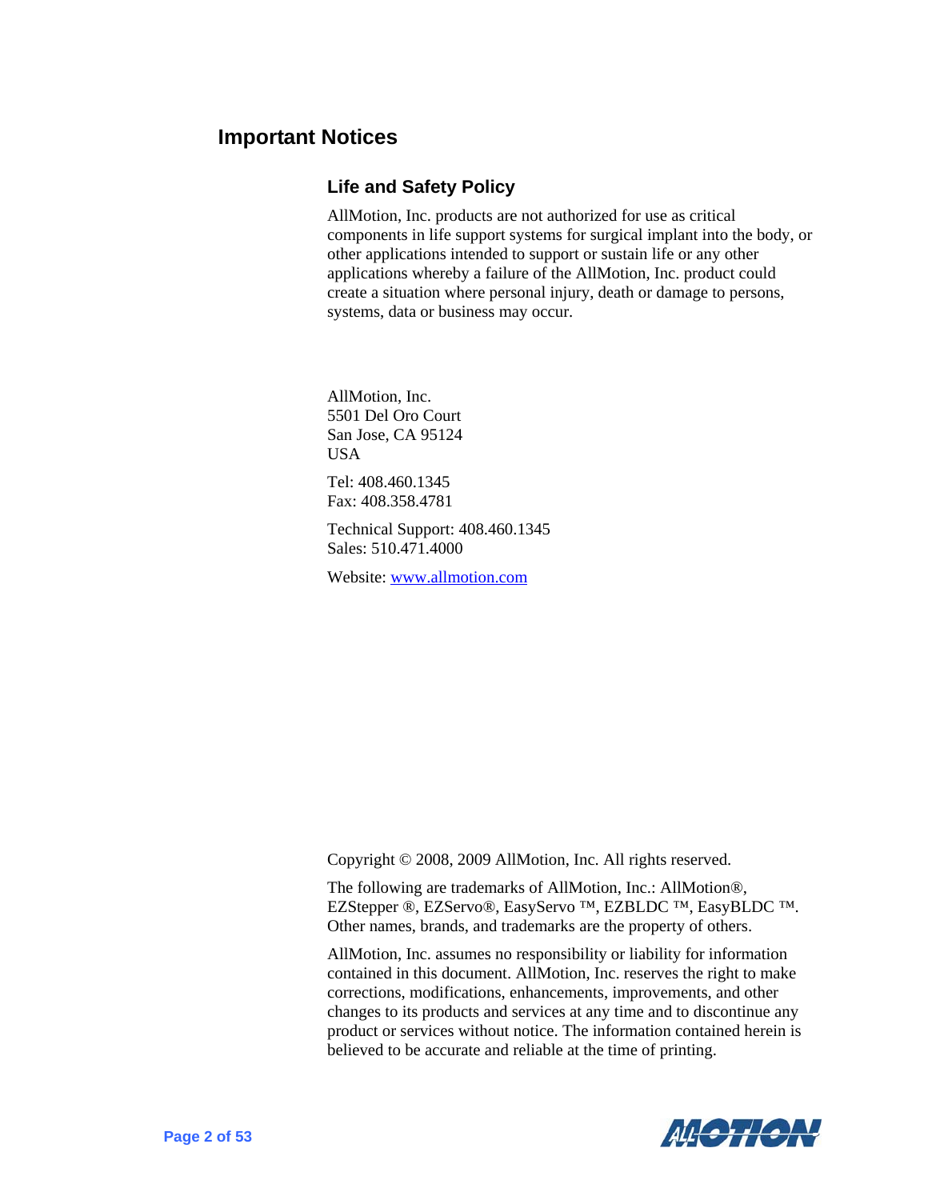# Important Notices

## Life and Safety Policy

AllMotion, Inc. products are not authorized for use as critical components in life support systems for surgical implant into the body, or other applications intended to support or sustain life or any other applications whereby a failure of the AllMotion, Inc. product could create a situation where personal injury, death or damage to persons, systems, data or business may occur.

AllMotion, Inc.
5501 Del Oro Court
San Jose, CA 95124
USA

Tel: 408.460.1345
Fax: 408.358.4781

Technical Support: 408.460.1345
Sales: 510.471.4000

Website: www.allmotion.com

Copyright © 2008, 2009 AllMotion, Inc. All rights reserved.

The following are trademarks of AllMotion, Inc.: AllMotion®, EZStepper ®, EZServo®, EasyServo ™, EZBLDC ™, EasyBLDC ™. Other names, brands, and trademarks are the property of others.

AllMotion, Inc. assumes no responsibility or liability for information contained in this document. AllMotion, Inc. reserves the right to make corrections, modifications, enhancements, improvements, and other changes to its products and services at any time and to discontinue any product or services without notice. The information contained herein is believed to be accurate and reliable at the time of printing.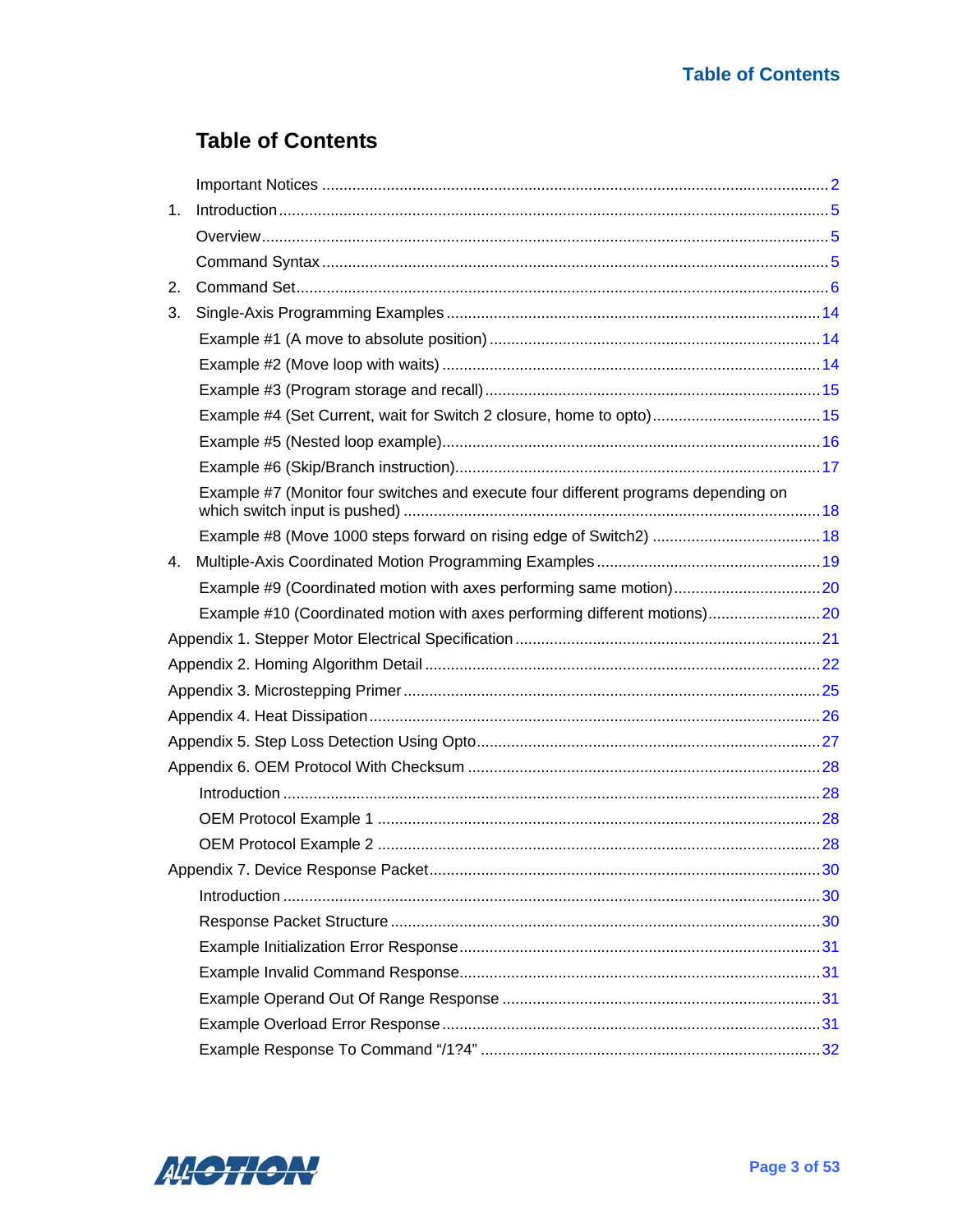# Table of Contents

- Important Notices ... 2
- 1. Introduction ... 5
  - Overview ... 5
  - Command Syntax ... 5
- 2. Command Set ... 6
- 3. Single-Axis Programming Examples ... 14
  - Example #1 (A move to absolute position) ... 14
  - Example #2 (Move loop with waits) ... 14
  - Example #3 (Program storage and recall) ... 15
  - Example #4 (Set Current, wait for Switch 2 closure, home to opto) ... 15
  - Example #5 (Nested loop example) ... 16
  - Example #6 (Skip/Branch instruction) ... 17
  - Example #7 (Monitor four switches and execute four different programs depending on which switch input is pushed) ... 18
  - Example #8 (Move 1000 steps forward on rising edge of Switch2) ... 18
- 4. Multiple-Axis Coordinated Motion Programming Examples ... 19
  - Example #9 (Coordinated motion with axes performing same motion) ... 20
  - Example #10 (Coordinated motion with axes performing different motions) ... 20
- Appendix 1. Stepper Motor Electrical Specification ... 21
- Appendix 2. Homing Algorithm Detail ... 22
- Appendix 3. Microstepping Primer ... 25
- Appendix 4. Heat Dissipation ... 26
- Appendix 5. Step Loss Detection Using Opto ... 27
- Appendix 6. OEM Protocol With Checksum ... 28
  - Introduction ... 28
  - OEM Protocol Example 1 ... 28
  - OEM Protocol Example 2 ... 28
- Appendix 7. Device Response Packet ... 30
  - Introduction ... 30
  - Response Packet Structure ... 30
  - Example Initialization Error Response ... 31
  - Example Invalid Command Response ... 31
  - Example Operand Out Of Range Response ... 31
  - Example Overload Error Response ... 31
  - Example Response To Command "/1?4" ... 32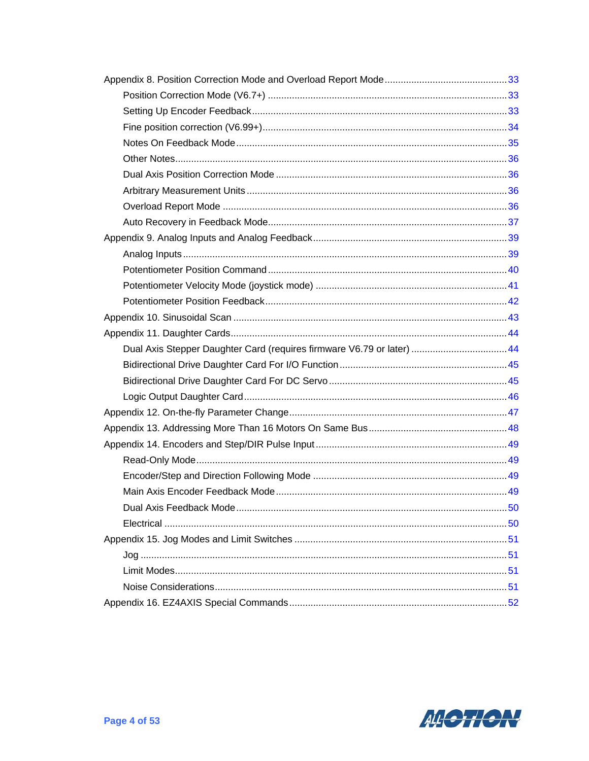Appendix 8. Position Correction Mode and Overload Report Mode ............................................ 33

- Position Correction Mode (V6.7+) ........................................................................................ 33
- Setting Up Encoder Feedback ............................................................................................... 33
- Fine position correction (V6.99+) .......................................................................................... 34
- Notes On Feedback Mode ..................................................................................................... 35
- Other Notes ........................................................................................................................... 36
- Dual Axis Position Correction Mode ...................................................................................... 36
- Arbitrary Measurement Units ................................................................................................ 36
- Overload Report Mode ......................................................................................................... 36
- Auto Recovery in Feedback Mode ......................................................................................... 37

Appendix 9. Analog Inputs and Analog Feedback ........................................................................ 39

- Analog Inputs ........................................................................................................................ 39
- Potentiometer Position Command ......................................................................................... 40
- Potentiometer Velocity Mode (joystick mode) ....................................................................... 41
- Potentiometer Position Feedback .......................................................................................... 42

Appendix 10. Sinusoidal Scan ...................................................................................................... 43

Appendix 11. Daughter Cards ....................................................................................................... 44

- Dual Axis Stepper Daughter Card (requires firmware V6.79 or later) .................................... 44
- Bidirectional Drive Daughter Card For I/O Function .............................................................. 45
- Bidirectional Drive Daughter Card For DC Servo .................................................................. 45
- Logic Output Daughter Card .................................................................................................. 46

Appendix 12. On-the-fly Parameter Change ................................................................................. 47

Appendix 13. Addressing More Than 16 Motors On Same Bus .................................................... 48

Appendix 14. Encoders and Step/DIR Pulse Input ....................................................................... 49

- Read-Only Mode .................................................................................................................... 49
- Encoder/Step and Direction Following Mode ........................................................................ 49
- Main Axis Encoder Feedback Mode ...................................................................................... 49
- Dual Axis Feedback Mode ..................................................................................................... 50
- Electrical ................................................................................................................................ 50

Appendix 15. Jog Modes and Limit Switches ............................................................................... 51

- Jog ......................................................................................................................................... 51
- Limit Modes ........................................................................................................................... 51
- Noise Considerations ............................................................................................................. 51

Appendix 16. EZ4AXIS Special Commands ................................................................................. 52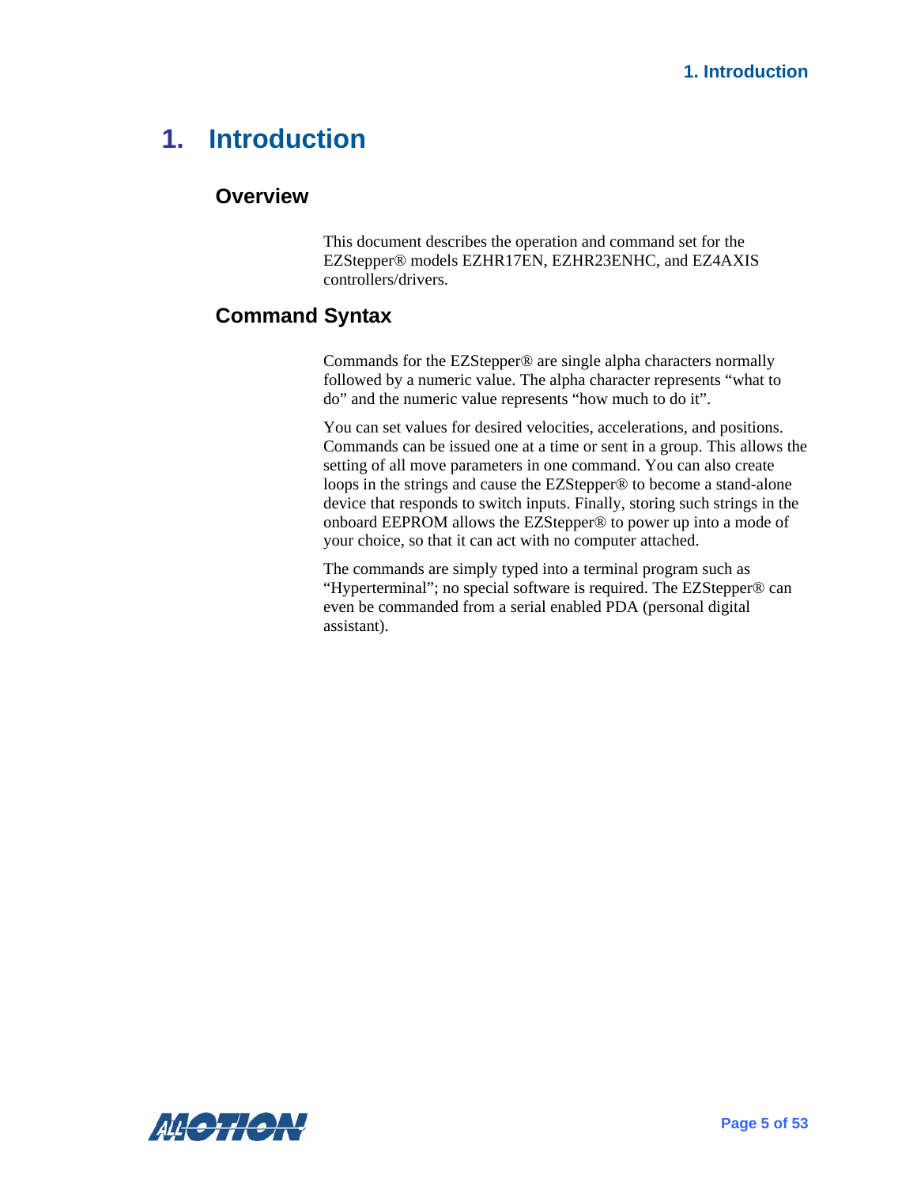# 1. Introduction

## Overview

This document describes the operation and command set for the EZStepper® models EZHR17EN, EZHR23ENHC, and EZ4AXIS controllers/drivers.

## Command Syntax

Commands for the EZStepper® are single alpha characters normally followed by a numeric value. The alpha character represents “what to do” and the numeric value represents “how much to do it”.

You can set values for desired velocities, accelerations, and positions. Commands can be issued one at a time or sent in a group. This allows the setting of all move parameters in one command. You can also create loops in the strings and cause the EZStepper® to become a stand-alone device that responds to switch inputs. Finally, storing such strings in the onboard EEPROM allows the EZStepper® to power up into a mode of your choice, so that it can act with no computer attached.

The commands are simply typed into a terminal program such as “Hyperterminal”; no special software is required. The EZStepper® can even be commanded from a serial enabled PDA (personal digital assistant).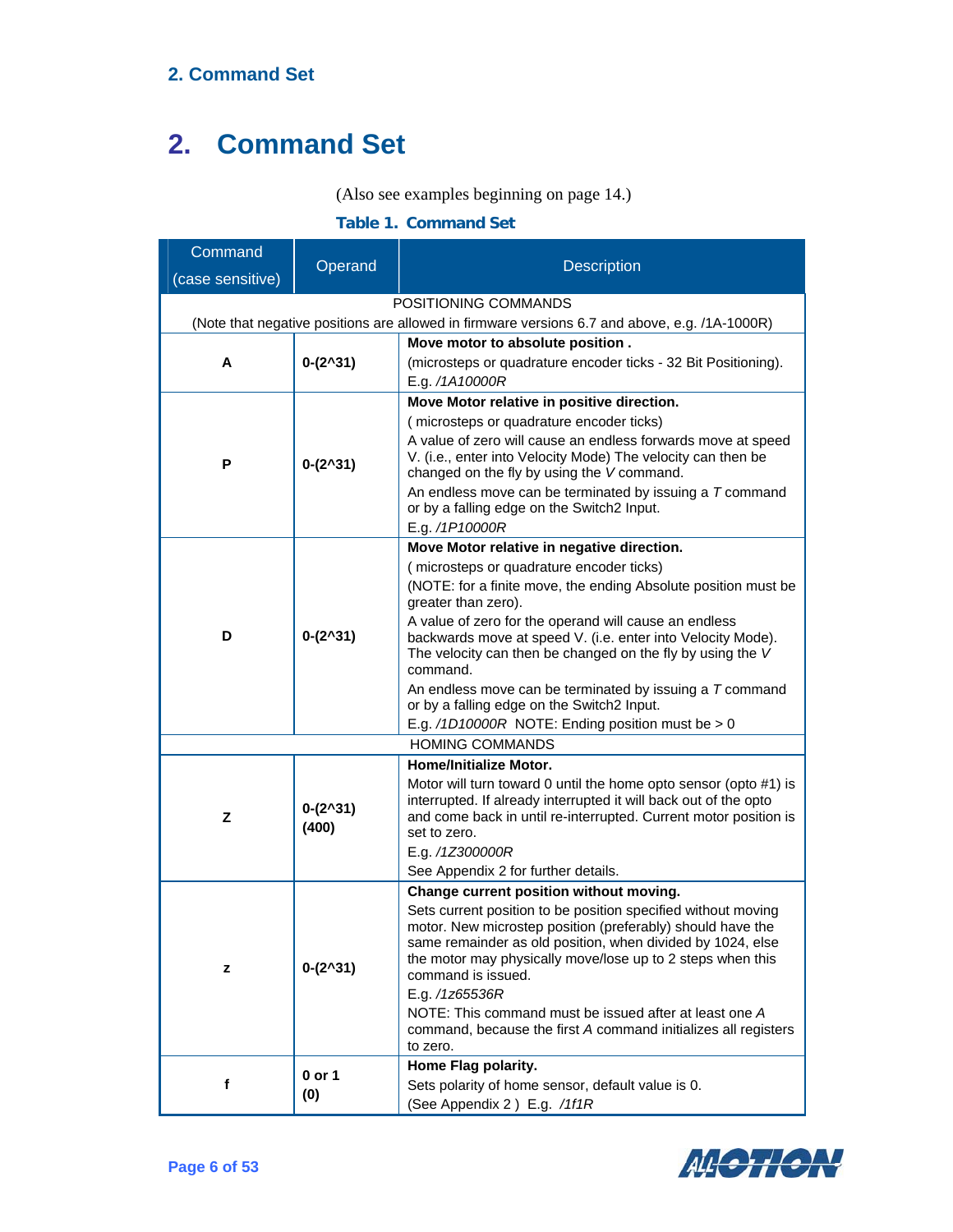# 2. Command Set

(Also see examples beginning on page 14.)

**Table 1. Command Set**

| Command (case sensitive) | Operand | Description |
|---|---|---|
| | | POSITIONING COMMANDS (Note that negative positions are allowed in firmware versions 6.7 and above, e.g. /1A-1000R) |
| **A** | **0-(2^31)** | **Move motor to absolute position .** (microsteps or quadrature encoder ticks - 32 Bit Positioning). E.g. */1A10000R* |
| **P** | **0-(2^31)** | **Move Motor relative in positive direction.** ( microsteps or quadrature encoder ticks) A value of zero will cause an endless forwards move at speed V. (i.e., enter into Velocity Mode) The velocity can then be changed on the fly by using the *V* command. An endless move can be terminated by issuing a *T* command or by a falling edge on the Switch2 Input. E.g. */1P10000R* |
| **D** | **0-(2^31)** | **Move Motor relative in negative direction.** ( microsteps or quadrature encoder ticks) (NOTE: for a finite move, the ending Absolute position must be greater than zero). A value of zero for the operand will cause an endless backwards move at speed V. (i.e. enter into Velocity Mode). The velocity can then be changed on the fly by using the *V* command. An endless move can be terminated by issuing a *T* command or by a falling edge on the Switch2 Input. E.g. */1D10000R* NOTE: Ending position must be > 0 |
| | | HOMING COMMANDS |
| **Z** | **0-(2^31) (400)** | **Home/Initialize Motor.** Motor will turn toward 0 until the home opto sensor (opto #1) is interrupted. If already interrupted it will back out of the opto and come back in until re-interrupted. Current motor position is set to zero. E.g. */1Z300000R* See Appendix 2 for further details. |
| **z** | **0-(2^31)** | **Change current position without moving.** Sets current position to be position specified without moving motor. New microstep position (preferably) should have the same remainder as old position, when divided by 1024, else the motor may physically move/lose up to 2 steps when this command is issued. E.g. */1z65536R* NOTE: This command must be issued after at least one *A* command, because the first *A* command initializes all registers to zero. |
| **f** | **0 or 1 (0)** | **Home Flag polarity.** Sets polarity of home sensor, default value is 0. (See Appendix 2 ) E.g. */1f1R* |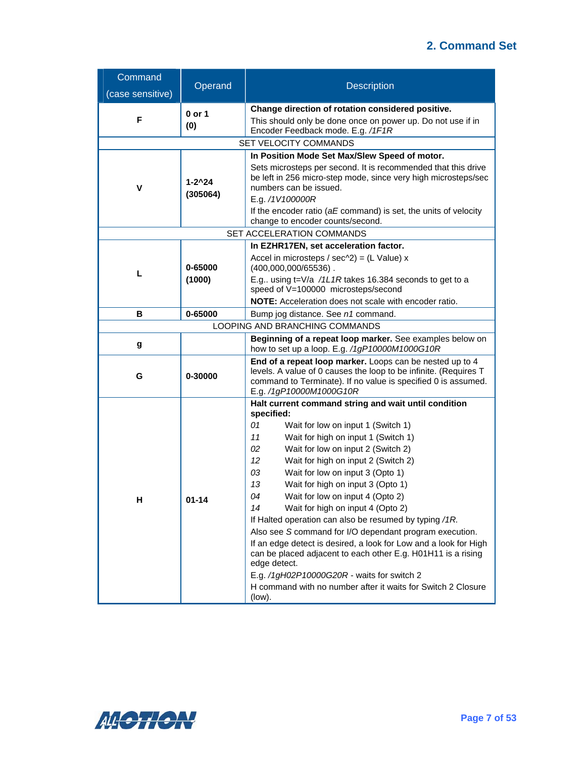## 2. Command Set

| Command (case sensitive) | Operand | Description |
|---|---|---|
| F | 0 or 1<br>(0) | **Change direction of rotation considered positive.**<br>This should only be done once on power up. Do not use if in Encoder Feedback mode. E.g. */1F1R* |
| SET VELOCITY COMMANDS | | |
| V | 1-2^24<br>(305064) | **In Position Mode Set Max/Slew Speed of motor.**<br>Sets microsteps per second. It is recommended that this drive be left in 256 micro-step mode, since very high microsteps/sec numbers can be issued.<br>E.g. */1V100000R*<br>If the encoder ratio (*aE* command) is set, the units of velocity change to encoder counts/second. |
| SET ACCELERATION COMMANDS | | |
| L | 0-65000<br>(1000) | **In EZHR17EN, set acceleration factor.**<br>Accel in microsteps / sec^2) = (L Value) x (400,000,000/65536) .<br>E.g.. using t=V/a */1L1R* takes 16.384 seconds to get to a speed of V=100000 microsteps/second<br>**NOTE:** Acceleration does not scale with encoder ratio. |
| B | 0-65000 | Bump jog distance. See *n1* command. |
| LOOPING AND BRANCHING COMMANDS | | |
| g | | **Beginning of a repeat loop marker.** See examples below on how to set up a loop. E.g. */1gP10000M1000G10R* |
| G | 0-30000 | **End of a repeat loop marker.** Loops can be nested up to 4 levels. A value of 0 causes the loop to be infinite. (Requires T command to Terminate). If no value is specified 0 is assumed. E.g. */1gP10000M1000G10R* |
| H | 01-14 | **Halt current command string and wait until condition specified:**<br>*01* Wait for low on input 1 (Switch 1)<br>*11* Wait for high on input 1 (Switch 1)<br>*02* Wait for low on input 2 (Switch 2)<br>*12* Wait for high on input 2 (Switch 2)<br>*03* Wait for low on input 3 (Opto 1)<br>*13* Wait for high on input 3 (Opto 1)<br>*04* Wait for low on input 4 (Opto 2)<br>*14* Wait for high on input 4 (Opto 2)<br>If Halted operation can also be resumed by typing */1R.*<br>Also see *S* command for I/O dependant program execution.<br>If an edge detect is desired, a look for Low and a look for High can be placed adjacent to each other E.g. H01H11 is a rising edge detect.<br>E.g. */1gH02P10000G20R* - waits for switch 2<br>H command with no number after it waits for Switch 2 Closure (low). |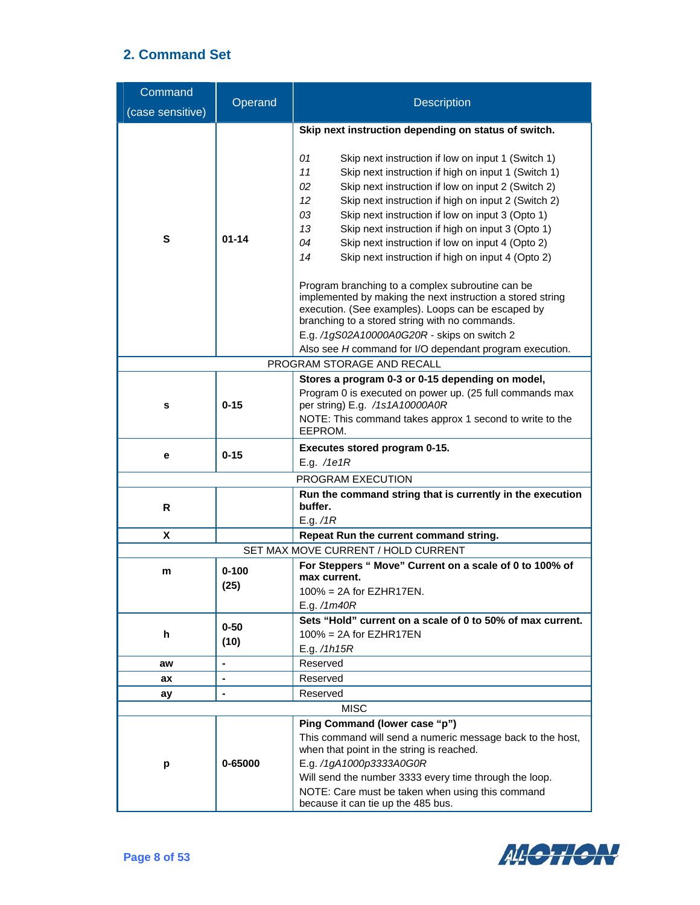## 2. Command Set

| Command (case sensitive) | Operand | Description |
|---|---|---|
| **S** | **01-14** | **Skip next instruction depending on status of switch.**<br><br>*01* Skip next instruction if low on input 1 (Switch 1)<br>*11* Skip next instruction if high on input 1 (Switch 1)<br>*02* Skip next instruction if low on input 2 (Switch 2)<br>*12* Skip next instruction if high on input 2 (Switch 2)<br>*03* Skip next instruction if low on input 3 (Opto 1)<br>*13* Skip next instruction if high on input 3 (Opto 1)<br>*04* Skip next instruction if low on input 4 (Opto 2)<br>*14* Skip next instruction if high on input 4 (Opto 2)<br><br>Program branching to a complex subroutine can be implemented by making the next instruction a stored string execution. (See examples). Loops can be escaped by branching to a stored string with no commands.<br>E.g. */1gS02A10000A0G20R* - skips on switch 2<br>Also see *H* command for I/O dependant program execution. |
| | | PROGRAM STORAGE AND RECALL |
| **s** | **0-15** | **Stores a program 0-3 or 0-15 depending on model,**<br>Program 0 is executed on power up. (25 full commands max per string) E.g. */1s1A10000A0R*<br>NOTE: This command takes approx 1 second to write to the EEPROM. |
| **e** | **0-15** | **Executes stored program 0-15.**<br>E.g. */1e1R* |
| | | PROGRAM EXECUTION |
| **R** | | **Run the command string that is currently in the execution buffer.**<br>E.g. */1R* |
| **X** | | **Repeat Run the current command string.** |
| | | SET MAX MOVE CURRENT / HOLD CURRENT |
| **m** | **0-100 (25)** | **For Steppers " Move" Current on a scale of 0 to 100% of max current.**<br>100% = 2A for EZHR17EN.<br>E.g. */1m40R* |
| **h** | **0-50 (10)** | **Sets "Hold" current on a scale of 0 to 50% of max current.**<br>100% = 2A for EZHR17EN<br>E.g. */1h15R* |
| **aw** | **-** | Reserved |
| **ax** | **-** | Reserved |
| **ay** | **-** | Reserved |
| | | MISC |
| **p** | **0-65000** | **Ping Command (lower case "p")**<br>This command will send a numeric message back to the host, when that point in the string is reached.<br>E.g. */1gA1000p3333A0G0R*<br>Will send the number 3333 every time through the loop.<br>NOTE: Care must be taken when using this command because it can tie up the 485 bus. |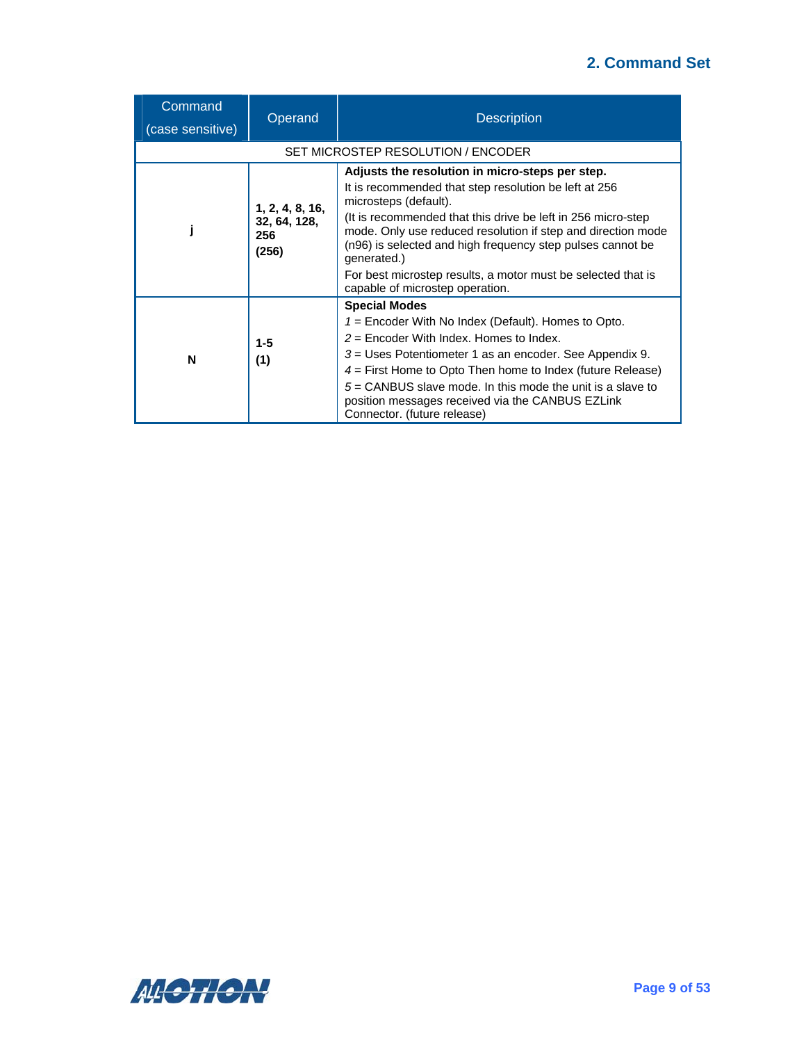| Command (case sensitive) | Operand | Description |
|---|---|---|
| SET MICROSTEP RESOLUTION / ENCODER | | |
| j | **1, 2, 4, 8, 16, 32, 64, 128, 256** **(256)** | **Adjusts the resolution in micro-steps per step.** It is recommended that step resolution be left at 256 microsteps (default). (It is recommended that this drive be left in 256 micro-step mode. Only use reduced resolution if step and direction mode (n96) is selected and high frequency step pulses cannot be generated.) For best microstep results, a motor must be selected that is capable of microstep operation. |
| N | **1-5** **(1)** | **Special Modes** *1* = Encoder With No Index (Default). Homes to Opto. *2* = Encoder With Index. Homes to Index. *3* = Uses Potentiometer 1 as an encoder. See Appendix 9. *4* = First Home to Opto Then home to Index (future Release) *5* = CANBUS slave mode. In this mode the unit is a slave to position messages received via the CANBUS EZLink Connector. (future release) |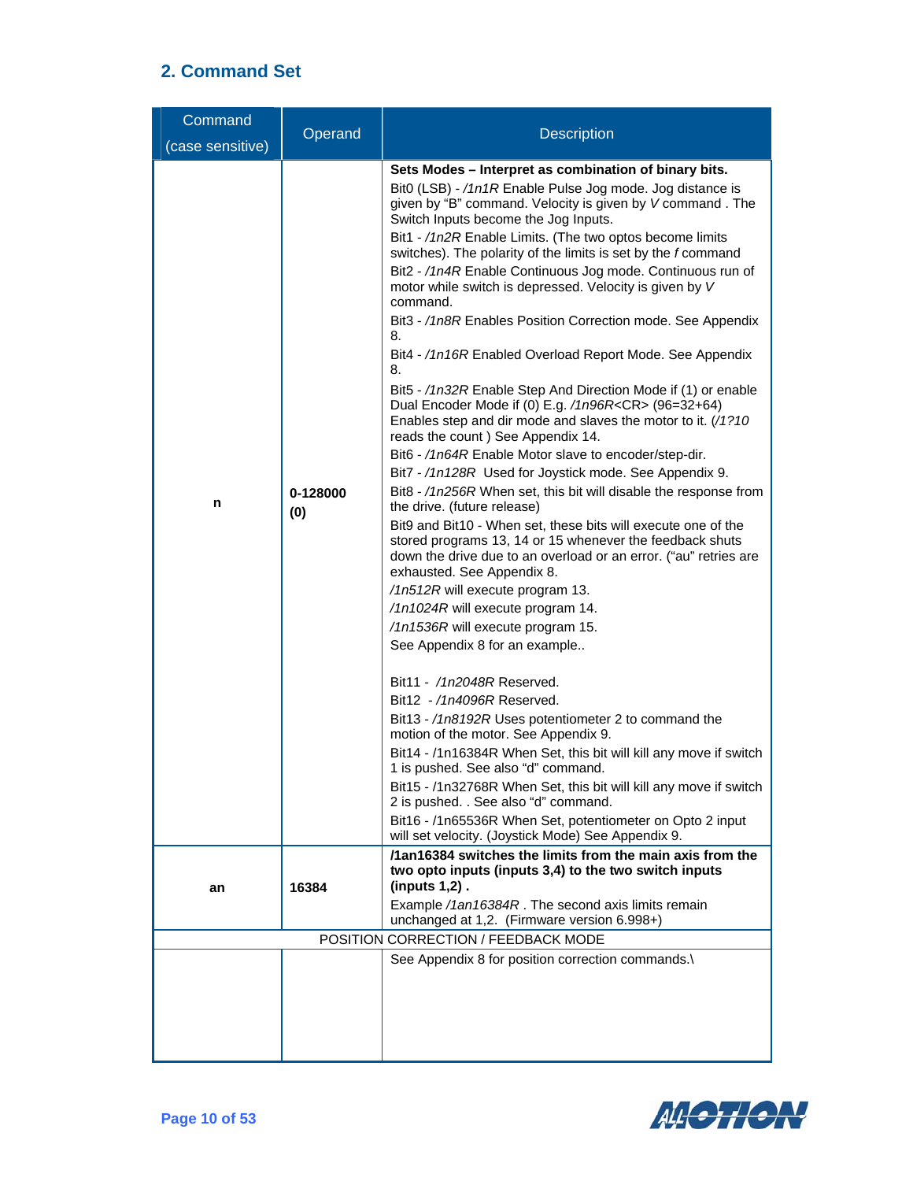## 2. Command Set

| Command (case sensitive) | Operand | Description |
|---|---|---|
| n | 0-128000 (0) | **Sets Modes – Interpret as combination of binary bits.**<br>Bit0 (LSB) - */1n1R* Enable Pulse Jog mode. Jog distance is given by "B" command. Velocity is given by *V* command . The Switch Inputs become the Jog Inputs.<br>Bit1 - */1n2R* Enable Limits. (The two optos become limits switches). The polarity of the limits is set by the *f* command<br>Bit2 - */1n4R* Enable Continuous Jog mode. Continuous run of motor while switch is depressed. Velocity is given by *V* command.<br>Bit3 - */1n8R* Enables Position Correction mode. See Appendix 8.<br>Bit4 - */1n16R* Enabled Overload Report Mode. See Appendix 8.<br>Bit5 - */1n32R* Enable Step And Direction Mode if (1) or enable Dual Encoder Mode if (0) E.g. */1n96R*<CR> (96=32+64) Enables step and dir mode and slaves the motor to it. (*/1?10* reads the count ) See Appendix 14.<br>Bit6 - */1n64R* Enable Motor slave to encoder/step-dir.<br>Bit7 - */1n128R* Used for Joystick mode. See Appendix 9.<br>Bit8 - */1n256R* When set, this bit will disable the response from the drive. (future release)<br>Bit9 and Bit10 - When set, these bits will execute one of the stored programs 13, 14 or 15 whenever the feedback shuts down the drive due to an overload or an error. ("au" retries are exhausted. See Appendix 8.<br>*/1n512R* will execute program 13.<br>*/1n1024R* will execute program 14.<br>*/1n1536R* will execute program 15.<br>See Appendix 8 for an example..<br><br>Bit11 - */1n2048R* Reserved.<br>Bit12 - */1n4096R* Reserved.<br>Bit13 - */1n8192R* Uses potentiometer 2 to command the motion of the motor. See Appendix 9.<br>Bit14 - /1n16384R When Set, this bit will kill any move if switch 1 is pushed. See also "d" command.<br>Bit15 - /1n32768R When Set, this bit will kill any move if switch 2 is pushed. . See also "d" command.<br>Bit16 - /1n65536R When Set, potentiometer on Opto 2 input will set velocity. (Joystick Mode) See Appendix 9. |
| an | 16384 | **/1an16384 switches the limits from the main axis from the two opto inputs (inputs 3,4) to the two switch inputs (inputs 1,2) .**<br>Example */1an16384R* . The second axis limits remain unchanged at 1,2. (Firmware version 6.998+) |
| | | POSITION CORRECTION / FEEDBACK MODE |
| | | See Appendix 8 for position correction commands.\ |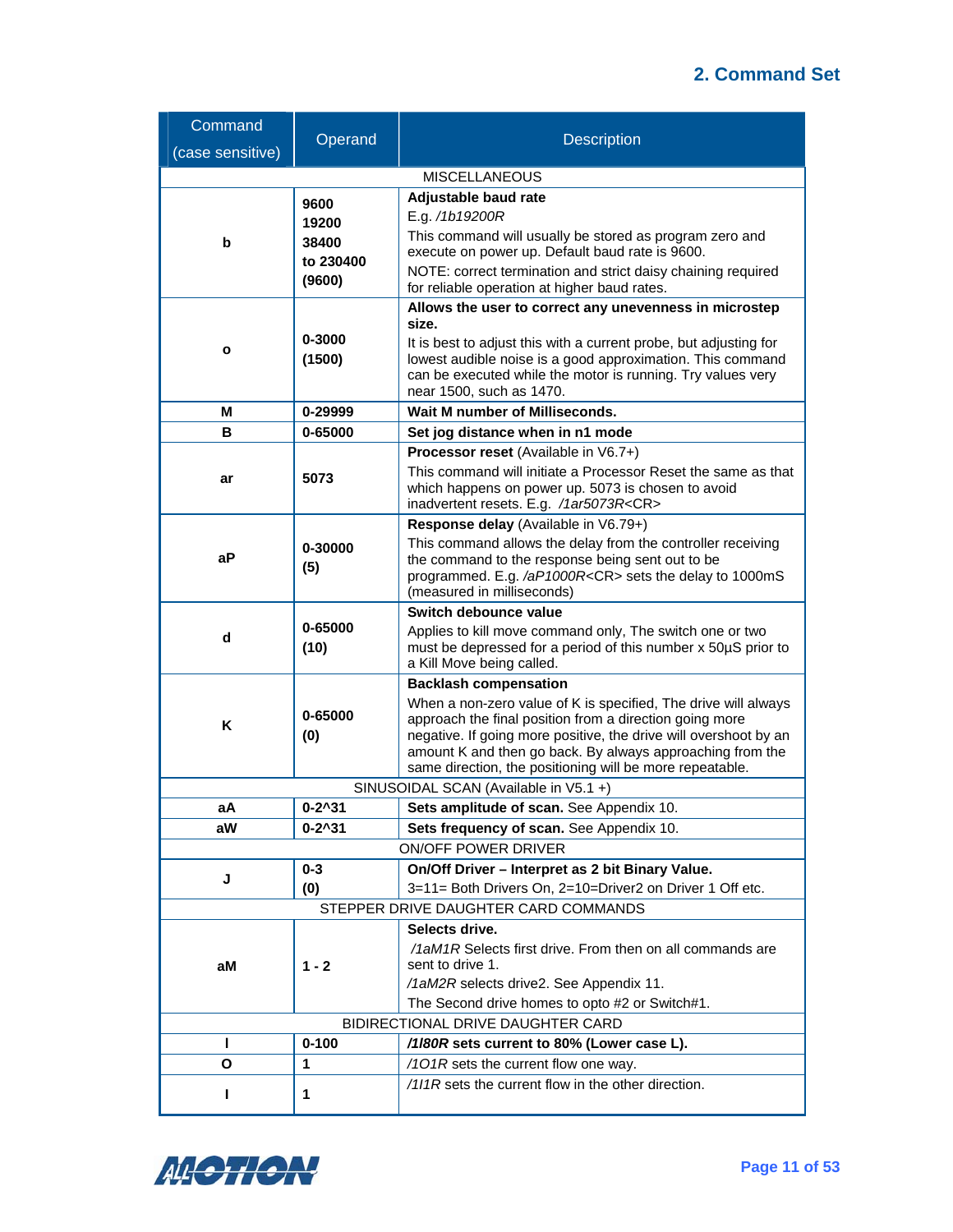## 2. Command Set

| Command (case sensitive) | Operand | Description |
|---|---|---|
| | | MISCELLANEOUS |
| b | **9600**<br>**19200**<br>**38400**<br>**to 230400**<br>**(9600)** | **Adjustable baud rate**<br>E.g. */1b19200R*<br>This command will usually be stored as program zero and execute on power up. Default baud rate is 9600.<br>NOTE: correct termination and strict daisy chaining required for reliable operation at higher baud rates. |
| o | **0-3000**<br>**(1500)** | **Allows the user to correct any unevenness in microstep size.**<br>It is best to adjust this with a current probe, but adjusting for lowest audible noise is a good approximation. This command can be executed while the motor is running. Try values very near 1500, such as 1470. |
| M | **0-29999** | **Wait M number of Milliseconds.** |
| B | **0-65000** | **Set jog distance when in n1 mode** |
| ar | **5073** | **Processor reset** (Available in V6.7+)<br>This command will initiate a Processor Reset the same as that which happens on power up. 5073 is chosen to avoid inadvertent resets. E.g. */1ar5073R*<CR> |
| aP | **0-30000**<br>**(5)** | **Response delay** (Available in V6.79+)<br>This command allows the delay from the controller receiving the command to the response being sent out to be programmed. E.g. */aP1000R*<CR> sets the delay to 1000mS (measured in milliseconds) |
| d | **0-65000**<br>**(10)** | **Switch debounce value**<br>Applies to kill move command only, The switch one or two must be depressed for a period of this number x 50µS prior to a Kill Move being called. |
| K | **0-65000**<br>**(0)** | **Backlash compensation**<br>When a non-zero value of K is specified, The drive will always approach the final position from a direction going more negative. If going more positive, the drive will overshoot by an amount K and then go back. By always approaching from the same direction, the positioning will be more repeatable. |
| | | SINUSOIDAL SCAN (Available in V5.1 +) |
| aA | **0-2^31** | **Sets amplitude of scan.** See Appendix 10. |
| aW | **0-2^31** | **Sets frequency of scan.** See Appendix 10. |
| | | ON/OFF POWER DRIVER |
| J | **0-3**<br>**(0)** | **On/Off Driver – Interpret as 2 bit Binary Value.**<br>3=11= Both Drivers On, 2=10=Driver2 on Driver 1 Off etc. |
| | | STEPPER DRIVE DAUGHTER CARD COMMANDS |
| aM | **1 - 2** | **Selects drive.**<br>*/1aM1R* Selects first drive. From then on all commands are sent to drive 1.<br>*/1aM2R* selects drive2. See Appendix 11.<br>The Second drive homes to opto #2 or Switch#1. |
| | | BIDIRECTIONAL DRIVE DAUGHTER CARD |
| l | **0-100** | ***/1l80R* sets current to 80% (Lower case L).** |
| O | **1** | */1O1R* sets the current flow one way. |
| I | **1** | */1I1R* sets the current flow in the other direction. |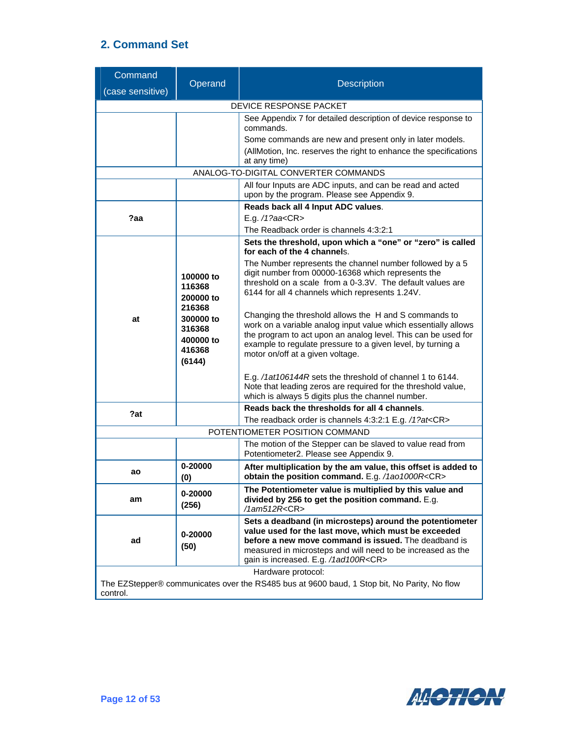## 2. Command Set

| Command (case sensitive) | Operand | Description |
|---|---|---|
| DEVICE RESPONSE PACKET | | |
| | | See Appendix 7 for detailed description of device response to commands.<br>Some commands are new and present only in later models.<br>(AllMotion, Inc. reserves the right to enhance the specifications at any time) |
| ANALOG-TO-DIGITAL CONVERTER COMMANDS | | |
| | | All four Inputs are ADC inputs, and can be read and acted upon by the program. Please see Appendix 9. |
| **?aa** | | **Reads back all 4 Input ADC values**.<br>E.g. */1?aa*<CR><br>The Readback order is channels 4:3:2:1 |
| **at** | **100000 to 116368**<br>**200000 to 216368**<br>**300000 to 316368**<br>**400000 to 416368**<br>**(6144)** | **Sets the threshold, upon which a "one" or "zero" is called for each of the 4 channels**.<br>The Number represents the channel number followed by a 5 digit number from 00000-16368 which represents the threshold on a scale from a 0-3.3V. The default values are 6144 for all 4 channels which represents 1.24V.<br><br>Changing the threshold allows the H and S commands to work on a variable analog input value which essentially allows the program to act upon an analog level. This can be used for example to regulate pressure to a given level, by turning a motor on/off at a given voltage.<br><br>E.g. */1at106144R* sets the threshold of channel 1 to 6144. Note that leading zeros are required for the threshold value, which is always 5 digits plus the channel number. |
| **?at** | | **Reads back the thresholds for all 4 channels**.<br>The readback order is channels 4:3:2:1 E.g. */1?at*<CR> |
| POTENTIOMETER POSITION COMMAND | | |
| | | The motion of the Stepper can be slaved to value read from Potentiometer2. Please see Appendix 9. |
| **ao** | **0-20000**<br>**(0)** | **After multiplication by the am value, this offset is added to obtain the position command.** E.g. */1ao1000R*<CR> |
| **am** | **0-20000**<br>**(256)** | **The Potentiometer value is multiplied by this value and divided by 256 to get the position command.** E.g. */1am512R*<CR> |
| **ad** | **0-20000**<br>**(50)** | **Sets a deadband (in microsteps) around the potentiometer value used for the last move, which must be exceeded before a new move command is issued.** The deadband is measured in microsteps and will need to be increased as the gain is increased. E.g. */1ad100R*<CR> |
| Hardware protocol:<br>The EZStepper® communicates over the RS485 bus at 9600 baud, 1 Stop bit, No Parity, No flow control. | | |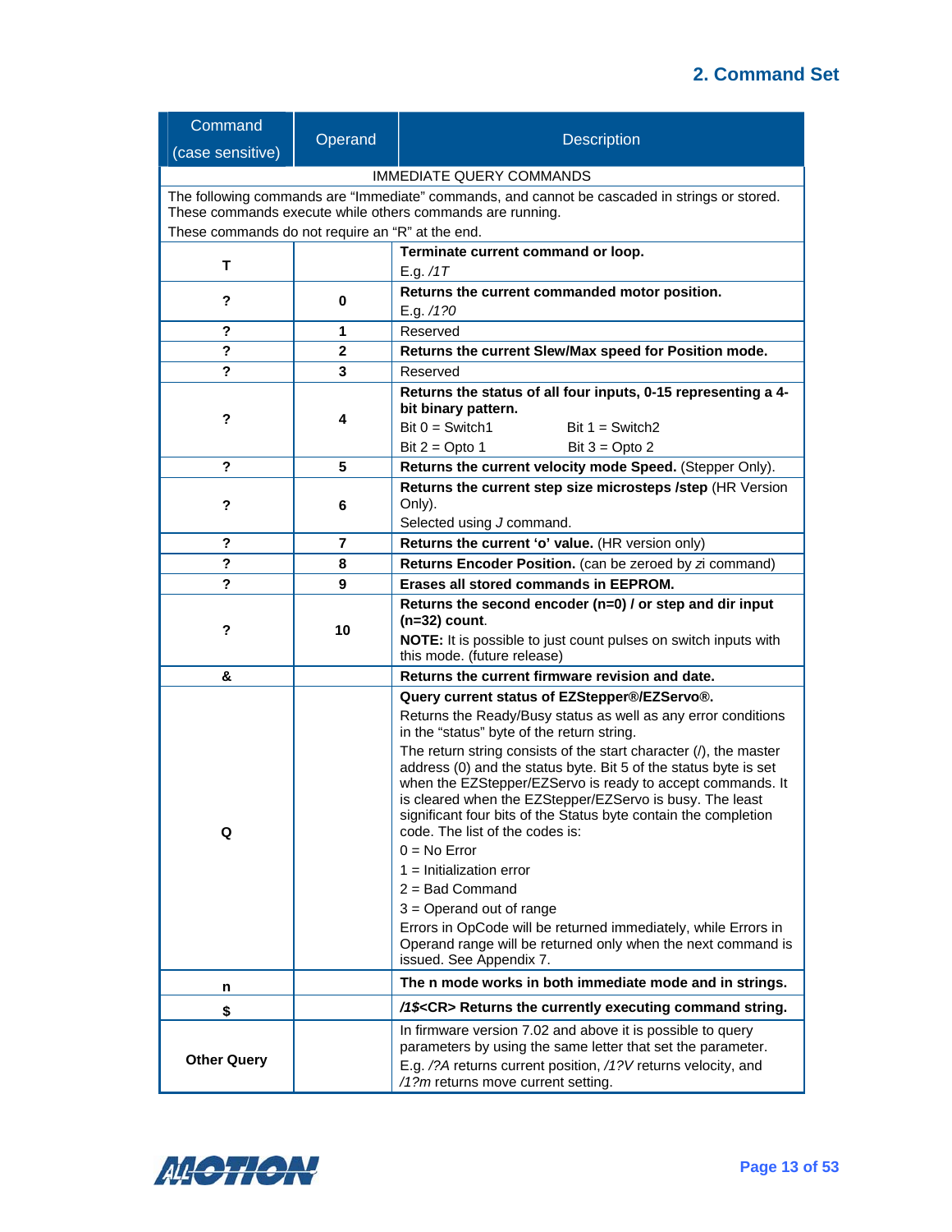## 2. Command Set

| Command (case sensitive) | Operand | Description |
|---|---|---|
| IMMEDIATE QUERY COMMANDS | | |
| The following commands are "Immediate" commands, and cannot be cascaded in strings or stored. These commands execute while others commands are running. These commands do not require an "R" at the end. | | |
| **T** | | **Terminate current command or loop.** E.g. */1T* |
| **?** | **0** | **Returns the current commanded motor position.** E.g. */1?0* |
| **?** | **1** | Reserved |
| **?** | **2** | **Returns the current Slew/Max speed for Position mode.** |
| **?** | **3** | Reserved |
| **?** | **4** | **Returns the status of all four inputs, 0-15 representing a 4-bit binary pattern.** Bit 0 = Switch1 Bit 1 = Switch2 Bit 2 = Opto 1 Bit 3 = Opto 2 |
| **?** | **5** | **Returns the current velocity mode Speed.** (Stepper Only). |
| **?** | **6** | **Returns the current step size microsteps /step** (HR Version Only). Selected using *J* command. |
| **?** | **7** | **Returns the current 'o' value.** (HR version only) |
| **?** | **8** | **Returns Encoder Position.** (can be zeroed by *zi* command) |
| **?** | **9** | **Erases all stored commands in EEPROM.** |
| **?** | **10** | **Returns the second encoder (n=0) / or step and dir input (n=32) count.** **NOTE:** It is possible to just count pulses on switch inputs with this mode. (future release) |
| **&** | | **Returns the current firmware revision and date.** |
| **Q** | | **Query current status of EZStepper®/EZServo®.** Returns the Ready/Busy status as well as any error conditions in the "status" byte of the return string. The return string consists of the start character (/), the master address (0) and the status byte. Bit 5 of the status byte is set when the EZStepper/EZServo is ready to accept commands. It is cleared when the EZStepper/EZServo is busy. The least significant four bits of the Status byte contain the completion code. The list of the codes is: 0 = No Error 1 = Initialization error 2 = Bad Command 3 = Operand out of range Errors in OpCode will be returned immediately, while Errors in Operand range will be returned only when the next command is issued. See Appendix 7. |
| **n** | | **The n mode works in both immediate mode and in strings.** |
| **$** | | ***/1$*<CR> Returns the currently executing command string.** |
| **Other Query** | | In firmware version 7.02 and above it is possible to query parameters by using the same letter that set the parameter. E.g. */?A* returns current position, */1?V* returns velocity, and */1?m* returns move current setting. |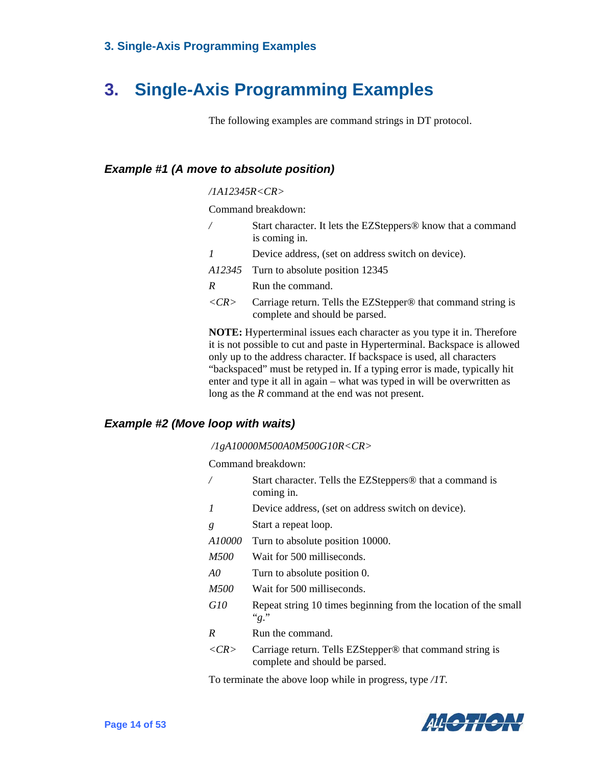# 3. Single-Axis Programming Examples

The following examples are command strings in DT protocol.

### *Example #1 (A move to absolute position)*

*/1A12345R<CR>*

Command breakdown:

| | |
|---|---|
| */* | Start character. It lets the EZSteppers® know that a command is coming in. |
| *1* | Device address, (set on address switch on device). |
| *A12345* | Turn to absolute position 12345 |
| *R* | Run the command. |
| *<CR>* | Carriage return. Tells the EZStepper® that command string is complete and should be parsed. |

**NOTE:** Hyperterminal issues each character as you type it in. Therefore it is not possible to cut and paste in Hyperterminal. Backspace is allowed only up to the address character. If backspace is used, all characters "backspaced" must be retyped in. If a typing error is made, typically hit enter and type it all in again – what was typed in will be overwritten as long as the *R* command at the end was not present.

### *Example #2 (Move loop with waits)*

*/1gA10000M500A0M500G10R<CR>*

Command breakdown:

| | |
|---|---|
| */* | Start character. Tells the EZSteppers® that a command is coming in. |
| *1* | Device address, (set on address switch on device). |
| *g* | Start a repeat loop. |
| *A10000* | Turn to absolute position 10000. |
| *M500* | Wait for 500 milliseconds. |
| *A0* | Turn to absolute position 0. |
| *M500* | Wait for 500 milliseconds. |
| *G10* | Repeat string 10 times beginning from the location of the small "*g*." |
| *R* | Run the command. |
| *<CR>* | Carriage return. Tells EZStepper® that command string is complete and should be parsed. |

To terminate the above loop while in progress, type */1T*.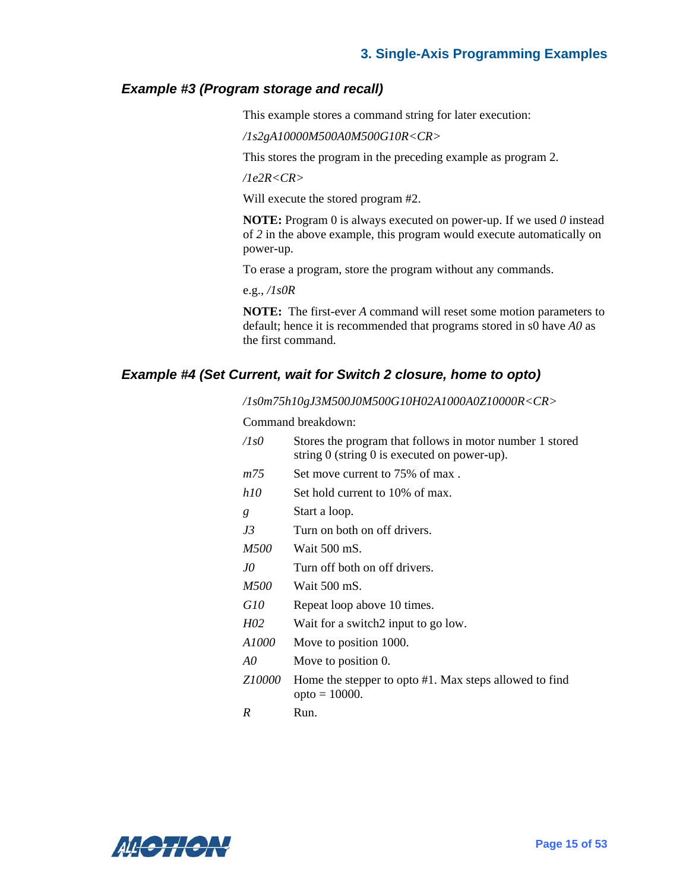## Example #3 (Program storage and recall)

This example stores a command string for later execution:

*/1s2gA10000M500A0M500G10R<CR>*

This stores the program in the preceding example as program 2.

*/1e2R<CR>*

Will execute the stored program #2.

**NOTE:** Program 0 is always executed on power-up. If we used *0* instead of *2* in the above example, this program would execute automatically on power-up.

To erase a program, store the program without any commands.

e.g., */1s0R*

**NOTE:** The first-ever *A* command will reset some motion parameters to default; hence it is recommended that programs stored in s0 have *A0* as the first command.

## Example #4 (Set Current, wait for Switch 2 closure, home to opto)

*/1s0m75h10gJ3M500J0M500G10H02A1000A0Z10000R<CR>*

Command breakdown:

| | |
|---|---|
| */1s0* | Stores the program that follows in motor number 1 stored string 0 (string 0 is executed on power-up). |
| *m75* | Set move current to 75% of max . |
| *h10* | Set hold current to 10% of max. |
| *g* | Start a loop. |
| *J3* | Turn on both on off drivers. |
| *M500* | Wait 500 mS. |
| *J0* | Turn off both on off drivers. |
| *M500* | Wait 500 mS. |
| *G10* | Repeat loop above 10 times. |
| *H02* | Wait for a switch2 input to go low. |
| *A1000* | Move to position 1000. |
| *A0* | Move to position 0. |
| *Z10000* | Home the stepper to opto #1. Max steps allowed to find opto = 10000. |
| *R* | Run. |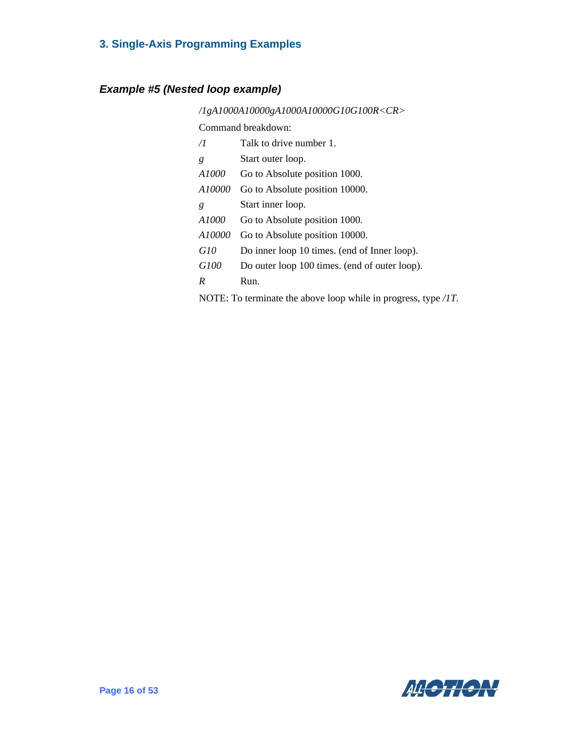## 3. Single-Axis Programming Examples

### *Example #5 (Nested loop example)*

*/1gA1000A10000gA1000A10000G10G100R<CR>*

Command breakdown:

| | |
|---|---|
| */1* | Talk to drive number 1. |
| *g* | Start outer loop. |
| *A1000* | Go to Absolute position 1000. |
| *A10000* | Go to Absolute position 10000. |
| *g* | Start inner loop. |
| *A1000* | Go to Absolute position 1000. |
| *A10000* | Go to Absolute position 10000. |
| *G10* | Do inner loop 10 times. (end of Inner loop). |
| *G100* | Do outer loop 100 times. (end of outer loop). |
| *R* | Run. |

NOTE: To terminate the above loop while in progress, type */1T*.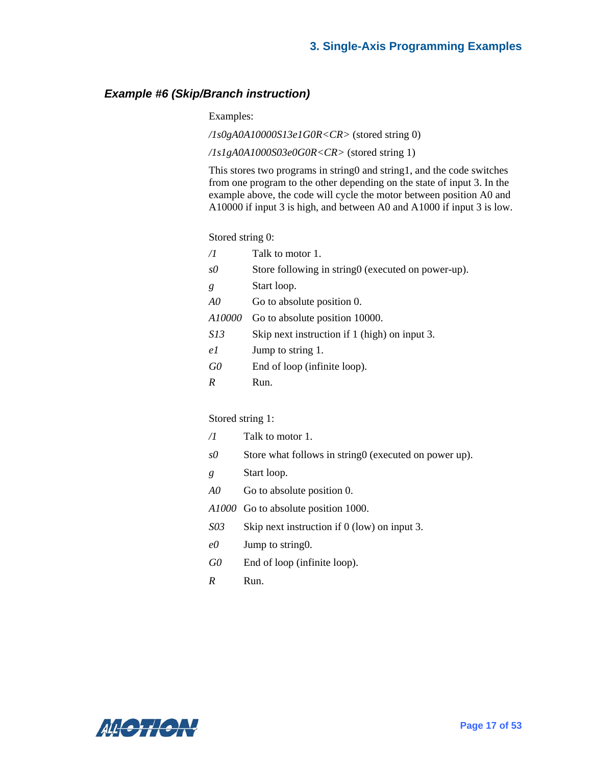### *Example #6 (Skip/Branch instruction)*

Examples:

*/1s0gA0A10000S13e1G0R<CR>* (stored string 0)

*/1s1gA0A1000S03e0G0R<CR>* (stored string 1)

This stores two programs in string0 and string1, and the code switches from one program to the other depending on the state of input 3. In the example above, the code will cycle the motor between position A0 and A10000 if input 3 is high, and between A0 and A1000 if input 3 is low.

Stored string 0:

| | |
|---|---|
| */1* | Talk to motor 1. |
| *s0* | Store following in string0 (executed on power-up). |
| *g* | Start loop. |
| *A0* | Go to absolute position 0. |
| *A10000* | Go to absolute position 10000. |
| *S13* | Skip next instruction if 1 (high) on input 3. |
| *e1* | Jump to string 1. |
| *G0* | End of loop (infinite loop). |
| *R* | Run. |

Stored string 1:

| | |
|---|---|
| */1* | Talk to motor 1. |
| *s0* | Store what follows in string0 (executed on power up). |
| *g* | Start loop. |
| *A0* | Go to absolute position 0. |
| *A1000* | Go to absolute position 1000. |
| *S03* | Skip next instruction if 0 (low) on input 3. |
| *e0* | Jump to string0. |
| *G0* | End of loop (infinite loop). |
| *R* | Run. |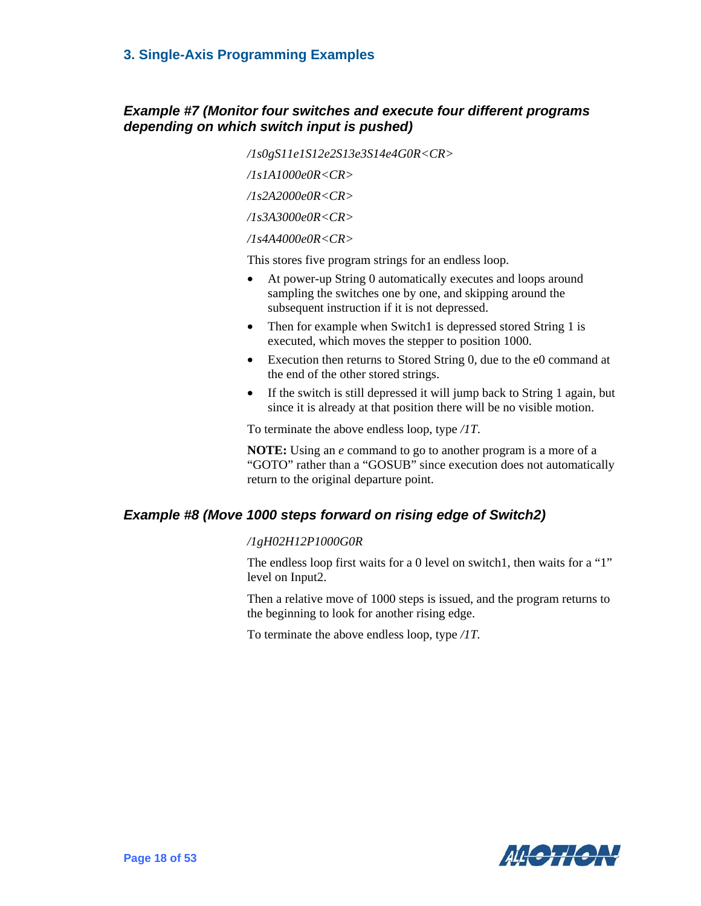## 3. Single-Axis Programming Examples

### Example #7 (Monitor four switches and execute four different programs depending on which switch input is pushed)

*/1s0gS11e1S12e2S13e3S14e4G0R<CR>*

*/1s1A1000e0R<CR>*

*/1s2A2000e0R<CR>*

*/1s3A3000e0R<CR>*

*/1s4A4000e0R<CR>*

This stores five program strings for an endless loop.

- At power-up String 0 automatically executes and loops around sampling the switches one by one, and skipping around the subsequent instruction if it is not depressed.
- Then for example when Switch1 is depressed stored String 1 is executed, which moves the stepper to position 1000.
- Execution then returns to Stored String 0, due to the e0 command at the end of the other stored strings.
- If the switch is still depressed it will jump back to String 1 again, but since it is already at that position there will be no visible motion.

To terminate the above endless loop, type */1T*.

**NOTE:** Using an *e* command to go to another program is a more of a "GOTO" rather than a "GOSUB" since execution does not automatically return to the original departure point.

### Example #8 (Move 1000 steps forward on rising edge of Switch2)

*/1gH02H12P1000G0R*

The endless loop first waits for a 0 level on switch1, then waits for a "1" level on Input2.

Then a relative move of 1000 steps is issued, and the program returns to the beginning to look for another rising edge.

To terminate the above endless loop, type */1T.*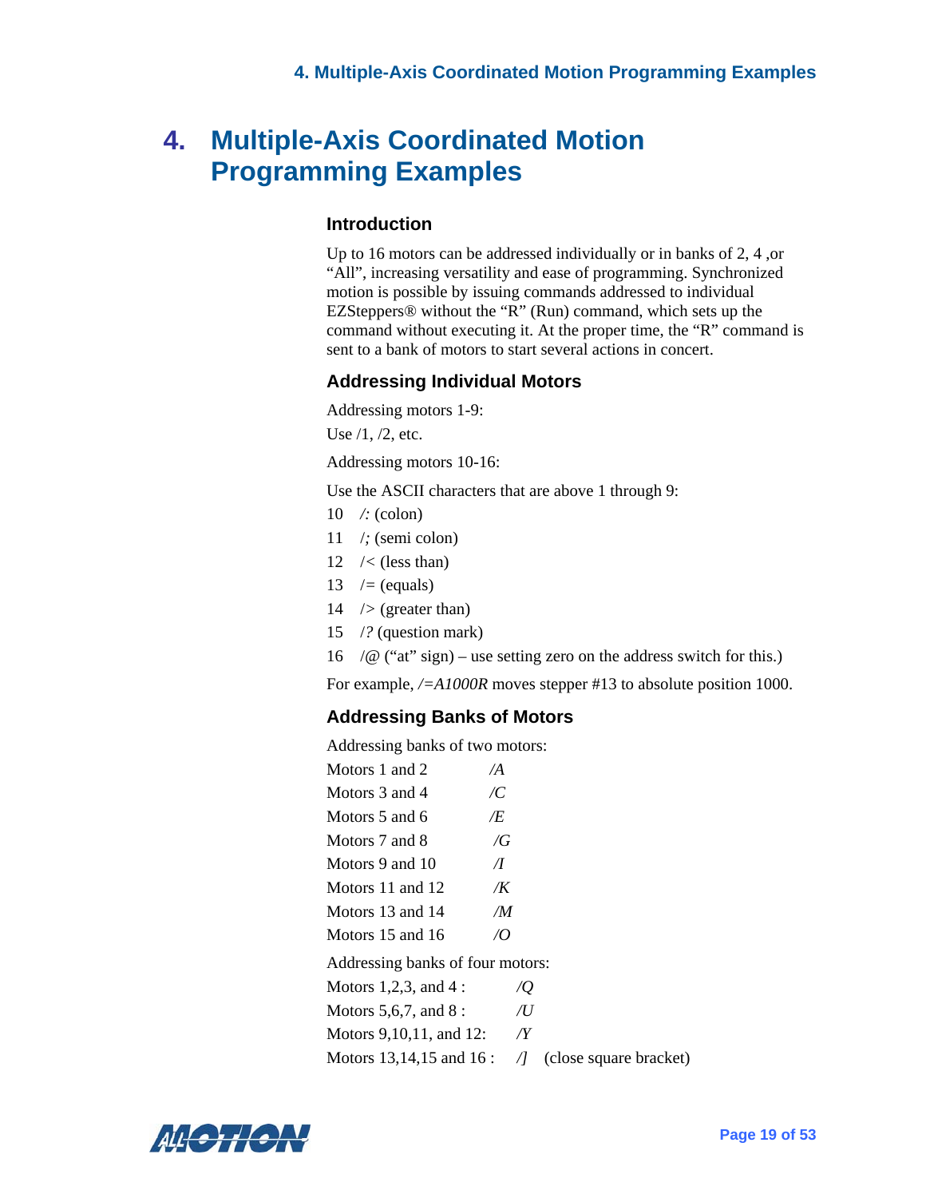# 4. Multiple-Axis Coordinated Motion Programming Examples

### Introduction

Up to 16 motors can be addressed individually or in banks of 2, 4 ,or "All", increasing versatility and ease of programming. Synchronized motion is possible by issuing commands addressed to individual EZSteppers® without the "R" (Run) command, which sets up the command without executing it. At the proper time, the "R" command is sent to a bank of motors to start several actions in concert.

### Addressing Individual Motors

Addressing motors 1-9:

Use /1, /2, etc.

Addressing motors 10-16:

Use the ASCII characters that are above 1 through 9:

10 */:* (colon)

11 /*;* (semi colon)

12 /< (less than)

13 /= (equals)

14 /> (greater than)

15 /*?* (question mark)

16 /@ ("at" sign) – use setting zero on the address switch for this.)

For example, */=A1000R* moves stepper #13 to absolute position 1000.

### Addressing Banks of Motors

Addressing banks of two motors:

| | |
|---|---|
| Motors 1 and 2 | */A* |
| Motors 3 and 4 | */C* |
| Motors 5 and 6 | */E* |
| Motors 7 and 8 | */G* |
| Motors 9 and 10 | */I* |
| Motors 11 and 12 | */K* |
| Motors 13 and 14 | */M* |
| Motors 15 and 16 | */O* |

Addressing banks of four motors:

| | |
|---|---|
| Motors 1,2,3, and 4 : | */Q* |
| Motors 5,6,7, and 8 : | */U* |
| Motors 9,10,11, and 12: | */Y* |
| Motors 13,14,15 and 16 : | */]* (close square bracket) |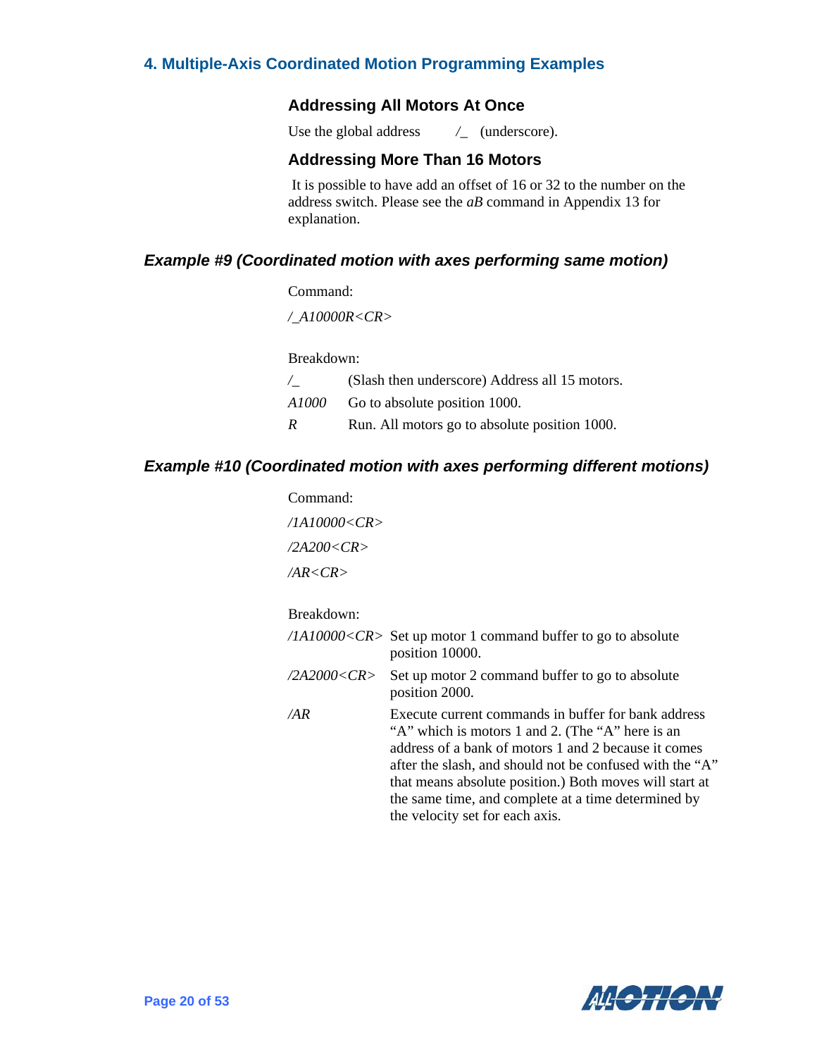## 4. Multiple-Axis Coordinated Motion Programming Examples

### Addressing All Motors At Once

Use the global address /_ (underscore).

### Addressing More Than 16 Motors

It is possible to have add an offset of 16 or 32 to the number on the address switch. Please see the *aB* command in Appendix 13 for explanation.

### *Example #9 (Coordinated motion with axes performing same motion)*

Command:

*/_A10000R<CR>*

Breakdown:

| | |
|---|---|
| /_ | (Slash then underscore) Address all 15 motors. |
| *A1000* | Go to absolute position 1000. |
| *R* | Run. All motors go to absolute position 1000. |

### *Example #10 (Coordinated motion with axes performing different motions)*

Command:

*/1A10000<CR>*

*/2A200<CR>*

*/AR<CR>*

Breakdown:

| | |
|---|---|
| */1A10000<CR>* | Set up motor 1 command buffer to go to absolute position 10000. |
| */2A2000<CR>* | Set up motor 2 command buffer to go to absolute position 2000. |
| */AR* | Execute current commands in buffer for bank address "A" which is motors 1 and 2. (The "A" here is an address of a bank of motors 1 and 2 because it comes after the slash, and should not be confused with the "A" that means absolute position.) Both moves will start at the same time, and complete at a time determined by the velocity set for each axis. |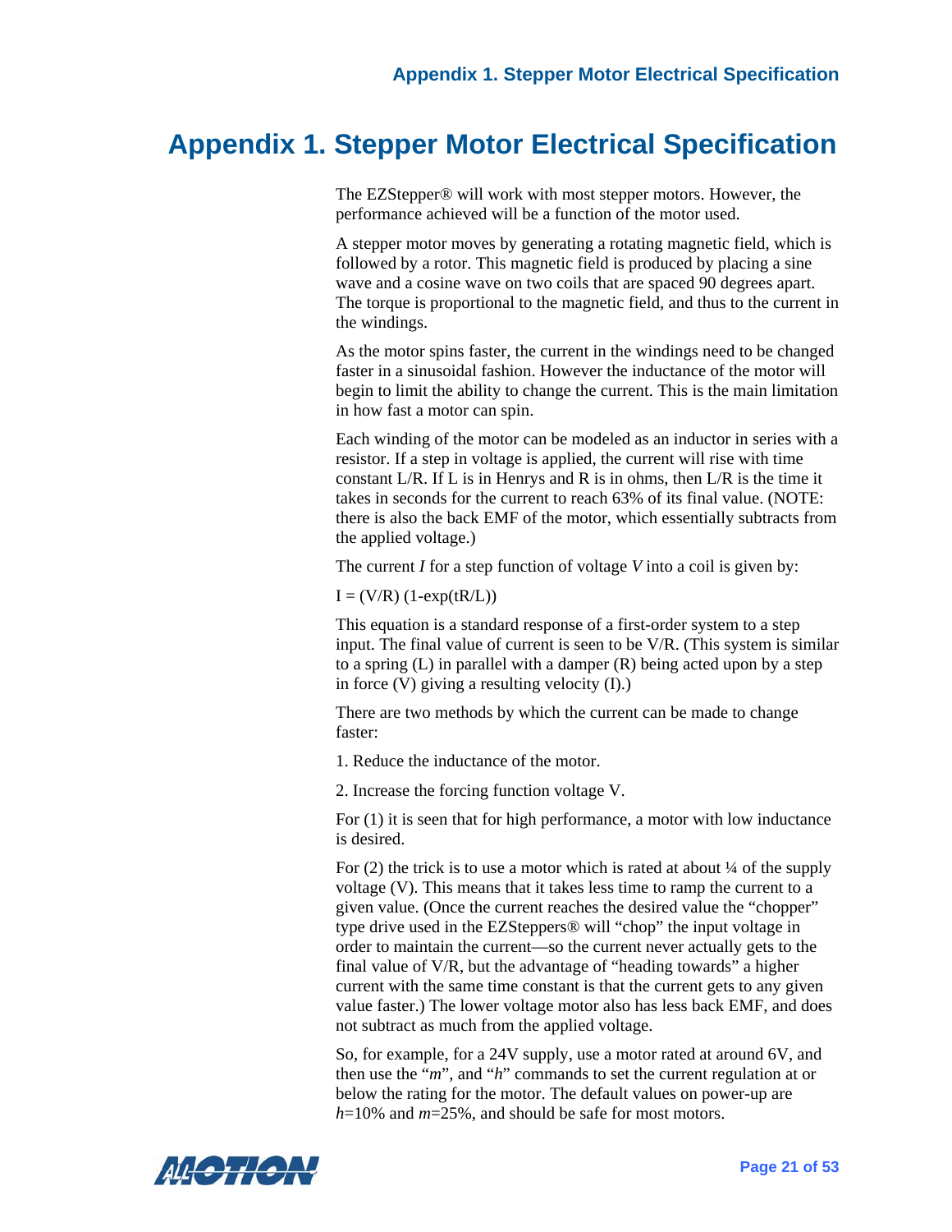# Appendix 1. Stepper Motor Electrical Specification

The EZStepper® will work with most stepper motors. However, the performance achieved will be a function of the motor used.

A stepper motor moves by generating a rotating magnetic field, which is followed by a rotor. This magnetic field is produced by placing a sine wave and a cosine wave on two coils that are spaced 90 degrees apart. The torque is proportional to the magnetic field, and thus to the current in the windings.

As the motor spins faster, the current in the windings need to be changed faster in a sinusoidal fashion. However the inductance of the motor will begin to limit the ability to change the current. This is the main limitation in how fast a motor can spin.

Each winding of the motor can be modeled as an inductor in series with a resistor. If a step in voltage is applied, the current will rise with time constant L/R. If L is in Henrys and R is in ohms, then L/R is the time it takes in seconds for the current to reach 63% of its final value. (NOTE: there is also the back EMF of the motor, which essentially subtracts from the applied voltage.)

The current *I* for a step function of voltage *V* into a coil is given by:

$$I = (V/R)\,(1-\exp(tR/L))$$

This equation is a standard response of a first-order system to a step input. The final value of current is seen to be V/R. (This system is similar to a spring (L) in parallel with a damper (R) being acted upon by a step in force (V) giving a resulting velocity (I).)

There are two methods by which the current can be made to change faster:

1. Reduce the inductance of the motor.

2. Increase the forcing function voltage V.

For (1) it is seen that for high performance, a motor with low inductance is desired.

For (2) the trick is to use a motor which is rated at about ¼ of the supply voltage (V). This means that it takes less time to ramp the current to a given value. (Once the current reaches the desired value the "chopper" type drive used in the EZSteppers® will "chop" the input voltage in order to maintain the current—so the current never actually gets to the final value of V/R, but the advantage of "heading towards" a higher current with the same time constant is that the current gets to any given value faster.) The lower voltage motor also has less back EMF, and does not subtract as much from the applied voltage.

So, for example, for a 24V supply, use a motor rated at around 6V, and then use the "*m*", and "*h*" commands to set the current regulation at or below the rating for the motor. The default values on power-up are *h*=10% and *m*=25%, and should be safe for most motors.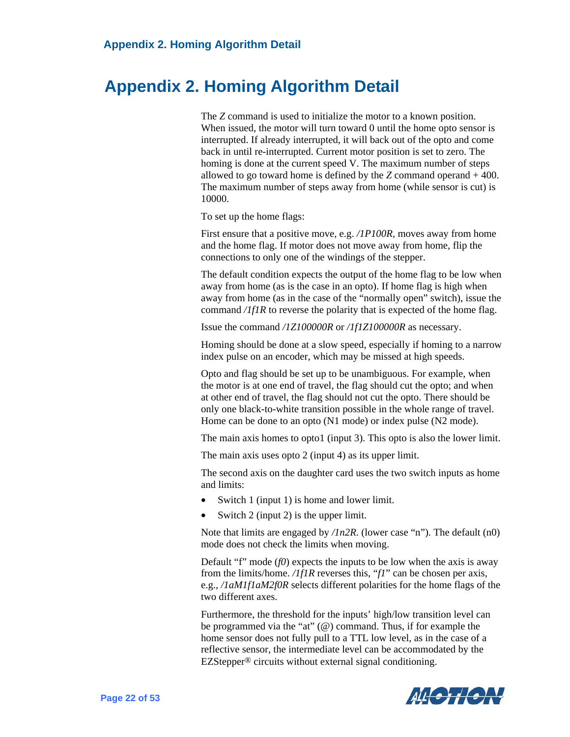# Appendix 2. Homing Algorithm Detail

The *Z* command is used to initialize the motor to a known position. When issued, the motor will turn toward 0 until the home opto sensor is interrupted. If already interrupted, it will back out of the opto and come back in until re-interrupted. Current motor position is set to zero. The homing is done at the current speed V. The maximum number of steps allowed to go toward home is defined by the *Z* command operand + 400. The maximum number of steps away from home (while sensor is cut) is 10000.

To set up the home flags:

First ensure that a positive move, e.g. */1P100R*, moves away from home and the home flag. If motor does not move away from home, flip the connections to only one of the windings of the stepper.

The default condition expects the output of the home flag to be low when away from home (as is the case in an opto). If home flag is high when away from home (as in the case of the "normally open" switch), issue the command */1f1R* to reverse the polarity that is expected of the home flag.

Issue the command */1Z100000R* or */1f1Z100000R* as necessary.

Homing should be done at a slow speed, especially if homing to a narrow index pulse on an encoder, which may be missed at high speeds.

Opto and flag should be set up to be unambiguous. For example, when the motor is at one end of travel, the flag should cut the opto; and when at other end of travel, the flag should not cut the opto. There should be only one black-to-white transition possible in the whole range of travel. Home can be done to an opto (N1 mode) or index pulse (N2 mode).

The main axis homes to opto1 (input 3). This opto is also the lower limit.

The main axis uses opto 2 (input 4) as its upper limit.

The second axis on the daughter card uses the two switch inputs as home and limits:

- Switch 1 (input 1) is home and lower limit.
- Switch 2 (input 2) is the upper limit.

Note that limits are engaged by */1n2R*. (lower case "n"). The default (n0) mode does not check the limits when moving.

Default "f" mode (*f0*) expects the inputs to be low when the axis is away from the limits/home. */1f1R* reverses this, "*f1*" can be chosen per axis, e.g., */1aM1f1aM2f0R* selects different polarities for the home flags of the two different axes.

Furthermore, the threshold for the inputs' high/low transition level can be programmed via the "at" (@) command. Thus, if for example the home sensor does not fully pull to a TTL low level, as in the case of a reflective sensor, the intermediate level can be accommodated by the EZStepper® circuits without external signal conditioning.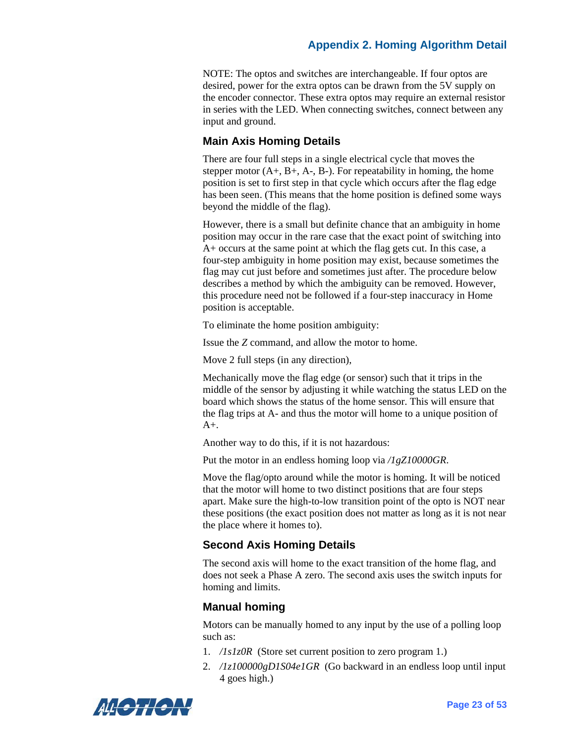NOTE: The optos and switches are interchangeable. If four optos are desired, power for the extra optos can be drawn from the 5V supply on the encoder connector. These extra optos may require an external resistor in series with the LED. When connecting switches, connect between any input and ground.

### Main Axis Homing Details

There are four full steps in a single electrical cycle that moves the stepper motor (A+, B+, A-, B-). For repeatability in homing, the home position is set to first step in that cycle which occurs after the flag edge has been seen. (This means that the home position is defined some ways beyond the middle of the flag).

However, there is a small but definite chance that an ambiguity in home position may occur in the rare case that the exact point of switching into A+ occurs at the same point at which the flag gets cut. In this case, a four-step ambiguity in home position may exist, because sometimes the flag may cut just before and sometimes just after. The procedure below describes a method by which the ambiguity can be removed. However, this procedure need not be followed if a four-step inaccuracy in Home position is acceptable.

To eliminate the home position ambiguity:

Issue the *Z* command, and allow the motor to home.

Move 2 full steps (in any direction),

Mechanically move the flag edge (or sensor) such that it trips in the middle of the sensor by adjusting it while watching the status LED on the board which shows the status of the home sensor. This will ensure that the flag trips at A- and thus the motor will home to a unique position of A+.

Another way to do this, if it is not hazardous:

Put the motor in an endless homing loop via */1gZ10000GR*.

Move the flag/opto around while the motor is homing. It will be noticed that the motor will home to two distinct positions that are four steps apart. Make sure the high-to-low transition point of the opto is NOT near these positions (the exact position does not matter as long as it is not near the place where it homes to).

### Second Axis Homing Details

The second axis will home to the exact transition of the home flag, and does not seek a Phase A zero. The second axis uses the switch inputs for homing and limits.

### Manual homing

Motors can be manually homed to any input by the use of a polling loop such as:

1. */1s1z0R* (Store set current position to zero program 1.)
2. */1z100000gD1S04e1GR* (Go backward in an endless loop until input 4 goes high.)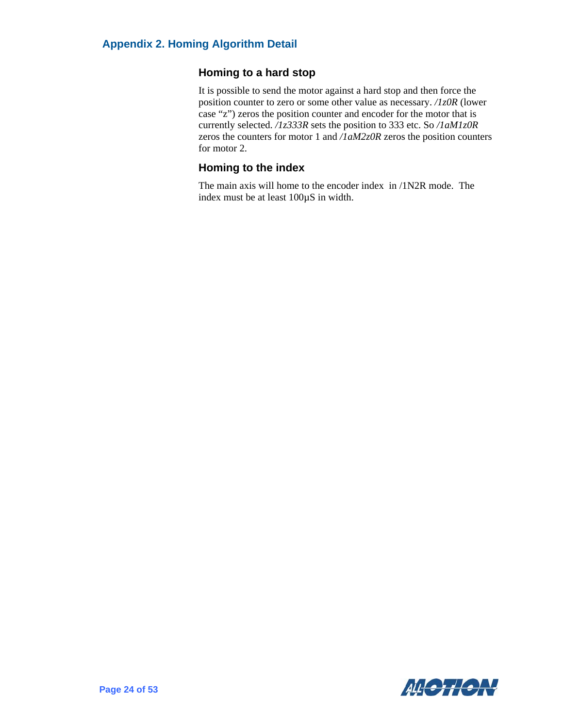## Appendix 2. Homing Algorithm Detail

### Homing to a hard stop

It is possible to send the motor against a hard stop and then force the position counter to zero or some other value as necessary. */1z0R* (lower case "z") zeros the position counter and encoder for the motor that is currently selected. */1z333R* sets the position to 333 etc. So */1aM1z0R* zeros the counters for motor 1 and */1aM2z0R* zeros the position counters for motor 2.

### Homing to the index

The main axis will home to the encoder index in /1N2R mode. The index must be at least 100µS in width.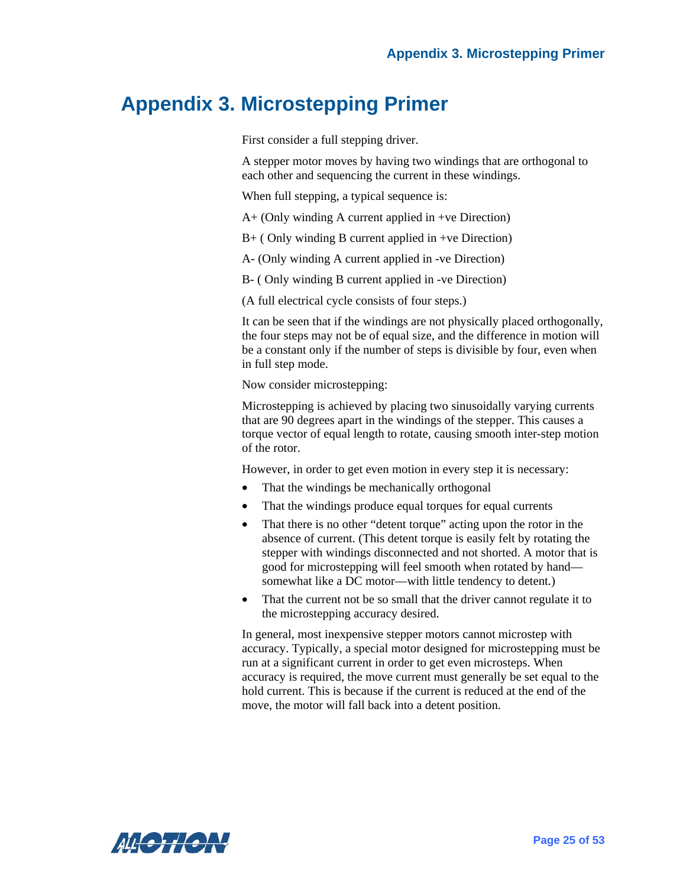# Appendix 3. Microstepping Primer

First consider a full stepping driver.

A stepper motor moves by having two windings that are orthogonal to each other and sequencing the current in these windings.

When full stepping, a typical sequence is:

A+ (Only winding A current applied in +ve Direction)

B+ ( Only winding B current applied in +ve Direction)

A- (Only winding A current applied in -ve Direction)

B- ( Only winding B current applied in -ve Direction)

(A full electrical cycle consists of four steps.)

It can be seen that if the windings are not physically placed orthogonally, the four steps may not be of equal size, and the difference in motion will be a constant only if the number of steps is divisible by four, even when in full step mode.

Now consider microstepping:

Microstepping is achieved by placing two sinusoidally varying currents that are 90 degrees apart in the windings of the stepper. This causes a torque vector of equal length to rotate, causing smooth inter-step motion of the rotor.

However, in order to get even motion in every step it is necessary:

- That the windings be mechanically orthogonal
- That the windings produce equal torques for equal currents
- That there is no other "detent torque" acting upon the rotor in the absence of current. (This detent torque is easily felt by rotating the stepper with windings disconnected and not shorted. A motor that is good for microstepping will feel smooth when rotated by hand—somewhat like a DC motor—with little tendency to detent.)
- That the current not be so small that the driver cannot regulate it to the microstepping accuracy desired.

In general, most inexpensive stepper motors cannot microstep with accuracy. Typically, a special motor designed for microstepping must be run at a significant current in order to get even microsteps. When accuracy is required, the move current must generally be set equal to the hold current. This is because if the current is reduced at the end of the move, the motor will fall back into a detent position.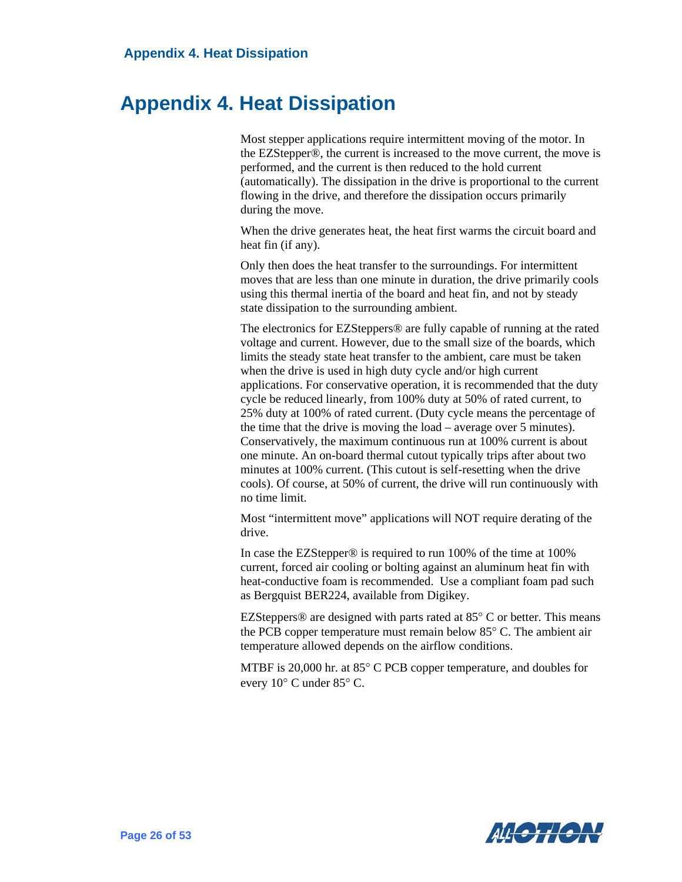# Appendix 4. Heat Dissipation

Most stepper applications require intermittent moving of the motor. In the EZStepper®, the current is increased to the move current, the move is performed, and the current is then reduced to the hold current (automatically). The dissipation in the drive is proportional to the current flowing in the drive, and therefore the dissipation occurs primarily during the move.

When the drive generates heat, the heat first warms the circuit board and heat fin (if any).

Only then does the heat transfer to the surroundings. For intermittent moves that are less than one minute in duration, the drive primarily cools using this thermal inertia of the board and heat fin, and not by steady state dissipation to the surrounding ambient.

The electronics for EZSteppers® are fully capable of running at the rated voltage and current. However, due to the small size of the boards, which limits the steady state heat transfer to the ambient, care must be taken when the drive is used in high duty cycle and/or high current applications. For conservative operation, it is recommended that the duty cycle be reduced linearly, from 100% duty at 50% of rated current, to 25% duty at 100% of rated current. (Duty cycle means the percentage of the time that the drive is moving the load – average over 5 minutes). Conservatively, the maximum continuous run at 100% current is about one minute. An on-board thermal cutout typically trips after about two minutes at 100% current. (This cutout is self-resetting when the drive cools). Of course, at 50% of current, the drive will run continuously with no time limit.

Most “intermittent move” applications will NOT require derating of the drive.

In case the EZStepper® is required to run 100% of the time at 100% current, forced air cooling or bolting against an aluminum heat fin with heat-conductive foam is recommended. Use a compliant foam pad such as Bergquist BER224, available from Digikey.

EZSteppers® are designed with parts rated at 85° C or better. This means the PCB copper temperature must remain below 85° C. The ambient air temperature allowed depends on the airflow conditions.

MTBF is 20,000 hr. at 85° C PCB copper temperature, and doubles for every 10° C under 85° C.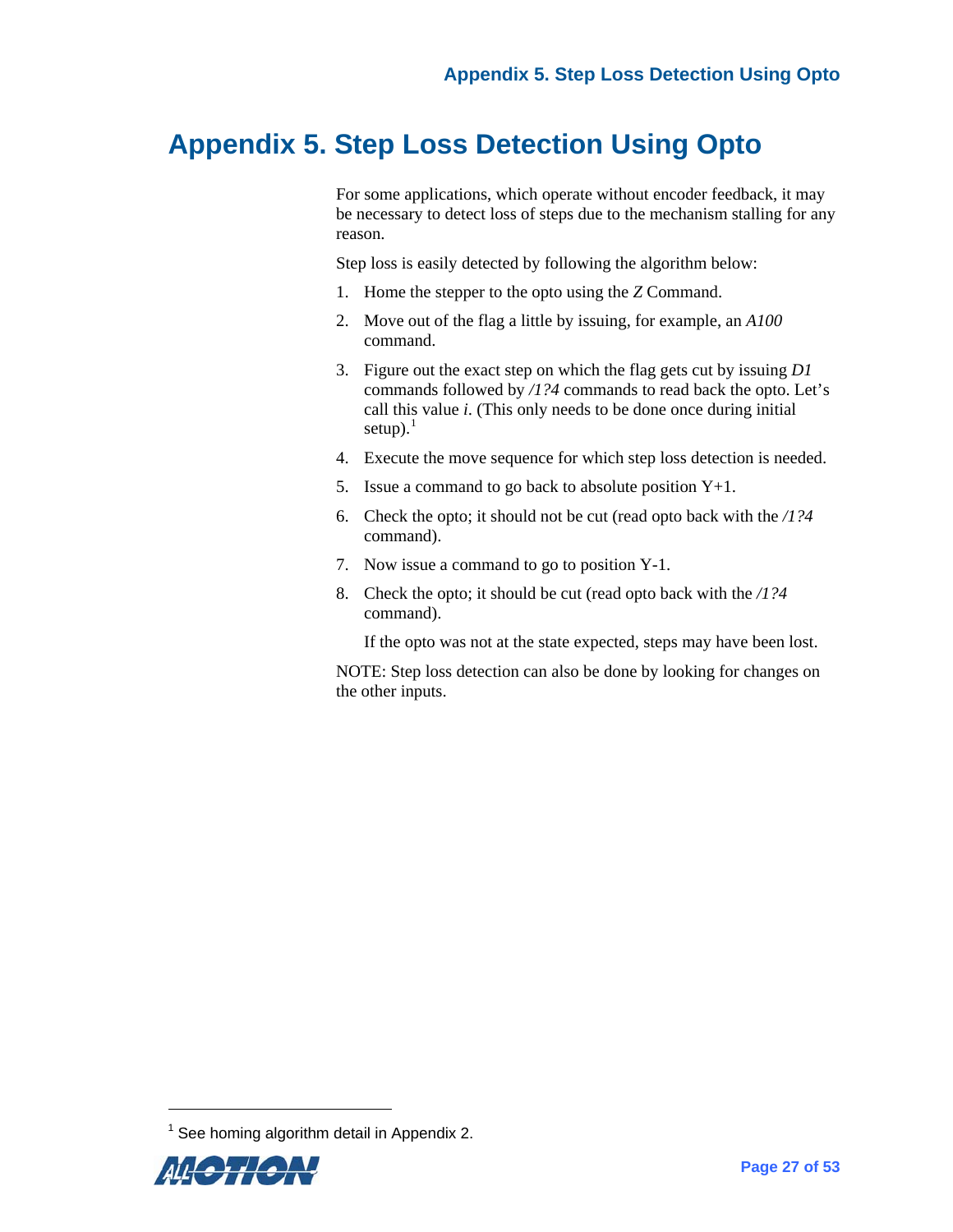# Appendix 5. Step Loss Detection Using Opto

For some applications, which operate without encoder feedback, it may be necessary to detect loss of steps due to the mechanism stalling for any reason.

Step loss is easily detected by following the algorithm below:

1. Home the stepper to the opto using the *Z* Command.
2. Move out of the flag a little by issuing, for example, an *A100* command.
3. Figure out the exact step on which the flag gets cut by issuing *D1* commands followed by */1?4* commands to read back the opto. Let's call this value *i*. (This only needs to be done once during initial setup).[1]
4. Execute the move sequence for which step loss detection is needed.
5. Issue a command to go back to absolute position Y+1.
6. Check the opto; it should not be cut (read opto back with the */1?4* command).
7. Now issue a command to go to position Y-1.
8. Check the opto; it should be cut (read opto back with the */1?4* command).

   If the opto was not at the state expected, steps may have been lost.

NOTE: Step loss detection can also be done by looking for changes on the other inputs.

---

[1] See homing algorithm detail in Appendix 2.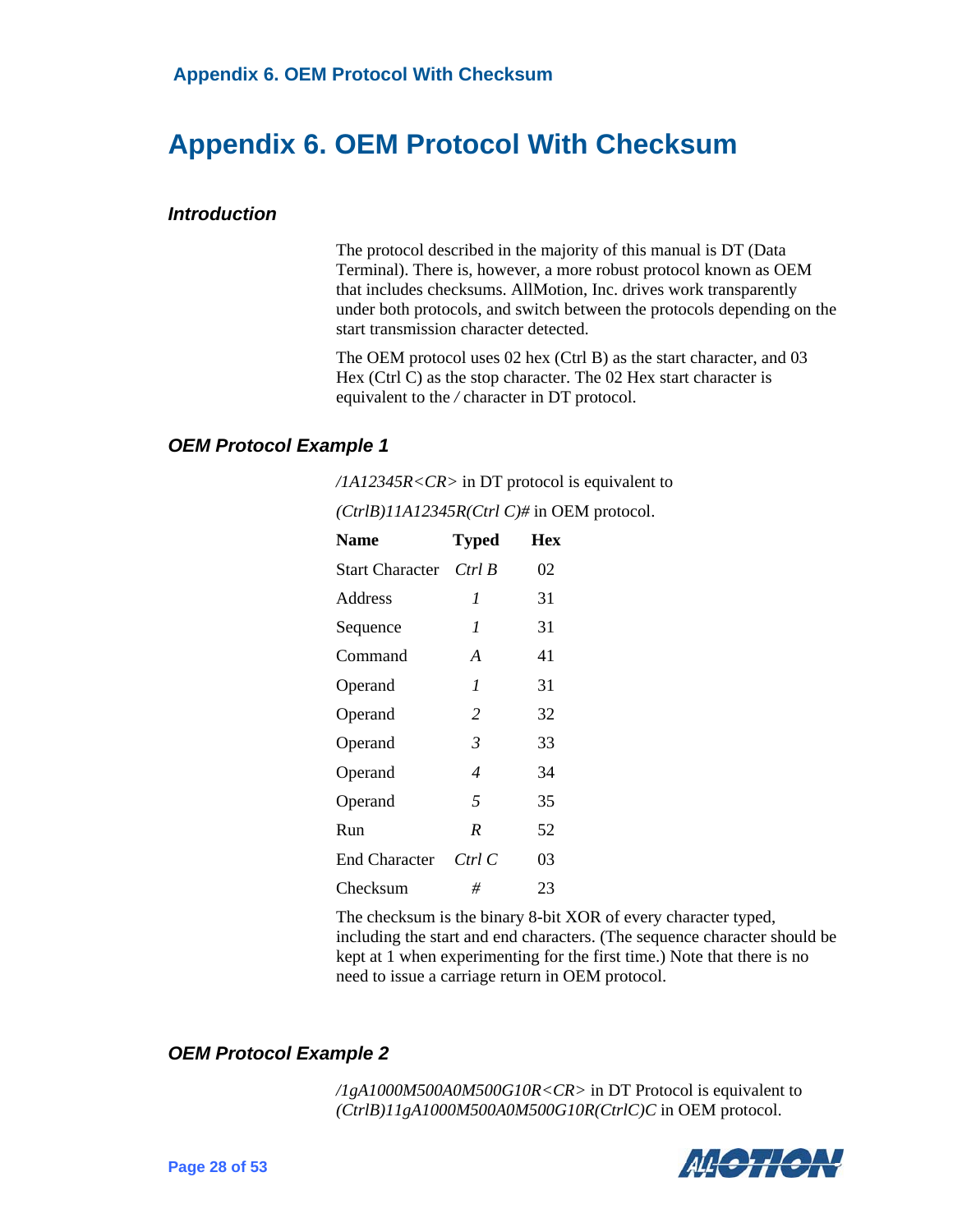# Appendix 6. OEM Protocol With Checksum

### Introduction

The protocol described in the majority of this manual is DT (Data Terminal). There is, however, a more robust protocol known as OEM that includes checksums. AllMotion, Inc. drives work transparently under both protocols, and switch between the protocols depending on the start transmission character detected.

The OEM protocol uses 02 hex (Ctrl B) as the start character, and 03 Hex (Ctrl C) as the stop character. The 02 Hex start character is equivalent to the */* character in DT protocol.

### OEM Protocol Example 1

*/1A12345R<CR>* in DT protocol is equivalent to

*(CtrlB)11A12345R(Ctrl C)#* in OEM protocol.

| Name | Typed | Hex |
|---|---|---|
| Start Character | *Ctrl B* | 02 |
| Address | *1* | 31 |
| Sequence | *1* | 31 |
| Command | *A* | 41 |
| Operand | *1* | 31 |
| Operand | *2* | 32 |
| Operand | *3* | 33 |
| Operand | *4* | 34 |
| Operand | *5* | 35 |
| Run | *R* | 52 |
| End Character | *Ctrl C* | 03 |
| Checksum | *#* | 23 |

The checksum is the binary 8-bit XOR of every character typed, including the start and end characters. (The sequence character should be kept at 1 when experimenting for the first time.) Note that there is no need to issue a carriage return in OEM protocol.

### OEM Protocol Example 2

*/1gA1000M500A0M500G10R<CR>* in DT Protocol is equivalent to *(CtrlB)11gA1000M500A0M500G10R(CtrlC)C* in OEM protocol.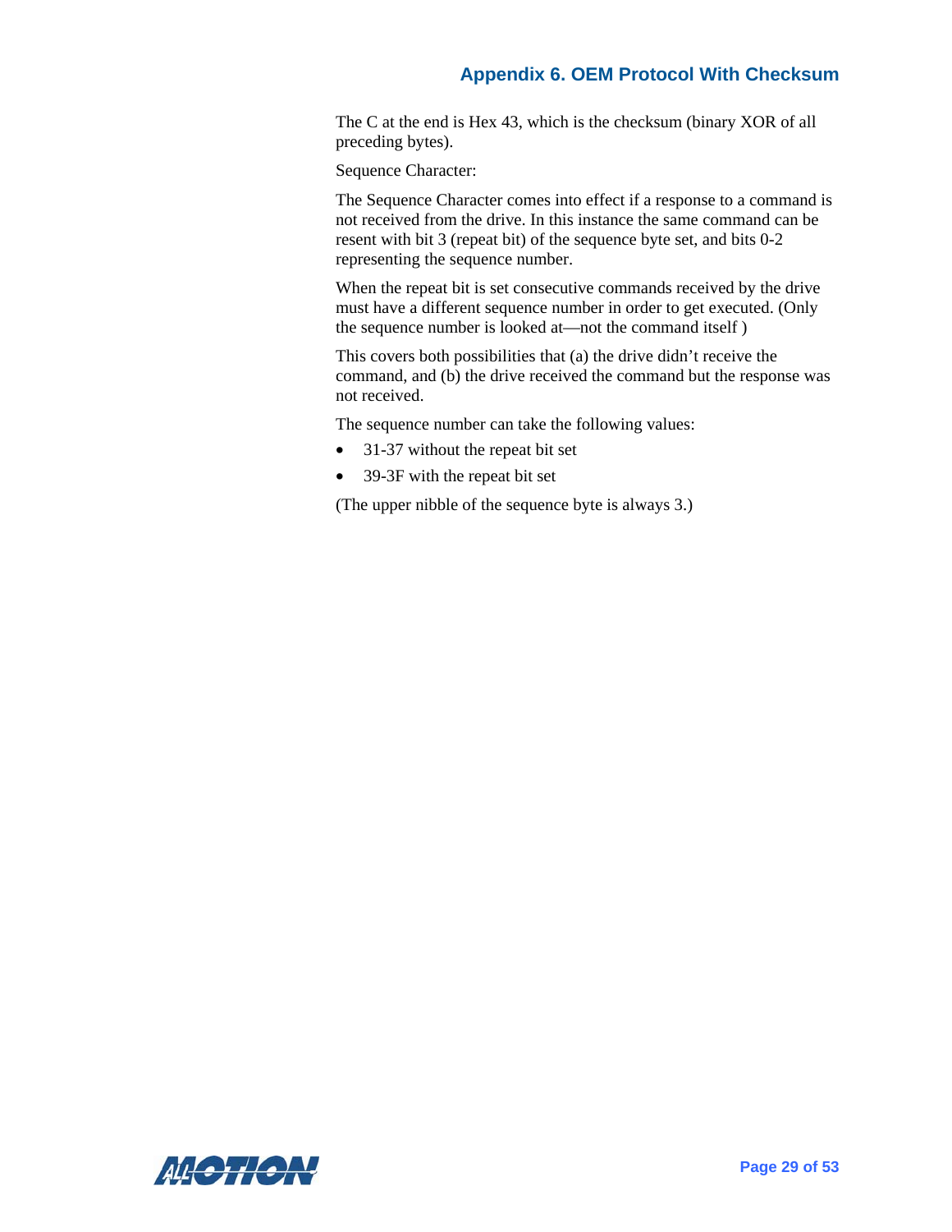The C at the end is Hex 43, which is the checksum (binary XOR of all preceding bytes).

Sequence Character:

The Sequence Character comes into effect if a response to a command is not received from the drive. In this instance the same command can be resent with bit 3 (repeat bit) of the sequence byte set, and bits 0-2 representing the sequence number.

When the repeat bit is set consecutive commands received by the drive must have a different sequence number in order to get executed. (Only the sequence number is looked at—not the command itself )

This covers both possibilities that (a) the drive didn't receive the command, and (b) the drive received the command but the response was not received.

The sequence number can take the following values:

- 31-37 without the repeat bit set
- 39-3F with the repeat bit set

(The upper nibble of the sequence byte is always 3.)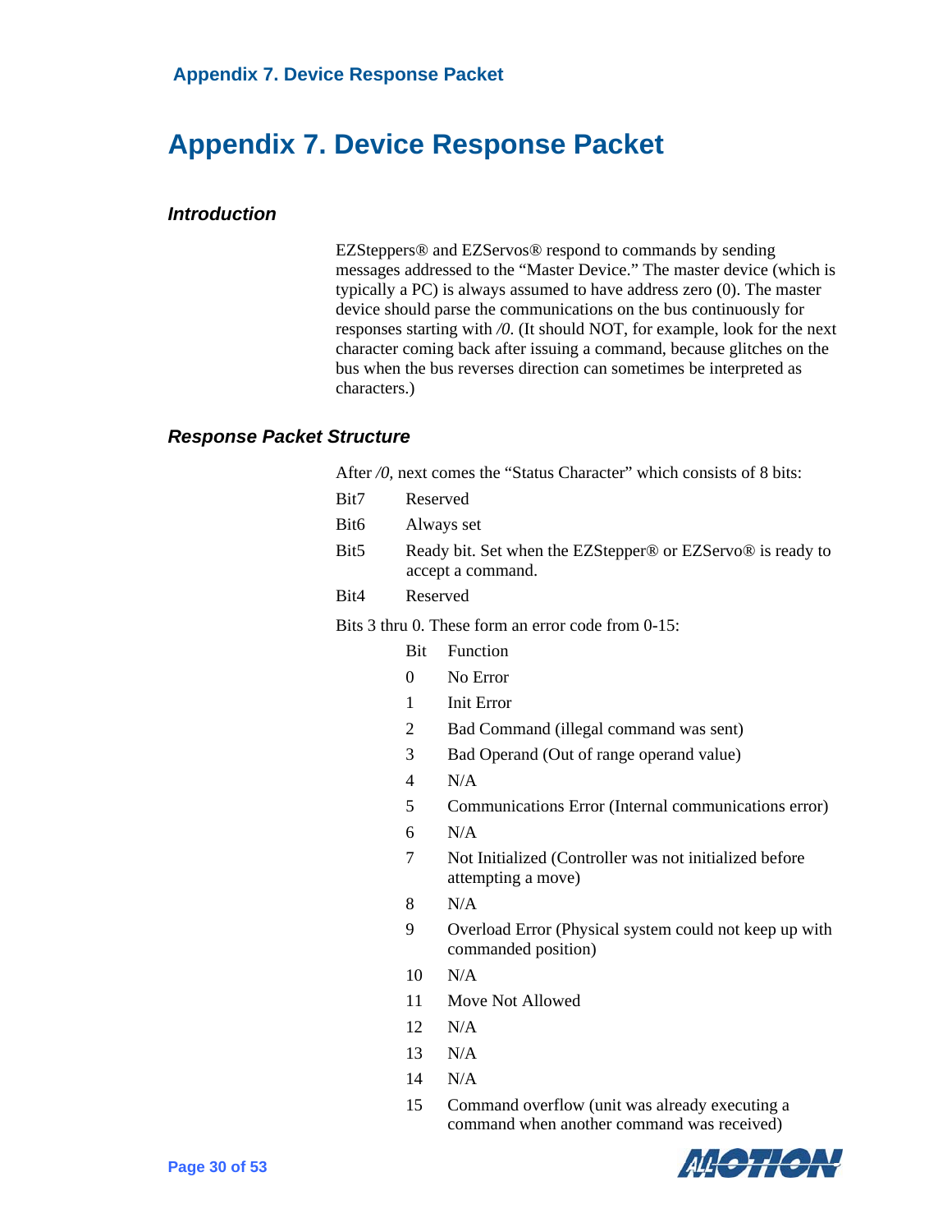# Appendix 7. Device Response Packet

### *Introduction*

EZSteppers® and EZServos® respond to commands by sending messages addressed to the “Master Device.” The master device (which is typically a PC) is always assumed to have address zero (0). The master device should parse the communications on the bus continuously for responses starting with */0*. (It should NOT, for example, look for the next character coming back after issuing a command, because glitches on the bus when the bus reverses direction can sometimes be interpreted as characters.)

### *Response Packet Structure*

After */0*, next comes the “Status Character” which consists of 8 bits:

| | |
|---|---|
| Bit7 | Reserved |
| Bit6 | Always set |
| Bit5 | Ready bit. Set when the EZStepper® or EZServo® is ready to accept a command. |
| Bit4 | Reserved |

Bits 3 thru 0. These form an error code from 0-15:

| Bit | Function |
|---|---|
| 0 | No Error |
| 1 | Init Error |
| 2 | Bad Command (illegal command was sent) |
| 3 | Bad Operand (Out of range operand value) |
| 4 | N/A |
| 5 | Communications Error (Internal communications error) |
| 6 | N/A |
| 7 | Not Initialized (Controller was not initialized before attempting a move) |
| 8 | N/A |
| 9 | Overload Error (Physical system could not keep up with commanded position) |
| 10 | N/A |
| 11 | Move Not Allowed |
| 12 | N/A |
| 13 | N/A |
| 14 | N/A |
| 15 | Command overflow (unit was already executing a command when another command was received) |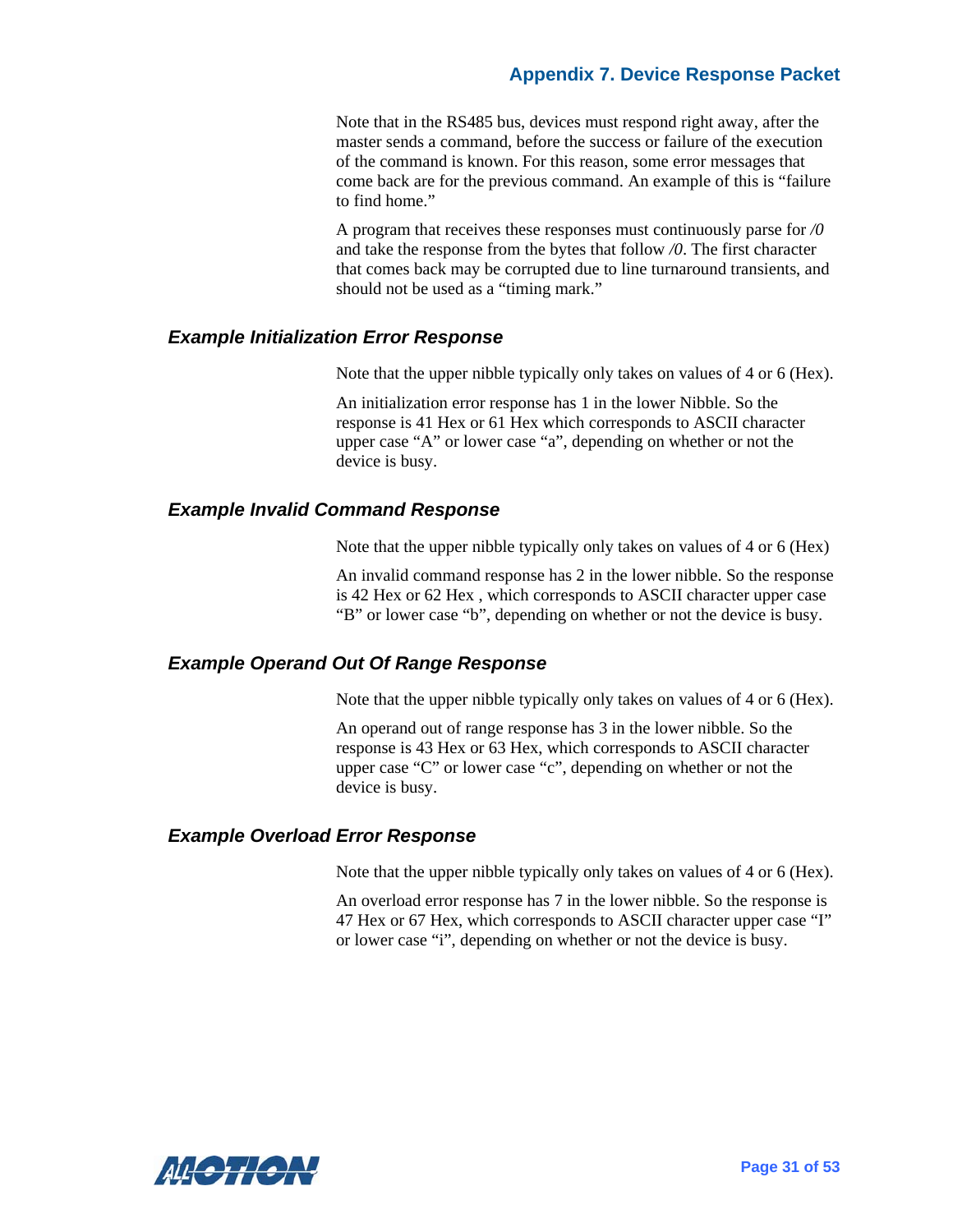Note that in the RS485 bus, devices must respond right away, after the master sends a command, before the success or failure of the execution of the command is known. For this reason, some error messages that come back are for the previous command. An example of this is “failure to find home.”

A program that receives these responses must continuously parse for */0* and take the response from the bytes that follow */0*. The first character that comes back may be corrupted due to line turnaround transients, and should not be used as a “timing mark.”

### *Example Initialization Error Response*

Note that the upper nibble typically only takes on values of 4 or 6 (Hex).

An initialization error response has 1 in the lower Nibble. So the response is 41 Hex or 61 Hex which corresponds to ASCII character upper case “A” or lower case “a”, depending on whether or not the device is busy.

### *Example Invalid Command Response*

Note that the upper nibble typically only takes on values of 4 or 6 (Hex)

An invalid command response has 2 in the lower nibble. So the response is 42 Hex or 62 Hex , which corresponds to ASCII character upper case “B” or lower case “b”, depending on whether or not the device is busy.

### *Example Operand Out Of Range Response*

Note that the upper nibble typically only takes on values of 4 or 6 (Hex).

An operand out of range response has 3 in the lower nibble. So the response is 43 Hex or 63 Hex, which corresponds to ASCII character upper case “C” or lower case “c”, depending on whether or not the device is busy.

### *Example Overload Error Response*

Note that the upper nibble typically only takes on values of 4 or 6 (Hex).

An overload error response has 7 in the lower nibble. So the response is 47 Hex or 67 Hex, which corresponds to ASCII character upper case “I” or lower case “i”, depending on whether or not the device is busy.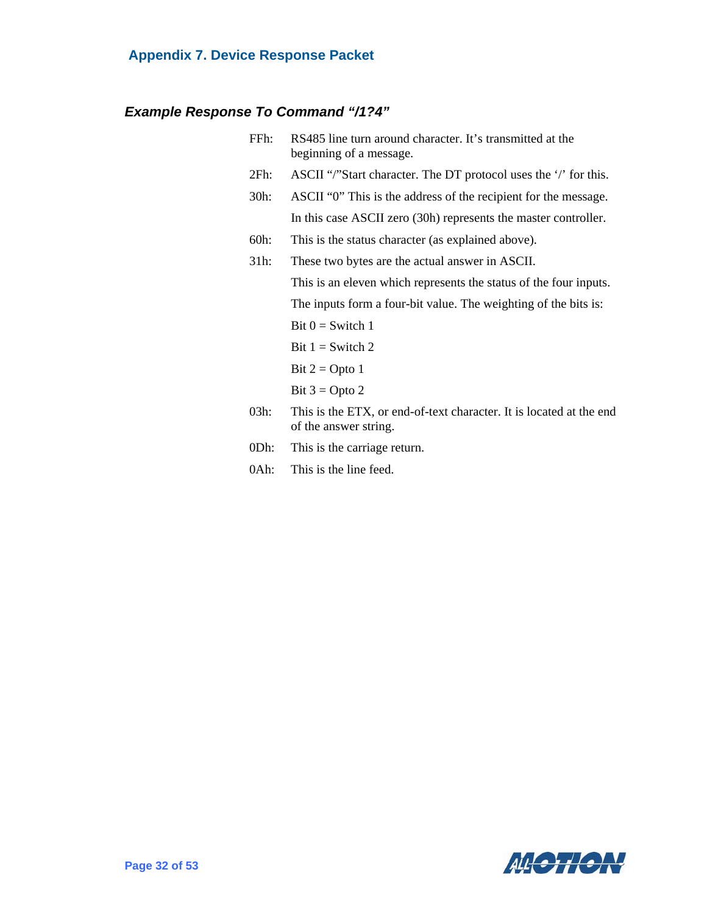## Appendix 7. Device Response Packet

### *Example Response To Command "/1?4"*

FFh: RS485 line turn around character. It's transmitted at the beginning of a message.

2Fh: ASCII "/"Start character. The DT protocol uses the '/' for this.

30h: ASCII "0" This is the address of the recipient for the message.

In this case ASCII zero (30h) represents the master controller.

60h: This is the status character (as explained above).

31h: These two bytes are the actual answer in ASCII.

This is an eleven which represents the status of the four inputs.

The inputs form a four-bit value. The weighting of the bits is:

Bit 0 = Switch 1

Bit 1 = Switch 2

Bit 2 = Opto 1

Bit 3 = Opto 2

03h: This is the ETX, or end-of-text character. It is located at the end of the answer string.

0Dh: This is the carriage return.

0Ah: This is the line feed.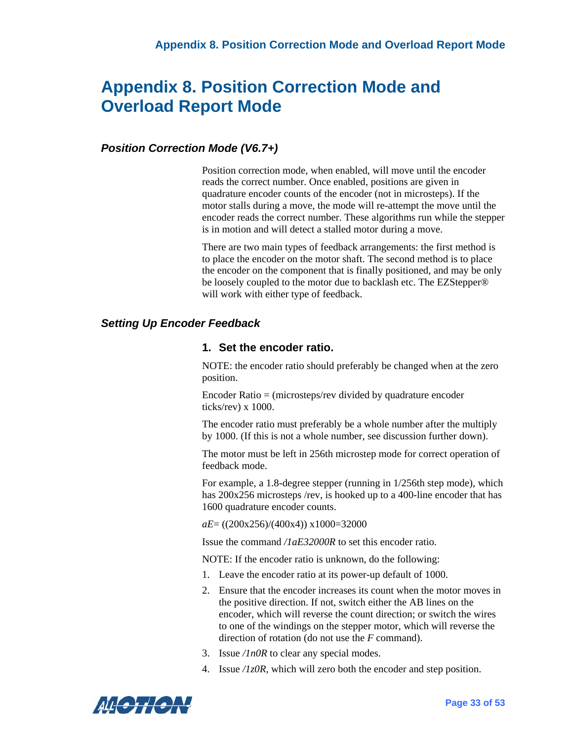# Appendix 8. Position Correction Mode and Overload Report Mode

## *Position Correction Mode (V6.7+)*

Position correction mode, when enabled, will move until the encoder reads the correct number. Once enabled, positions are given in quadrature encoder counts of the encoder (not in microsteps). If the motor stalls during a move, the mode will re-attempt the move until the encoder reads the correct number. These algorithms run while the stepper is in motion and will detect a stalled motor during a move.

There are two main types of feedback arrangements: the first method is to place the encoder on the motor shaft. The second method is to place the encoder on the component that is finally positioned, and may be only be loosely coupled to the motor due to backlash etc. The EZStepper® will work with either type of feedback.

## *Setting Up Encoder Feedback*

### 1. Set the encoder ratio.

NOTE: the encoder ratio should preferably be changed when at the zero position.

Encoder Ratio = (microsteps/rev divided by quadrature encoder ticks/rev) x 1000.

The encoder ratio must preferably be a whole number after the multiply by 1000. (If this is not a whole number, see discussion further down).

The motor must be left in 256th microstep mode for correct operation of feedback mode.

For example, a 1.8-degree stepper (running in 1/256th step mode), which has 200x256 microsteps /rev, is hooked up to a 400-line encoder that has 1600 quadrature encoder counts.

*aE*= ((200x256)/(400x4)) x1000=32000

Issue the command */1aE32000R* to set this encoder ratio.

NOTE: If the encoder ratio is unknown, do the following:

1. Leave the encoder ratio at its power-up default of 1000.
2. Ensure that the encoder increases its count when the motor moves in the positive direction. If not, switch either the AB lines on the encoder, which will reverse the count direction; or switch the wires to one of the windings on the stepper motor, which will reverse the direction of rotation (do not use the *F* command).
3. Issue */1n0R* to clear any special modes.
4. Issue */1z0R*, which will zero both the encoder and step position.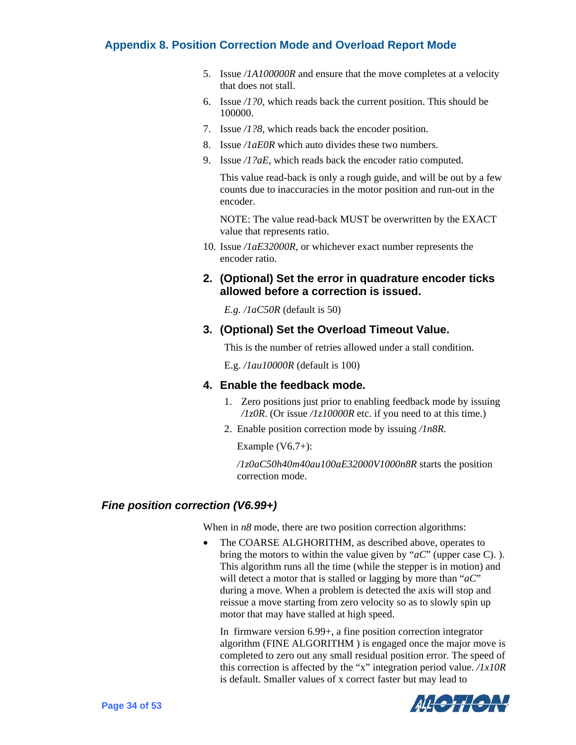## Appendix 8. Position Correction Mode and Overload Report Mode

5. Issue */1A100000R* and ensure that the move completes at a velocity that does not stall.
6. Issue */1?0*, which reads back the current position. This should be 100000.
7. Issue */1?8*, which reads back the encoder position.
8. Issue */1aE0R* which auto divides these two numbers.
9. Issue */1?aE*, which reads back the encoder ratio computed.

   This value read-back is only a rough guide, and will be out by a few counts due to inaccuracies in the motor position and run-out in the encoder.

   NOTE: The value read-back MUST be overwritten by the EXACT value that represents ratio.
10. Issue */1aE32000R*, or whichever exact number represents the encoder ratio.

### 2. (Optional) Set the error in quadrature encoder ticks allowed before a correction is issued.

*E.g. /1aC50R* (default is 50)

### 3. (Optional) Set the Overload Timeout Value.

This is the number of retries allowed under a stall condition.

E.g. */1au10000R* (default is 100)

### 4. Enable the feedback mode.

1. Zero positions just prior to enabling feedback mode by issuing */1z0R*. (Or issue */1z10000R* etc. if you need to at this time.)
2. Enable position correction mode by issuing */1n8R.*

   Example (V6.7+):

   */1z0aC50h40m40au100aE32000V1000n8R* starts the position correction mode.

### *Fine position correction (V6.99+)*

When in *n8* mode, there are two position correction algorithms:

- The COARSE ALGHORITHM, as described above, operates to bring the motors to within the value given by "*aC*" (upper case C). ). This algorithm runs all the time (while the stepper is in motion) and will detect a motor that is stalled or lagging by more than "*aC*" during a move. When a problem is detected the axis will stop and reissue a move starting from zero velocity so as to slowly spin up motor that may have stalled at high speed.

  In firmware version 6.99+, a fine position correction integrator algorithm (FINE ALGORITHM ) is engaged once the major move is completed to zero out any small residual position error. The speed of this correction is affected by the "x" integration period value. */1x10R* is default. Smaller values of x correct faster but may lead to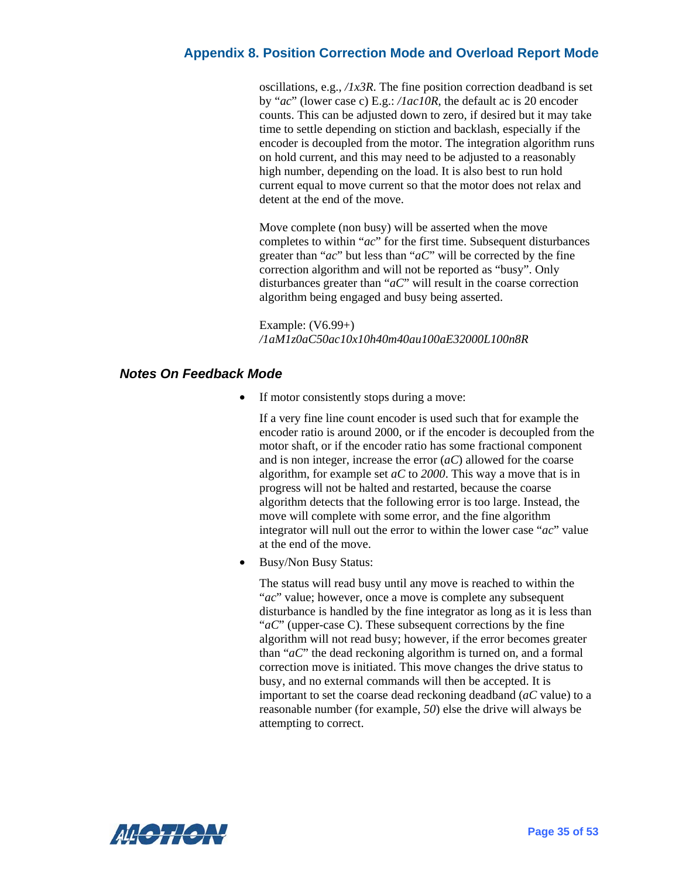oscillations, e.g., */1x3R*. The fine position correction deadband is set by "*ac*" (lower case c) E.g.: */1ac10R*, the default ac is 20 encoder counts. This can be adjusted down to zero, if desired but it may take time to settle depending on stiction and backlash, especially if the encoder is decoupled from the motor. The integration algorithm runs on hold current, and this may need to be adjusted to a reasonably high number, depending on the load. It is also best to run hold current equal to move current so that the motor does not relax and detent at the end of the move.

Move complete (non busy) will be asserted when the move completes to within "*ac*" for the first time. Subsequent disturbances greater than "*ac*" but less than "*aC*" will be corrected by the fine correction algorithm and will not be reported as "busy". Only disturbances greater than "*aC*" will result in the coarse correction algorithm being engaged and busy being asserted.

Example: (V6.99+)
*/1aM1z0aC50ac10x10h40m40au100aE32000L100n8R*

### *Notes On Feedback Mode*

- If motor consistently stops during a move:

  If a very fine line count encoder is used such that for example the encoder ratio is around 2000, or if the encoder is decoupled from the motor shaft, or if the encoder ratio has some fractional component and is non integer, increase the error (*aC*) allowed for the coarse algorithm, for example set *aC* to *2000*. This way a move that is in progress will not be halted and restarted, because the coarse algorithm detects that the following error is too large. Instead, the move will complete with some error, and the fine algorithm integrator will null out the error to within the lower case "*ac*" value at the end of the move.

- Busy/Non Busy Status:

  The status will read busy until any move is reached to within the "*ac*" value; however, once a move is complete any subsequent disturbance is handled by the fine integrator as long as it is less than "*aC*" (upper-case C). These subsequent corrections by the fine algorithm will not read busy; however, if the error becomes greater than "*aC*" the dead reckoning algorithm is turned on, and a formal correction move is initiated. This move changes the drive status to busy, and no external commands will then be accepted. It is important to set the coarse dead reckoning deadband (*aC* value) to a reasonable number (for example, *50*) else the drive will always be attempting to correct.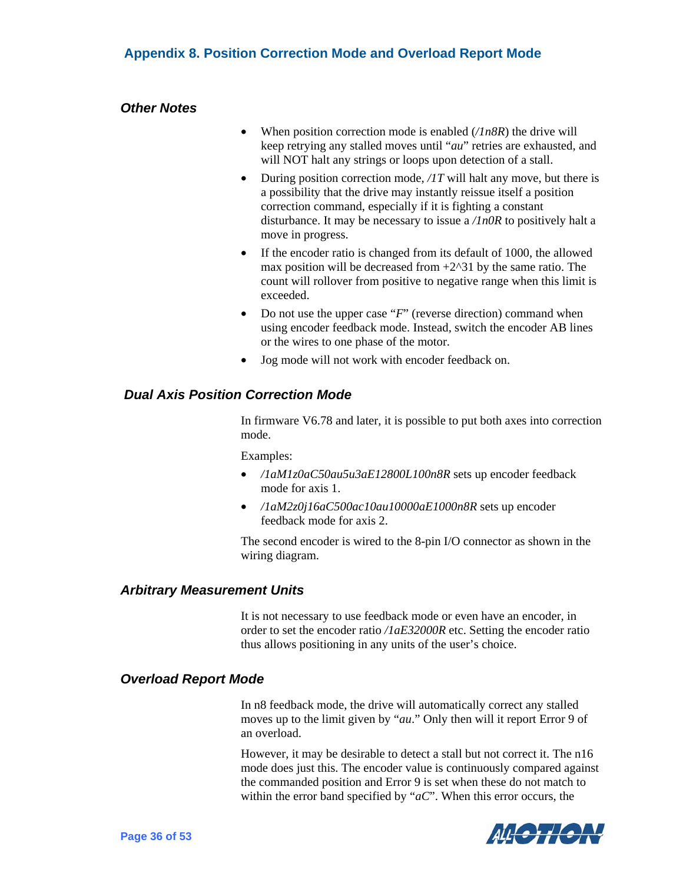## Appendix 8. Position Correction Mode and Overload Report Mode

### *Other Notes*

- When position correction mode is enabled (*/1n8R*) the drive will keep retrying any stalled moves until "*au*" retries are exhausted, and will NOT halt any strings or loops upon detection of a stall.
- During position correction mode, */1T* will halt any move, but there is a possibility that the drive may instantly reissue itself a position correction command, especially if it is fighting a constant disturbance. It may be necessary to issue a */1n0R* to positively halt a move in progress.
- If the encoder ratio is changed from its default of 1000, the allowed max position will be decreased from +2^31 by the same ratio. The count will rollover from positive to negative range when this limit is exceeded.
- Do not use the upper case "*F*" (reverse direction) command when using encoder feedback mode. Instead, switch the encoder AB lines or the wires to one phase of the motor.
- Jog mode will not work with encoder feedback on.

### *Dual Axis Position Correction Mode*

In firmware V6.78 and later, it is possible to put both axes into correction mode.

Examples:

- */1aM1z0aC50au5u3aE12800L100n8R* sets up encoder feedback mode for axis 1.
- */1aM2z0j16aC500ac10au10000aE1000n8R* sets up encoder feedback mode for axis 2.

The second encoder is wired to the 8-pin I/O connector as shown in the wiring diagram.

### *Arbitrary Measurement Units*

It is not necessary to use feedback mode or even have an encoder, in order to set the encoder ratio */1aE32000R* etc. Setting the encoder ratio thus allows positioning in any units of the user's choice.

### *Overload Report Mode*

In n8 feedback mode, the drive will automatically correct any stalled moves up to the limit given by "*au*." Only then will it report Error 9 of an overload.

However, it may be desirable to detect a stall but not correct it. The n16 mode does just this. The encoder value is continuously compared against the commanded position and Error 9 is set when these do not match to within the error band specified by "*aC*". When this error occurs, the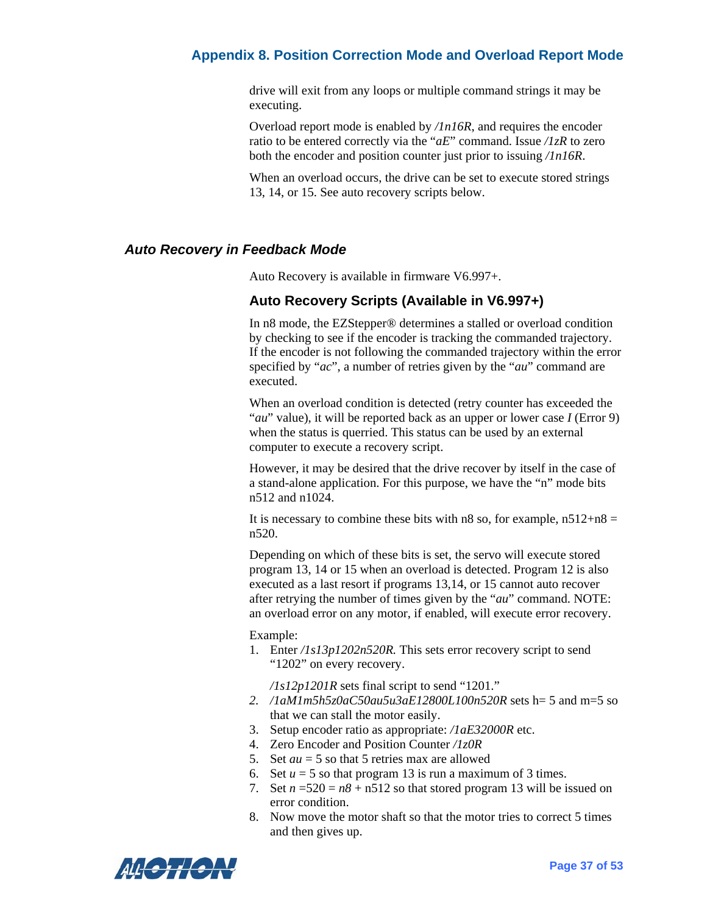drive will exit from any loops or multiple command strings it may be executing.

Overload report mode is enabled by */1n16R*, and requires the encoder ratio to be entered correctly via the "*aE*" command. Issue */1zR* to zero both the encoder and position counter just prior to issuing */1n16R*.

When an overload occurs, the drive can be set to execute stored strings 13, 14, or 15. See auto recovery scripts below.

## *Auto Recovery in Feedback Mode*

Auto Recovery is available in firmware V6.997+.

### Auto Recovery Scripts (Available in V6.997+)

In n8 mode, the EZStepper® determines a stalled or overload condition by checking to see if the encoder is tracking the commanded trajectory. If the encoder is not following the commanded trajectory within the error specified by "*ac*", a number of retries given by the "*au*" command are executed.

When an overload condition is detected (retry counter has exceeded the "*au*" value), it will be reported back as an upper or lower case *I* (Error 9) when the status is querried. This status can be used by an external computer to execute a recovery script.

However, it may be desired that the drive recover by itself in the case of a stand-alone application. For this purpose, we have the "n" mode bits n512 and n1024.

It is necessary to combine these bits with n8 so, for example, n512+n8 = n520.

Depending on which of these bits is set, the servo will execute stored program 13, 14 or 15 when an overload is detected. Program 12 is also executed as a last resort if programs 13,14, or 15 cannot auto recover after retrying the number of times given by the "*au*" command. NOTE: an overload error on any motor, if enabled, will execute error recovery.

Example:

1. Enter */1s13p1202n520R.* This sets error recovery script to send "1202" on every recovery.

   */1s12p1201R* sets final script to send "1201."
2. */1aM1m5h5z0aC50au5u3aE12800L100n520R* sets h= 5 and m=5 so that we can stall the motor easily.
3. Setup encoder ratio as appropriate: */1aE32000R* etc.
4. Zero Encoder and Position Counter */1z0R*
5. Set *au* = 5 so that 5 retries max are allowed
6. Set *u* = 5 so that program 13 is run a maximum of 3 times.
7. Set *n* =520 = *n8* + n512 so that stored program 13 will be issued on error condition.
8. Now move the motor shaft so that the motor tries to correct 5 times and then gives up.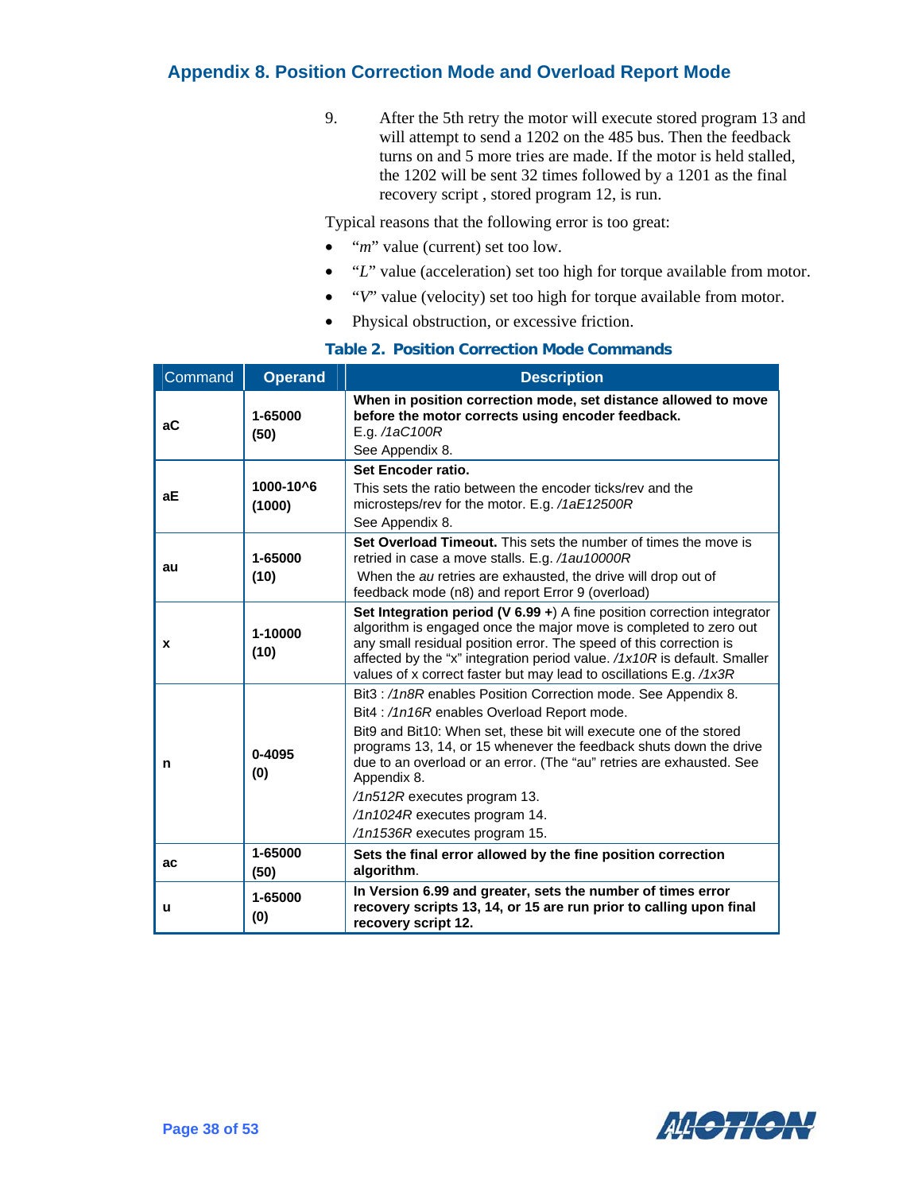## Appendix 8. Position Correction Mode and Overload Report Mode

9. After the 5th retry the motor will execute stored program 13 and will attempt to send a 1202 on the 485 bus. Then the feedback turns on and 5 more tries are made. If the motor is held stalled, the 1202 will be sent 32 times followed by a 1201 as the final recovery script , stored program 12, is run.

Typical reasons that the following error is too great:

- "*m*" value (current) set too low.
- "*L*" value (acceleration) set too high for torque available from motor.
- "*V*" value (velocity) set too high for torque available from motor.
- Physical obstruction, or excessive friction.

**Table 2. Position Correction Mode Commands**

| Command | Operand | Description |
|---|---|---|
| **aC** | **1-65000 (50)** | **When in position correction mode, set distance allowed to move before the motor corrects using encoder feedback.** E.g. */1aC100R* See Appendix 8. |
| **aE** | **1000-10^6 (1000)** | **Set Encoder ratio.** This sets the ratio between the encoder ticks/rev and the microsteps/rev for the motor. E.g. */1aE12500R* See Appendix 8. |
| **au** | **1-65000 (10)** | **Set Overload Timeout.** This sets the number of times the move is retried in case a move stalls. E.g. */1au10000R* When the *au* retries are exhausted, the drive will drop out of feedback mode (n8) and report Error 9 (overload) |
| **x** | **1-10000 (10)** | **Set Integration period (V 6.99 +**) A fine position correction integrator algorithm is engaged once the major move is completed to zero out any small residual position error. The speed of this correction is affected by the "x" integration period value. */1x10R* is default. Smaller values of x correct faster but may lead to oscillations E.g. */1x3R* |
| **n** | **0-4095 (0)** | Bit3 : */1n8R* enables Position Correction mode. See Appendix 8. Bit4 : */1n16R* enables Overload Report mode. Bit9 and Bit10: When set, these bit will execute one of the stored programs 13, 14, or 15 whenever the feedback shuts down the drive due to an overload or an error. (The "au" retries are exhausted. See Appendix 8. */1n512R* executes program 13. */1n1024R* executes program 14. */1n1536R* executes program 15. |
| **ac** | **1-65000 (50)** | **Sets the final error allowed by the fine position correction algorithm**. |
| **u** | **1-65000 (0)** | **In Version 6.99 and greater, sets the number of times error recovery scripts 13, 14, or 15 are run prior to calling upon final recovery script 12.** |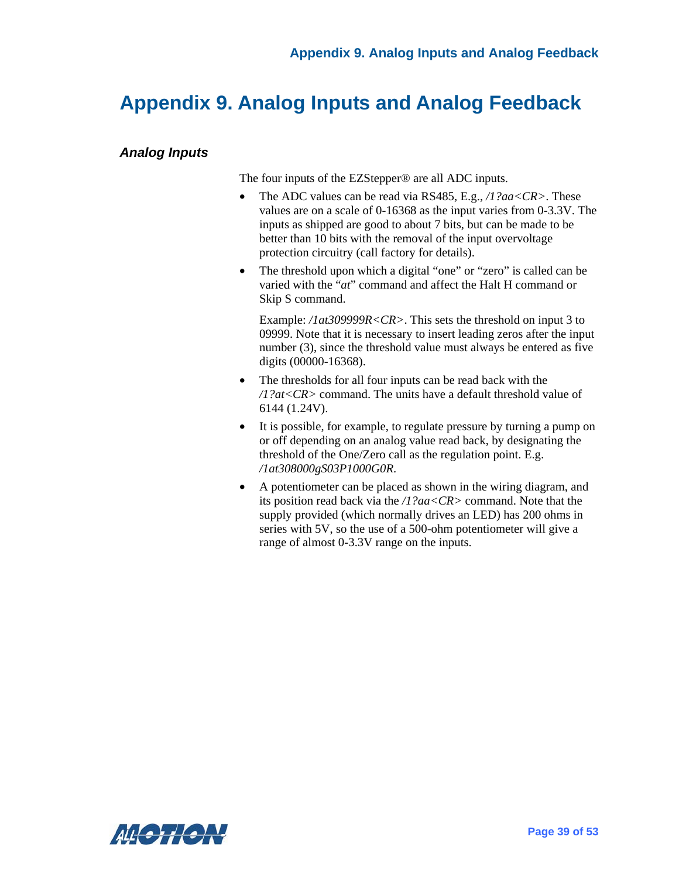# Appendix 9. Analog Inputs and Analog Feedback

### *Analog Inputs*

The four inputs of the EZStepper® are all ADC inputs.

- The ADC values can be read via RS485, E.g., */1?aa<CR>*. These values are on a scale of 0-16368 as the input varies from 0-3.3V. The inputs as shipped are good to about 7 bits, but can be made to be better than 10 bits with the removal of the input overvoltage protection circuitry (call factory for details).
- The threshold upon which a digital "one" or "zero" is called can be varied with the "*at*" command and affect the Halt H command or Skip S command.

  Example: */1at309999R<CR>*. This sets the threshold on input 3 to 09999. Note that it is necessary to insert leading zeros after the input number (3), since the threshold value must always be entered as five digits (00000-16368).
- The thresholds for all four inputs can be read back with the */1?at<CR>* command. The units have a default threshold value of 6144 (1.24V).
- It is possible, for example, to regulate pressure by turning a pump on or off depending on an analog value read back, by designating the threshold of the One/Zero call as the regulation point. E.g. */1at308000gS03P1000G0R.*
- A potentiometer can be placed as shown in the wiring diagram, and its position read back via the */1?aa<CR>* command. Note that the supply provided (which normally drives an LED) has 200 ohms in series with 5V, so the use of a 500-ohm potentiometer will give a range of almost 0-3.3V range on the inputs.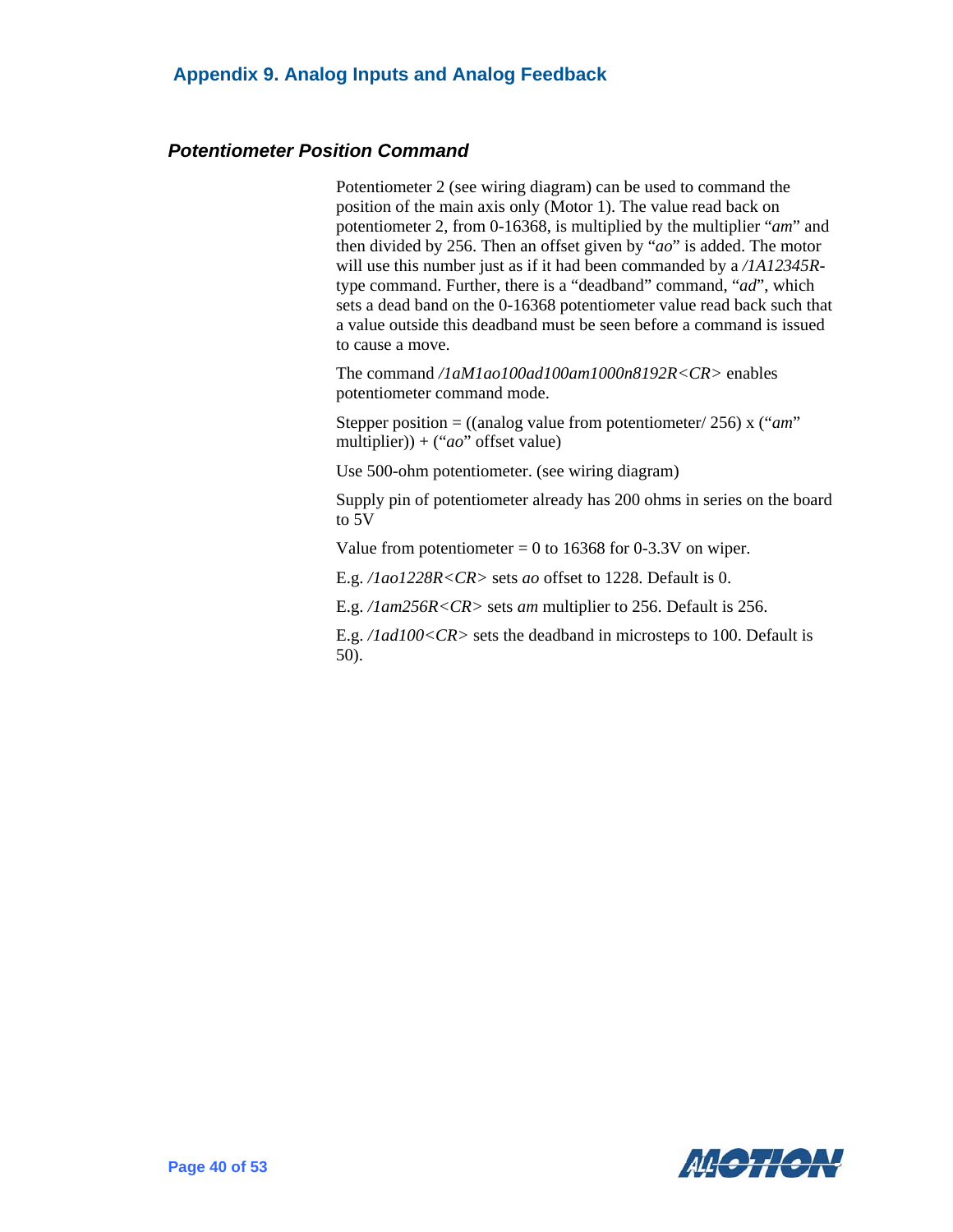## Appendix 9. Analog Inputs and Analog Feedback

### *Potentiometer Position Command*

Potentiometer 2 (see wiring diagram) can be used to command the position of the main axis only (Motor 1). The value read back on potentiometer 2, from 0-16368, is multiplied by the multiplier "*am*" and then divided by 256. Then an offset given by "*ao*" is added. The motor will use this number just as if it had been commanded by a */1A12345R*-type command. Further, there is a "deadband" command, "*ad*", which sets a dead band on the 0-16368 potentiometer value read back such that a value outside this deadband must be seen before a command is issued to cause a move.

The command */1aM1ao100ad100am1000n8192R<CR>* enables potentiometer command mode.

Stepper position = ((analog value from potentiometer/ 256) x ("*am*" multiplier)) + ("*ao*" offset value)

Use 500-ohm potentiometer. (see wiring diagram)

Supply pin of potentiometer already has 200 ohms in series on the board to 5V

Value from potentiometer = 0 to 16368 for 0-3.3V on wiper.

E.g. */1ao1228R<CR>* sets *ao* offset to 1228. Default is 0.

E.g. */1am256R<CR>* sets *am* multiplier to 256. Default is 256.

E.g. */1ad100<CR>* sets the deadband in microsteps to 100. Default is 50).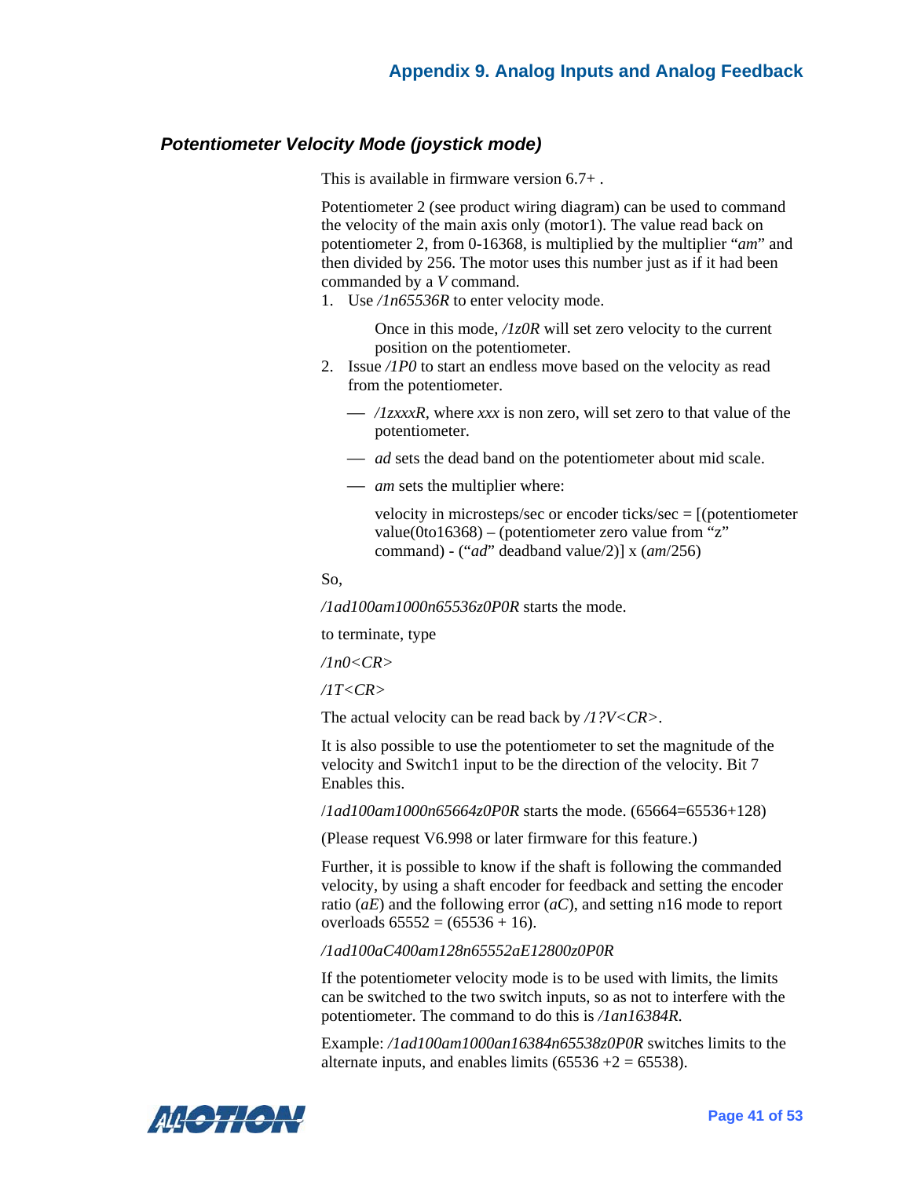### *Potentiometer Velocity Mode (joystick mode)*

This is available in firmware version 6.7+ .

Potentiometer 2 (see product wiring diagram) can be used to command the velocity of the main axis only (motor1). The value read back on potentiometer 2, from 0-16368, is multiplied by the multiplier "*am*" and then divided by 256. The motor uses this number just as if it had been commanded by a *V* command.

1. Use */1n65536R* to enter velocity mode.

   Once in this mode, */1z0R* will set zero velocity to the current position on the potentiometer.

2. Issue */1P0* to start an endless move based on the velocity as read from the potentiometer.

   — */1zxxxR*, where *xxx* is non zero, will set zero to that value of the potentiometer.

   — *ad* sets the dead band on the potentiometer about mid scale.

   — *am* sets the multiplier where:

   velocity in microsteps/sec or encoder ticks/sec = [(potentiometer value(0to16368) – (potentiometer zero value from "z" command) - ("*ad*" deadband value/2)] x (*am*/256)

So,

*/1ad100am1000n65536z0P0R* starts the mode.

to terminate, type

*/1n0<CR>*

*/1T<CR>*

The actual velocity can be read back by */1?V<CR>*.

It is also possible to use the potentiometer to set the magnitude of the velocity and Switch1 input to be the direction of the velocity. Bit 7 Enables this.

/*1ad100am1000n65664z0P0R* starts the mode. (65664=65536+128)

(Please request V6.998 or later firmware for this feature.)

Further, it is possible to know if the shaft is following the commanded velocity, by using a shaft encoder for feedback and setting the encoder ratio (*aE*) and the following error (*aC*), and setting n16 mode to report overloads 65552 = (65536 + 16).

*/1ad100aC400am128n65552aE12800z0P0R*

If the potentiometer velocity mode is to be used with limits, the limits can be switched to the two switch inputs, so as not to interfere with the potentiometer. The command to do this is */1an16384R*.

Example: */1ad100am1000an16384n65538z0P0R* switches limits to the alternate inputs, and enables limits (65536 +2 = 65538).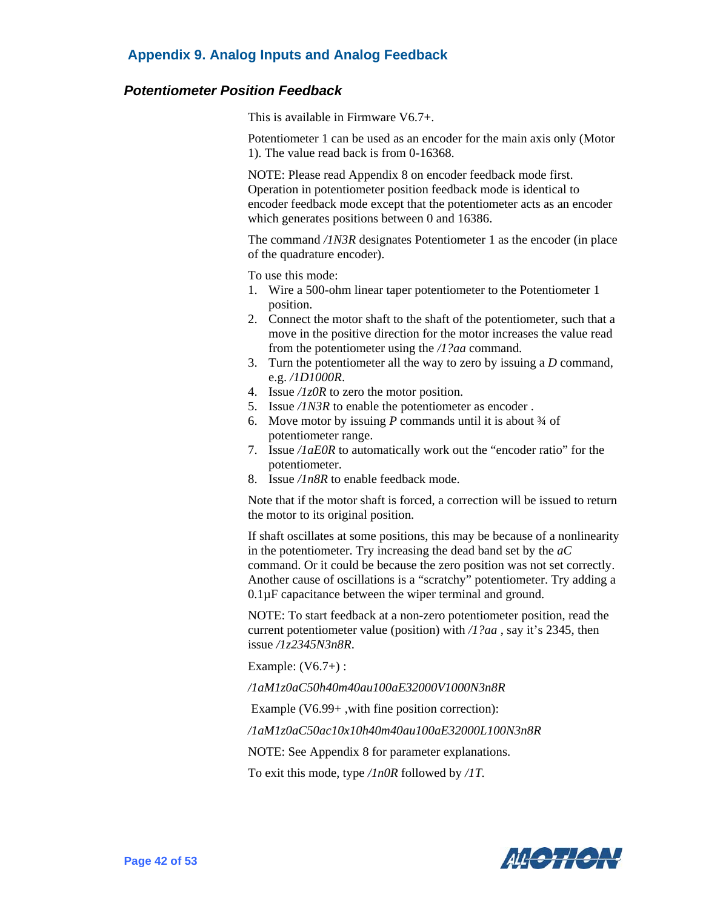## Appendix 9. Analog Inputs and Analog Feedback

### *Potentiometer Position Feedback*

This is available in Firmware V6.7+.

Potentiometer 1 can be used as an encoder for the main axis only (Motor 1). The value read back is from 0-16368.

NOTE: Please read Appendix 8 on encoder feedback mode first. Operation in potentiometer position feedback mode is identical to encoder feedback mode except that the potentiometer acts as an encoder which generates positions between 0 and 16386.

The command */1N3R* designates Potentiometer 1 as the encoder (in place of the quadrature encoder).

To use this mode:

1. Wire a 500-ohm linear taper potentiometer to the Potentiometer 1 position.
2. Connect the motor shaft to the shaft of the potentiometer, such that a move in the positive direction for the motor increases the value read from the potentiometer using the */1?aa* command.
3. Turn the potentiometer all the way to zero by issuing a *D* command, e.g. */1D1000R*.
4. Issue */1z0R* to zero the motor position.
5. Issue */1N3R* to enable the potentiometer as encoder .
6. Move motor by issuing *P* commands until it is about ¾ of potentiometer range.
7. Issue */1aE0R* to automatically work out the “encoder ratio” for the potentiometer.
8. Issue */1n8R* to enable feedback mode.

Note that if the motor shaft is forced, a correction will be issued to return the motor to its original position.

If shaft oscillates at some positions, this may be because of a nonlinearity in the potentiometer. Try increasing the dead band set by the *aC* command. Or it could be because the zero position was not set correctly. Another cause of oscillations is a “scratchy” potentiometer. Try adding a 0.1µF capacitance between the wiper terminal and ground.

NOTE: To start feedback at a non-zero potentiometer position, read the current potentiometer value (position) with */1?aa* , say it’s 2345, then issue */1z2345N3n8R*.

Example: (V6.7+) :

*/1aM1z0aC50h40m40au100aE32000V1000N3n8R*

Example (V6.99+ ,with fine position correction):

*/1aM1z0aC50ac10x10h40m40au100aE32000L100N3n8R*

NOTE: See Appendix 8 for parameter explanations.

To exit this mode, type */1n0R* followed by */1T*.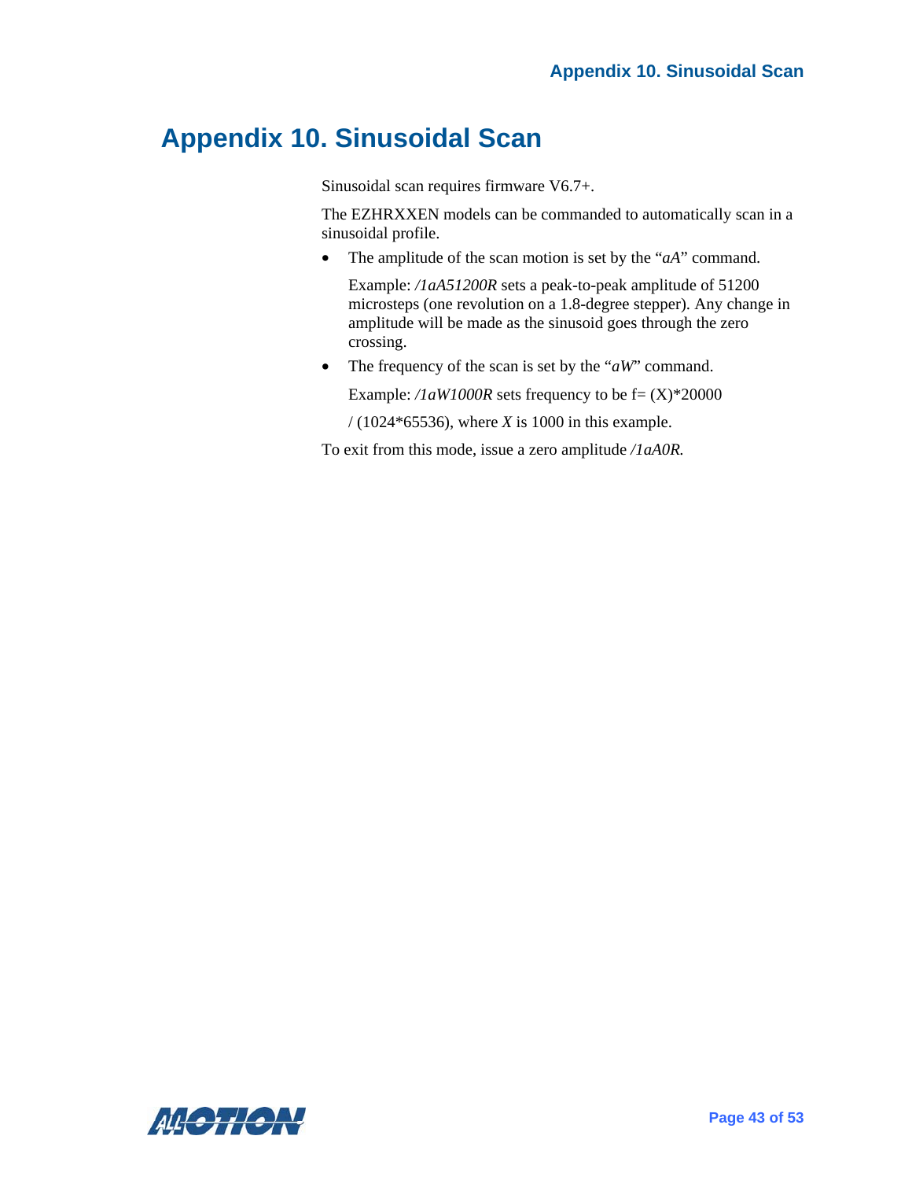# Appendix 10. Sinusoidal Scan

Sinusoidal scan requires firmware V6.7+.

The EZHRXXEN models can be commanded to automatically scan in a sinusoidal profile.

- The amplitude of the scan motion is set by the "*aA*" command.

  Example: */1aA51200R* sets a peak-to-peak amplitude of 51200 microsteps (one revolution on a 1.8-degree stepper). Any change in amplitude will be made as the sinusoid goes through the zero crossing.

- The frequency of the scan is set by the "*aW*" command.

  Example: */1aW1000R* sets frequency to be f= (X)*20000

  / (1024*65536), where *X* is 1000 in this example.

To exit from this mode, issue a zero amplitude */1aA0R.*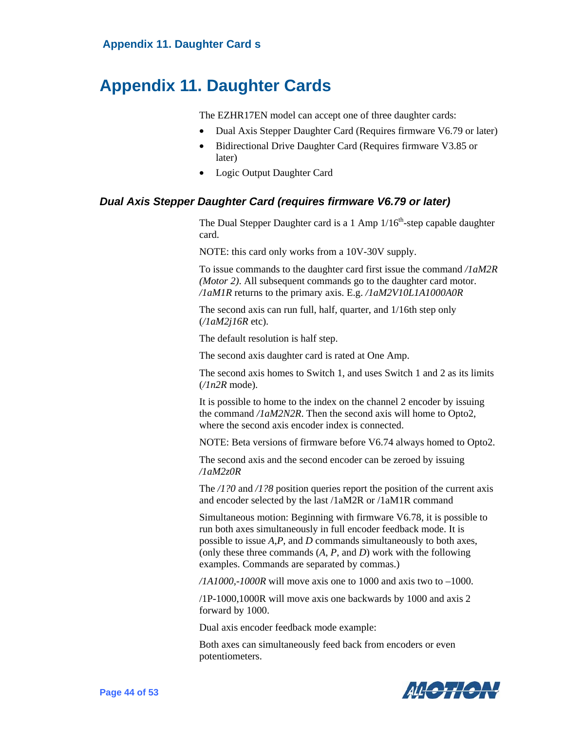# Appendix 11. Daughter Cards

The EZHR17EN model can accept one of three daughter cards:

- Dual Axis Stepper Daughter Card (Requires firmware V6.79 or later)
- Bidirectional Drive Daughter Card (Requires firmware V3.85 or later)
- Logic Output Daughter Card

### *Dual Axis Stepper Daughter Card (requires firmware V6.79 or later)*

The Dual Stepper Daughter card is a 1 Amp 1/16th-step capable daughter card.

NOTE: this card only works from a 10V-30V supply.

To issue commands to the daughter card first issue the command */1aM2R (Motor 2)*. All subsequent commands go to the daughter card motor. */1aM1R* returns to the primary axis. E.g. */1aM2V10L1A1000A0R*

The second axis can run full, half, quarter, and 1/16th step only (*/1aM2j16R* etc).

The default resolution is half step.

The second axis daughter card is rated at One Amp.

The second axis homes to Switch 1, and uses Switch 1 and 2 as its limits (*/1n2R* mode).

It is possible to home to the index on the channel 2 encoder by issuing the command */1aM2N2R*. Then the second axis will home to Opto2, where the second axis encoder index is connected.

NOTE: Beta versions of firmware before V6.74 always homed to Opto2.

The second axis and the second encoder can be zeroed by issuing */1aM2z0R*

The */1?0* and */1?8* position queries report the position of the current axis and encoder selected by the last /1aM2R or /1aM1R command

Simultaneous motion: Beginning with firmware V6.78, it is possible to run both axes simultaneously in full encoder feedback mode. It is possible to issue *A*,*P*, and *D* commands simultaneously to both axes, (only these three commands (*A*, *P*, and *D*) work with the following examples. Commands are separated by commas.)

*/1A1000,-1000R* will move axis one to 1000 and axis two to –1000.

/1P-1000,1000R will move axis one backwards by 1000 and axis 2 forward by 1000.

Dual axis encoder feedback mode example:

Both axes can simultaneously feed back from encoders or even potentiometers.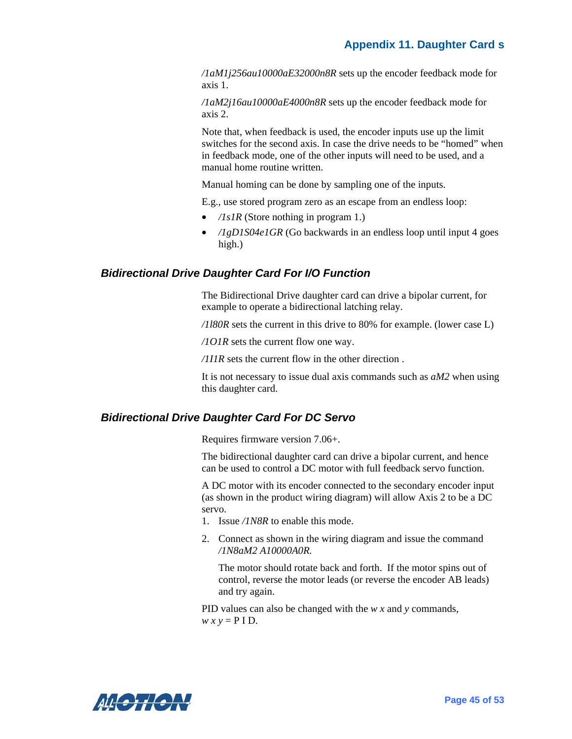*/1aM1j256au10000aE32000n8R* sets up the encoder feedback mode for axis 1.

*/1aM2j16au10000aE4000n8R* sets up the encoder feedback mode for axis 2.

Note that, when feedback is used, the encoder inputs use up the limit switches for the second axis. In case the drive needs to be "homed" when in feedback mode, one of the other inputs will need to be used, and a manual home routine written.

Manual homing can be done by sampling one of the inputs.

E.g., use stored program zero as an escape from an endless loop:

- */1s1R* (Store nothing in program 1.)
- */1gD1S04e1GR* (Go backwards in an endless loop until input 4 goes high.)

### *Bidirectional Drive Daughter Card For I/O Function*

The Bidirectional Drive daughter card can drive a bipolar current, for example to operate a bidirectional latching relay.

*/1l80R* sets the current in this drive to 80% for example. (lower case L)

*/1O1R* sets the current flow one way.

*/1I1R* sets the current flow in the other direction .

It is not necessary to issue dual axis commands such as *aM2* when using this daughter card.

### *Bidirectional Drive Daughter Card For DC Servo*

Requires firmware version 7.06+.

The bidirectional daughter card can drive a bipolar current, and hence can be used to control a DC motor with full feedback servo function.

A DC motor with its encoder connected to the secondary encoder input (as shown in the product wiring diagram) will allow Axis 2 to be a DC servo.

1. Issue */1N8R* to enable this mode.
2. Connect as shown in the wiring diagram and issue the command */1N8aM2 A10000A0R.*

   The motor should rotate back and forth. If the motor spins out of control, reverse the motor leads (or reverse the encoder AB leads) and try again.

PID values can also be changed with the *w x* and *y* commands, *w x y* = P I D.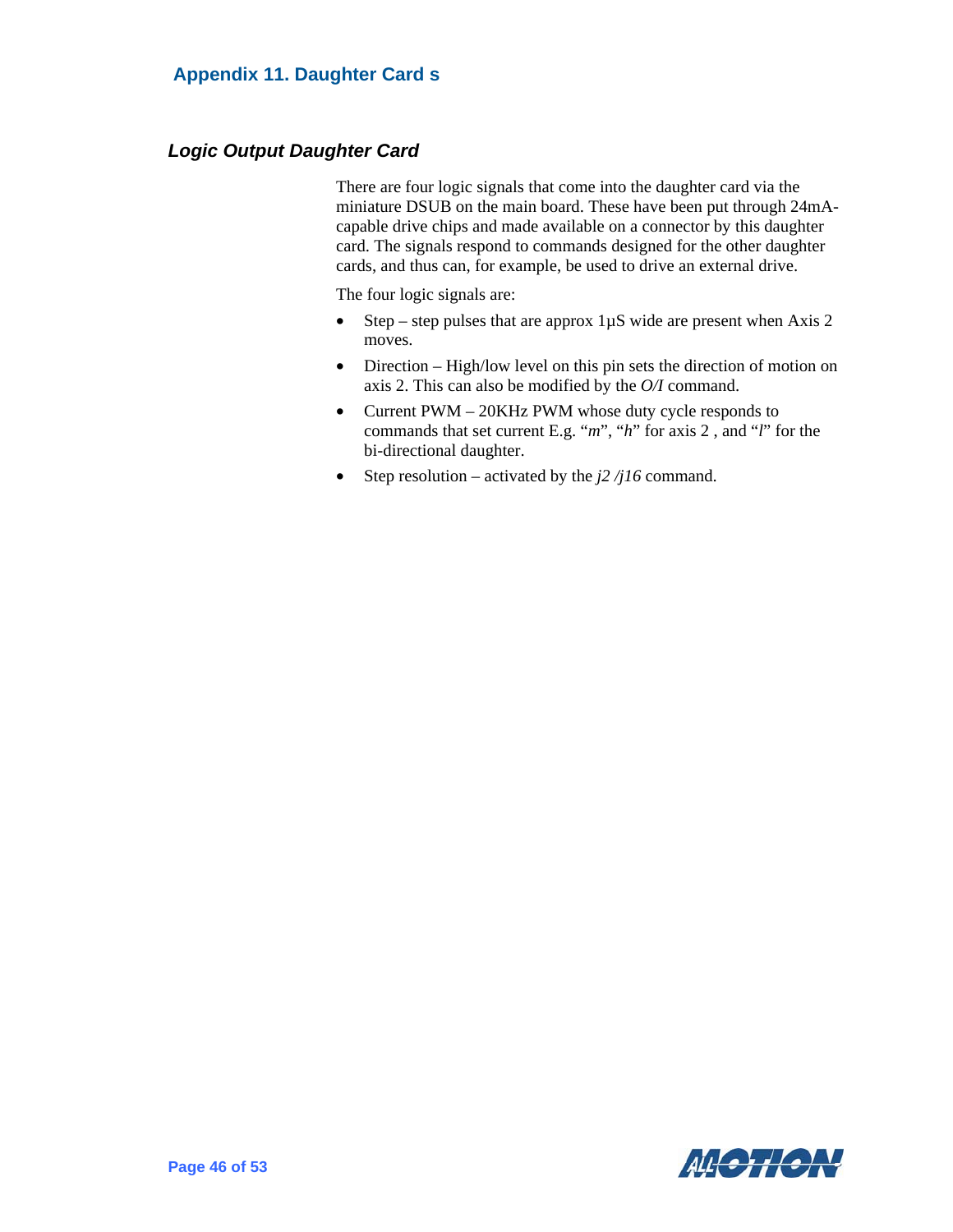## Appendix 11. Daughter Card s

### *Logic Output Daughter Card*

There are four logic signals that come into the daughter card via the miniature DSUB on the main board. These have been put through 24mA-capable drive chips and made available on a connector by this daughter card. The signals respond to commands designed for the other daughter cards, and thus can, for example, be used to drive an external drive.

The four logic signals are:

- Step – step pulses that are approx 1µS wide are present when Axis 2 moves.
- Direction – High/low level on this pin sets the direction of motion on axis 2. This can also be modified by the *O/I* command.
- Current PWM – 20KHz PWM whose duty cycle responds to commands that set current E.g. "*m*", "*h*" for axis 2 , and "*l*" for the bi-directional daughter.
- Step resolution – activated by the *j2 /j16* command.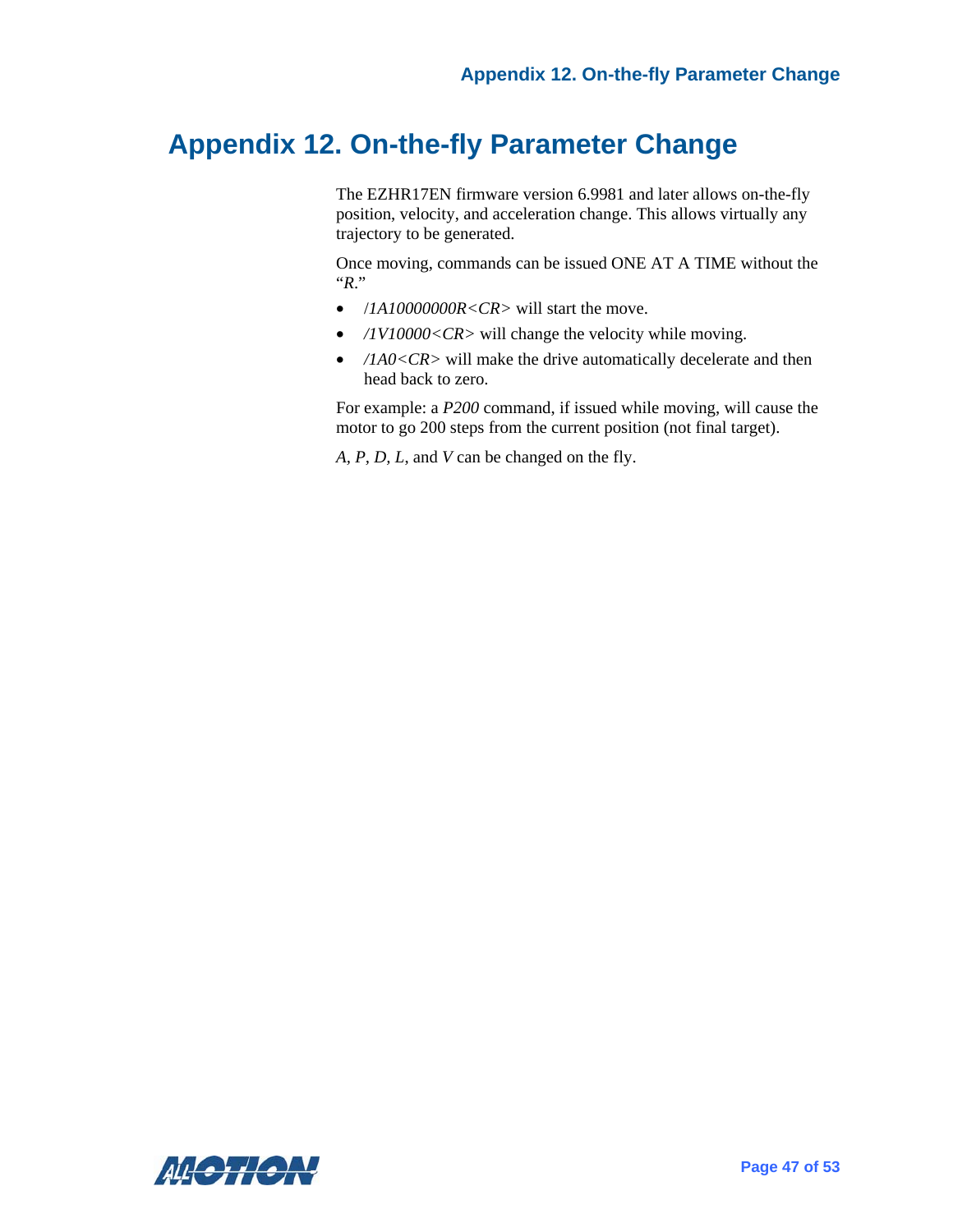# Appendix 12. On-the-fly Parameter Change

The EZHR17EN firmware version 6.9981 and later allows on-the-fly position, velocity, and acceleration change. This allows virtually any trajectory to be generated.

Once moving, commands can be issued ONE AT A TIME without the "*R*."

- /*1A10000000R<CR>* will start the move.
- */1V10000<CR>* will change the velocity while moving.
- */1A0<CR>* will make the drive automatically decelerate and then head back to zero.

For example: a *P200* command, if issued while moving, will cause the motor to go 200 steps from the current position (not final target).

*A*, *P*, *D*, *L*, and *V* can be changed on the fly.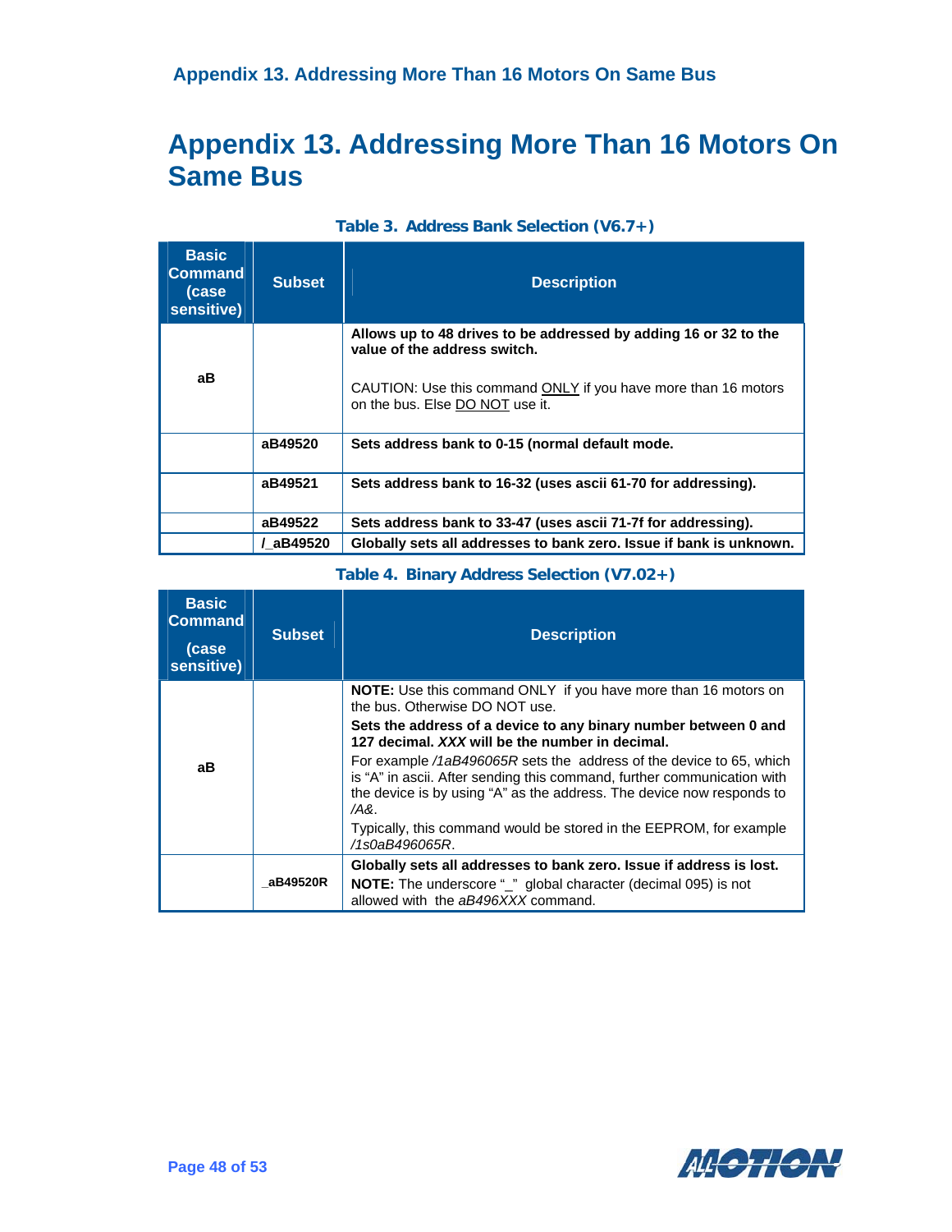# Appendix 13. Addressing More Than 16 Motors On Same Bus

**Table 3. Address Bank Selection (V6.7+)**

| Basic Command (case sensitive) | Subset | Description |
|---|---|---|
| **aB** | | **Allows up to 48 drives to be addressed by adding 16 or 32 to the value of the address switch.**<br><br>CAUTION: Use this command ONLY if you have more than 16 motors on the bus. Else DO NOT use it. |
| | **aB49520** | **Sets address bank to 0-15 (normal default mode.** |
| | **aB49521** | **Sets address bank to 16-32 (uses ascii 61-70 for addressing).** |
| | **aB49522** | **Sets address bank to 33-47 (uses ascii 71-7f for addressing).** |
| | **/_aB49520** | **Globally sets all addresses to bank zero. Issue if bank is unknown.** |

**Table 4. Binary Address Selection (V7.02+)**

| Basic Command (case sensitive) | Subset | Description |
|---|---|---|
| **aB** | | **NOTE:** Use this command ONLY if you have more than 16 motors on the bus. Otherwise DO NOT use.<br>**Sets the address of a device to any binary number between 0 and 127 decimal. *XXX* will be the number in decimal.**<br>For example */1aB496065R* sets the address of the device to 65, which is "A" in ascii. After sending this command, further communication with the device is by using "A" as the address. The device now responds to */A&*.<br>Typically, this command would be stored in the EEPROM, for example */1s0aB496065R*. |
| | **_aB49520R** | **Globally sets all addresses to bank zero. Issue if address is lost.**<br>**NOTE:** The underscore "_" global character (decimal 095) is not allowed with the *aB496XXX* command. |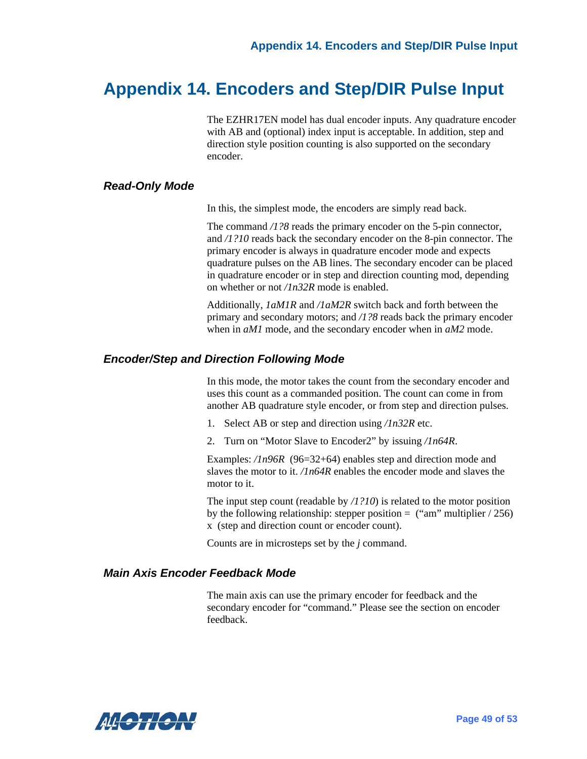# Appendix 14. Encoders and Step/DIR Pulse Input

The EZHR17EN model has dual encoder inputs. Any quadrature encoder with AB and (optional) index input is acceptable. In addition, step and direction style position counting is also supported on the secondary encoder.

### *Read-Only Mode*

In this, the simplest mode, the encoders are simply read back.

The command */1?8* reads the primary encoder on the 5-pin connector, and */1?10* reads back the secondary encoder on the 8-pin connector. The primary encoder is always in quadrature encoder mode and expects quadrature pulses on the AB lines. The secondary encoder can be placed in quadrature encoder or in step and direction counting mod, depending on whether or not */1n32R* mode is enabled.

Additionally, *1aM1R* and */1aM2R* switch back and forth between the primary and secondary motors; and */1?8* reads back the primary encoder when in *aM1* mode, and the secondary encoder when in *aM2* mode.

### *Encoder/Step and Direction Following Mode*

In this mode, the motor takes the count from the secondary encoder and uses this count as a commanded position. The count can come in from another AB quadrature style encoder, or from step and direction pulses.

1. Select AB or step and direction using */1n32R* etc.
2. Turn on "Motor Slave to Encoder2" by issuing */1n64R*.

Examples: */1n96R* (96=32+64) enables step and direction mode and slaves the motor to it. */1n64R* enables the encoder mode and slaves the motor to it.

The input step count (readable by */1?10*) is related to the motor position by the following relationship: stepper position = ("am" multiplier / 256) x (step and direction count or encoder count).

Counts are in microsteps set by the *j* command.

### *Main Axis Encoder Feedback Mode*

The main axis can use the primary encoder for feedback and the secondary encoder for "command." Please see the section on encoder feedback.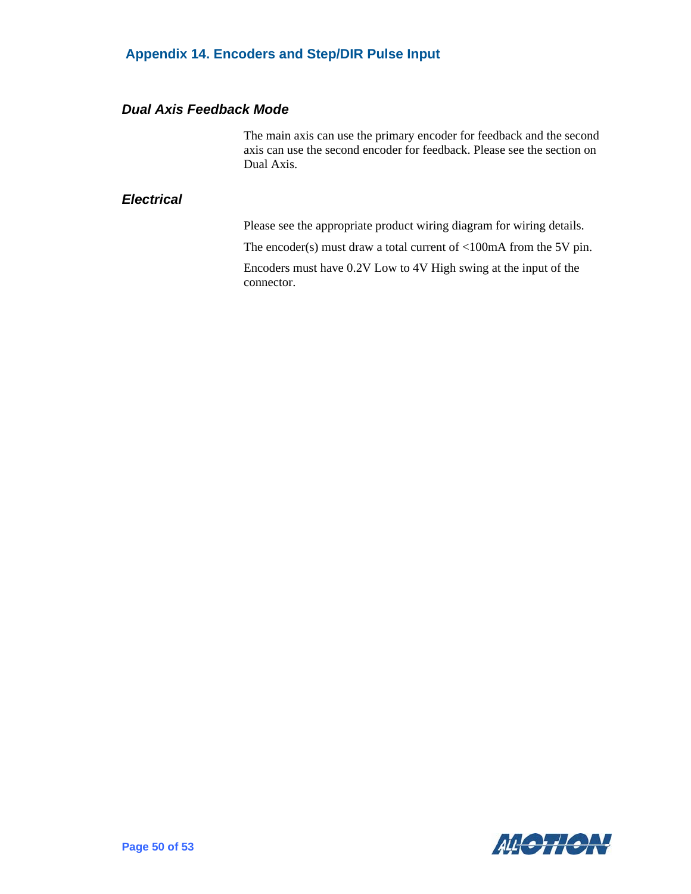## Appendix 14. Encoders and Step/DIR Pulse Input

### *Dual Axis Feedback Mode*

The main axis can use the primary encoder for feedback and the second axis can use the second encoder for feedback. Please see the section on Dual Axis.

### *Electrical*

Please see the appropriate product wiring diagram for wiring details.

The encoder(s) must draw a total current of <100mA from the 5V pin.

Encoders must have 0.2V Low to 4V High swing at the input of the connector.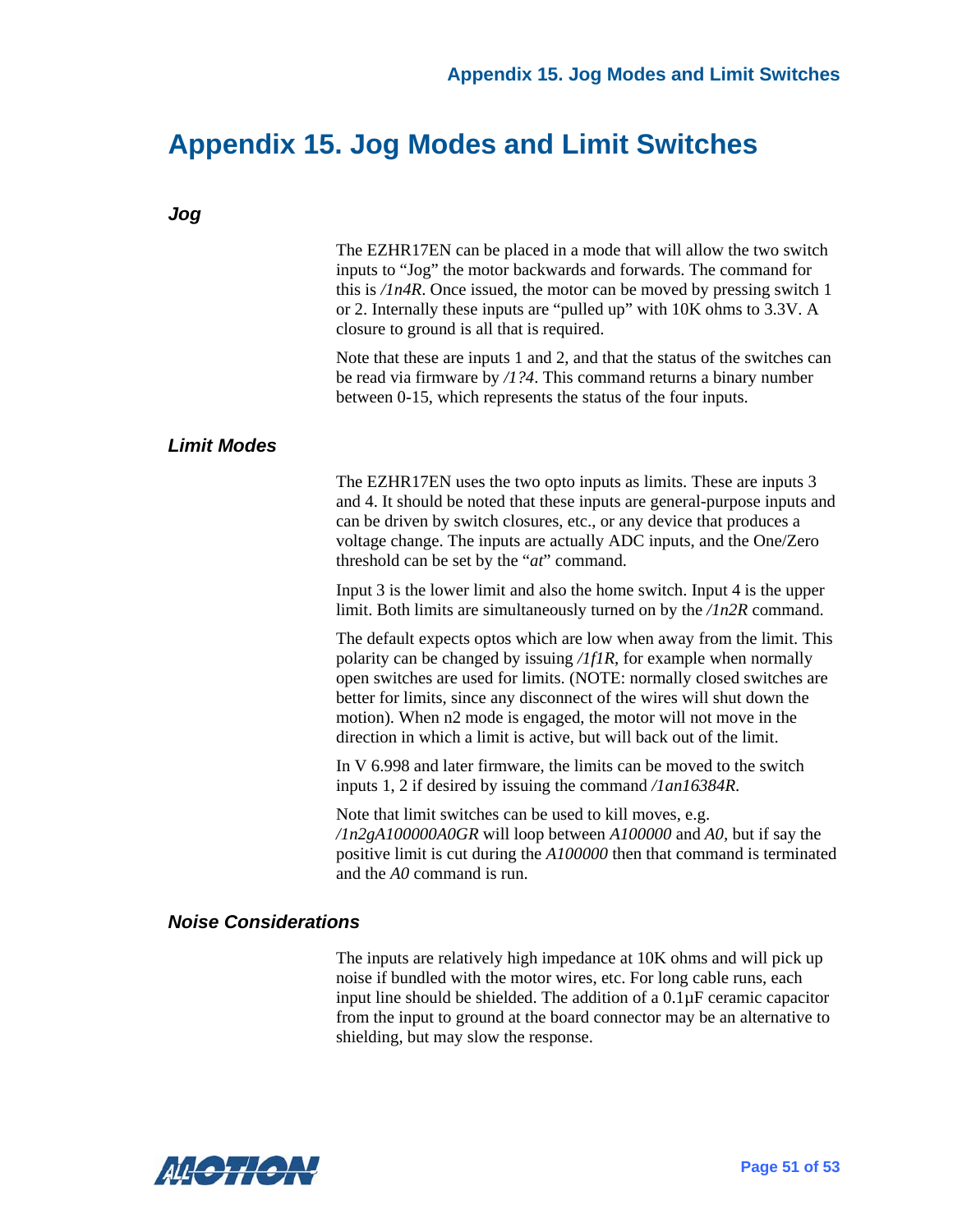# Appendix 15. Jog Modes and Limit Switches

### *Jog*

The EZHR17EN can be placed in a mode that will allow the two switch inputs to “Jog” the motor backwards and forwards. The command for this is */1n4R*. Once issued, the motor can be moved by pressing switch 1 or 2. Internally these inputs are “pulled up” with 10K ohms to 3.3V. A closure to ground is all that is required.

Note that these are inputs 1 and 2, and that the status of the switches can be read via firmware by */1?4*. This command returns a binary number between 0-15, which represents the status of the four inputs.

### *Limit Modes*

The EZHR17EN uses the two opto inputs as limits. These are inputs 3 and 4. It should be noted that these inputs are general-purpose inputs and can be driven by switch closures, etc., or any device that produces a voltage change. The inputs are actually ADC inputs, and the One/Zero threshold can be set by the “*at*” command.

Input 3 is the lower limit and also the home switch. Input 4 is the upper limit. Both limits are simultaneously turned on by the */1n2R* command.

The default expects optos which are low when away from the limit. This polarity can be changed by issuing */1f1R*, for example when normally open switches are used for limits. (NOTE: normally closed switches are better for limits, since any disconnect of the wires will shut down the motion). When n2 mode is engaged, the motor will not move in the direction in which a limit is active, but will back out of the limit.

In V 6.998 and later firmware, the limits can be moved to the switch inputs 1, 2 if desired by issuing the command */1an16384R*.

Note that limit switches can be used to kill moves, e.g. */1n2gA100000A0GR* will loop between *A100000* and *A0*, but if say the positive limit is cut during the *A100000* then that command is terminated and the *A0* command is run.

### *Noise Considerations*

The inputs are relatively high impedance at 10K ohms and will pick up noise if bundled with the motor wires, etc. For long cable runs, each input line should be shielded. The addition of a 0.1µF ceramic capacitor from the input to ground at the board connector may be an alternative to shielding, but may slow the response.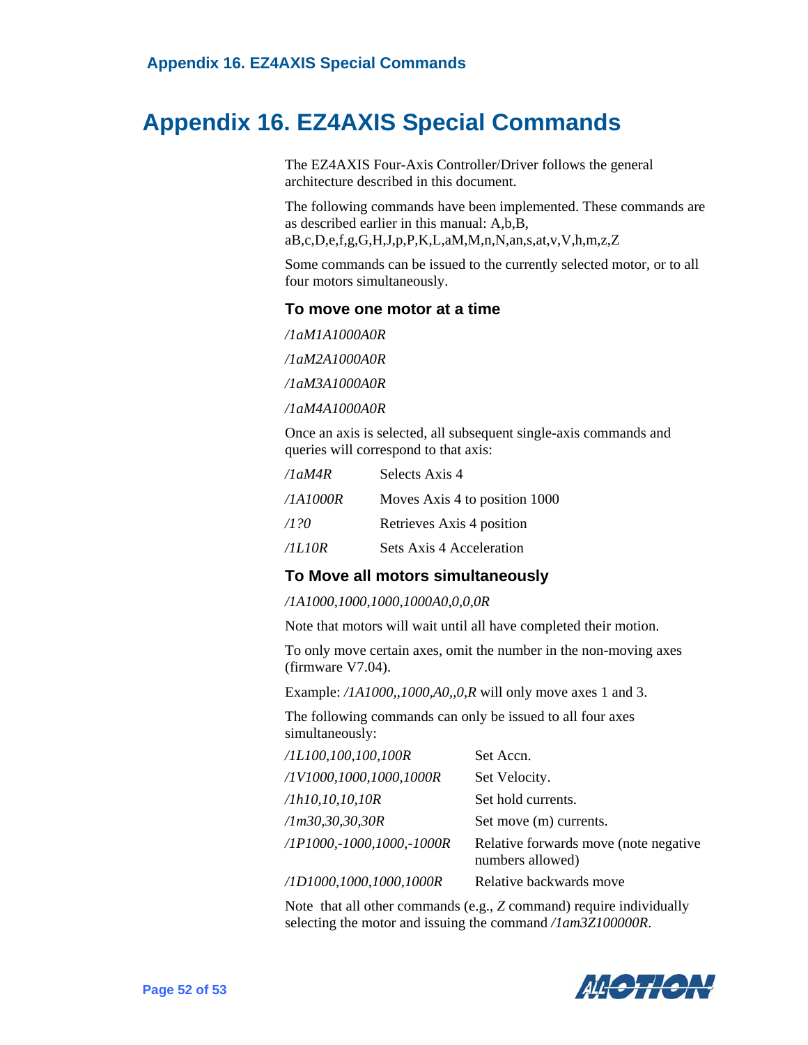# Appendix 16. EZ4AXIS Special Commands

The EZ4AXIS Four-Axis Controller/Driver follows the general architecture described in this document.

The following commands have been implemented. These commands are as described earlier in this manual: A,b,B, aB,c,D,e,f,g,G,H,J,p,P,K,L,aM,M,n,N,an,s,at,v,V,h,m,z,Z

Some commands can be issued to the currently selected motor, or to all four motors simultaneously.

### To move one motor at a time

*/1aM1A1000A0R*

*/1aM2A1000A0R*

*/1aM3A1000A0R*

*/1aM4A1000A0R*

Once an axis is selected, all subsequent single-axis commands and queries will correspond to that axis:

| | |
|---|---|
| */1aM4R* | Selects Axis 4 |
| */1A1000R* | Moves Axis 4 to position 1000 |
| */1?0* | Retrieves Axis 4 position |
| */1L10R* | Sets Axis 4 Acceleration |

### To Move all motors simultaneously

*/1A1000,1000,1000,1000A0,0,0,0R*

Note that motors will wait until all have completed their motion.

To only move certain axes, omit the number in the non-moving axes (firmware V7.04).

Example: */1A1000,,1000,A0,,0,R* will only move axes 1 and 3.

The following commands can only be issued to all four axes simultaneously:

| | |
|---|---|
| */1L100,100,100,100R* | Set Accn. |
| */1V1000,1000,1000,1000R* | Set Velocity. |
| */1h10,10,10,10R* | Set hold currents. |
| */1m30,30,30,30R* | Set move (m) currents. |
| */1P1000,-1000,1000,-1000R* | Relative forwards move (note negative numbers allowed) |
| */1D1000,1000,1000,1000R* | Relative backwards move |

Note that all other commands (e.g., *Z* command) require individually selecting the motor and issuing the command */1am3Z100000R*.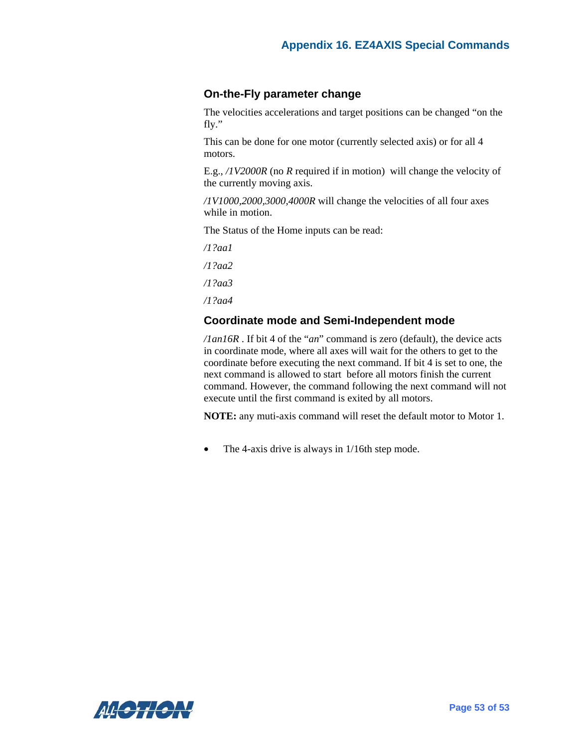## On-the-Fly parameter change

The velocities accelerations and target positions can be changed "on the fly."

This can be done for one motor (currently selected axis) or for all 4 motors.

E.g., */1V2000R* (no *R* required if in motion) will change the velocity of the currently moving axis.

*/1V1000,2000,3000,4000R* will change the velocities of all four axes while in motion.

The Status of the Home inputs can be read:

*/1?aa1*

*/1?aa2*

*/1?aa3*

*/1?aa4*

## Coordinate mode and Semi-Independent mode

*/1an16R* . If bit 4 of the "*an*" command is zero (default), the device acts in coordinate mode, where all axes will wait for the others to get to the coordinate before executing the next command. If bit 4 is set to one, the next command is allowed to start before all motors finish the current command. However, the command following the next command will not execute until the first command is exited by all motors.

**NOTE:** any muti-axis command will reset the default motor to Motor 1.

- The 4-axis drive is always in 1/16th step mode.